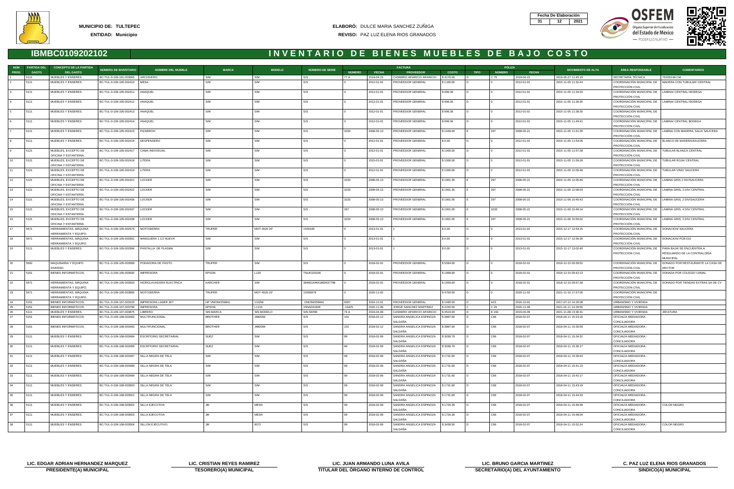MUNICIPIO DE: TULTEPEC

ENTIDAD: Municipio

ELABORÓ: DULCE MARIA SANCHEZ ZUÑIGA

REVISO: PAZ LUZ ELENA RIOS GRANADOS

| Fecha De Elaboración | | |
|---|---|---|
| 31 | 12 | 2021 |

# IBMBC0109202102

# INVENTARIO DE BIENES MUEBLES DE BAJO COSTO

| NÚM PROG | PARTIDA DEL GASTO | CONCEPTO DE LA PARTIDA DEL GASTO | NÚMERO DE INVENTARIO | NOMBRE DEL MUEBLE | MARCA | MODELO | NÚMERO DE SERIE | FACTURA NÚMERO | FACTURA FECHA | FACTURA PROVEEDOR | FACTURA COSTO | PÓLIZA TIPO | PÓLIZA NÚMERO | PÓLIZA FECHA | MOVIMIENTO DE ALTA | ÁREA RESPONSABLE | COMENTARIOS |
|---|---|---|---|---|---|---|---|---|---|---|---|---|---|---|---|---|---|
| 1 | 5111 | MUEBLES Y ENSERES. | BC-TUL-0-109-101-003665 | ARCHIVERO | S/M | S/M | S/S | 77 A | 2019-04-15 | CASIMIRO APARICIO APARICIO | $ 4176.00 | D | C 75 | 2019-04-15 | 2019-05-27 11:45:19 | SECRETARÍA TÉCNICA | 75X55X48 CM |
| 2 | 5111 | MUEBLES Y ENSERES. | BC-TUL-0-109-105-002410 | MESA | S/M | S/M | S/S | 0 | 2012-01-01 | PROVEEDOR GENERAL | $ 1100.00 | D | 0 | 2012-01-01 | 2015-11-05 11:32:44 | COORDINACIÓN MUNICIPAL DE PROTECCIÓN CIVIL | MADERA CON TUBULAR/ CENTRAL |
| 3 | 5111 | MUEBLES Y ENSERES. | BC-TUL-0-109-105-002411 | ANAQUEL | S/M | S/M | S/S | 0 | 2012-01-01 | PROVEEDOR GENERAL | $ 996.36 | D | 0 | 2012-01-01 | 2015-11-05 11:34:33 | COORDINACIÓN MUNICIPAL DE PROTECCIÓN CIVIL | LAMINA/ CENTRAL/ BODEGA |
| 4 | 5111 | MUEBLES Y ENSERES. | BC-TUL-0-109-105-002412 | ANAQUEL | S/M | S/M | S/S | 0 | 2012-01-01 | PROVEEDOR GENERAL | $ 996.36 | D | 0 | 2012-01-01 | 2015-11-05 11:36:35 | COORDINACIÓN MUNICIPAL DE PROTECCIÓN CIVIL | LAMINA/ CENTRAL/ BODEGA |
| 5 | 5111 | MUEBLES Y ENSERES. | BC-TUL-0-109-105-002413 | ANAQUEL | S/M | S/M | S/S | 0 | 2012-01-01 | PROVEEDOR GENERAL | $ 996.36 | D | 0 | 2012-01-01 | 2015-11-05 11:38:30 | COORDINACIÓN MUNICIPAL DE PROTECCIÓN CIVIL | |
| 6 | 5111 | MUEBLES Y ENSERES. | BC-TUL-0-109-105-002414 | ANAQUEL | S/M | S/M | S/S | 0 | 2012-01-01 | PROVEEDOR GENERAL | $ 996.36 | D | 0 | 2012-01-01 | 2015-11-05 11:49:41 | COORDINACIÓN MUNICIPAL DE PROTECCIÓN CIVIL | LAMINA/ CENTRAL BODEGA |
| 7 | 5111 | MUEBLES Y ENSERES. | BC-TUL-0-109-105-002415 | PIZARRON | S/M | S/M | S/S | 3233 | 2008-05-13 | PROVEEDOR GENERAL | $ 1449.00 | E | 297 | 2008-05-21 | 2015-11-05 11:51:35 | COORDINACIÓN MUNICIPAL DE PROTECCIÓN CIVIL | LAMINA CON MADERA, SALA/ SAUCERA |
| 8 | 5111 | MUEBLES Y ENSERES. | BC-TUL-0-109-105-002416 | DESPENSERO | S/M | S/M | S/S | 0 | 2012-01-01 | PROVEEDOR GENERAL | $ 0.00 | D | 0 | 2012-01-01 | 2015-11-05 11:53:05 | COORDINACIÓN MUNICIPAL DE PROTECCIÓN CIVIL | BLANCO DE MADERA/SAUCERA |
| 9 | 5121 | MUEBLES, EXCEPTO DE OFICINA Y ESTANTERÍA. | BC-TUL-0-109-105-002417 | CAMA INDIVIDUAL | S/M | S/M | S/S | 0 | 2012-01-01 | PROVEEDOR GENERAL | $ 1000.00 | D | 0 | 2012-01-01 | 2015-11-05 11:57:28 | COORDINACIÓN MUNICIPAL DE PROTECCIÓN CIVIL | TUBULAR BLANCA CENTRAL |
| 10 | 5121 | MUEBLES, EXCEPTO DE OFICINA Y ESTANTERÍA. | BC-TUL-0-109-105-002418 | LITERA | S/M | S/M | S/S | 0 | 2015-01-01 | PROVEEDOR GENERAL | $ 1000.00 | D | 0 | 2012-01-01 | 2015-11-05 11:59:26 | COORDINACIÓN MUNICIPAL DE PROTECCIÓN CIVIL | TUBULAR ROJA/ CENTRAL |
| 11 | 5121 | MUEBLES, EXCEPTO DE OFICINA Y ESTANTERÍA. | BC-TUL-0-109-105-002419 | LITERA | S/M | S/M | S/S | 0 | 2012-01-01 | PROVEEDOR GENERAL | $ 1000.00 | D | 0 | 2012-01-01 | 2015-11-05 12:00:48 | COORDINACIÓN MUNICIPAL DE PROTECCIÓN CIVIL | TUBULAR VINO/ SAUCERA |
| 12 | 5121 | MUEBLES, EXCEPTO DE OFICINA Y ESTANTERÍA. | BC-TUL-0-109-105-002421 | LOCKER | S/M | S/M | S/S | 3233 | 2008-05-13 | PROVEEDOR GENERAL | $ 1901.35 | E | 297 | 2008-05-21 | 2015-11-05 12:05:46 | COORDINACIÓN MUNICIPAL DE PROTECCIÓN CIVIL | LAMINA GRIS 2 DIV/SAUCERA |
| 13 | 5121 | MUEBLES, EXCEPTO DE OFICINA Y ESTANTERÍA. | BC-TUL-0-109-105-002422 | LOCKER | S/M | S/M | S/S | 3233 | 2008-05-13 | PROVEEDOR GENERAL | $ 1901.35 | E | 297 | 2008-05-21 | 2015-11-05 12:08:03 | COORDINACIÓN MUNICIPAL DE PROTECCIÓN CIVIL | LAMINA GRIS, 2 DIV/ CENTRAL |
| 14 | 5121 | MUEBLES, EXCEPTO DE OFICINA Y ESTANTERÍA. | BC-TUL-0-109-105-002436 | LOCKER | S/M | S/M | S/S | 3233 | 2008-05-13 | PROVEEDOR GENERAL | $ 1901.05 | E | 297 | 2008-05-21 | 2015-11-06 10:45:43 | COORDINACIÓN MUNICIPAL DE PROTECCIÓN CIVIL | LAMINA GRIS, 2 DIV/SAUCERA |
| 15 | 5121 | MUEBLES, EXCEPTO DE OFICINA Y ESTANTERÍA. | BC-TUL-0-109-105-002437 | LOCKER | S/M | S/M | S/S | 297 | 2008-05-13 | PROVEEDOR GENERAL | $ 1901.05 | E | 3233 | 2008-05-21 | 2015-11-06 10:48:14 | COORDINACIÓN MUNICIPAL DE PROTECCIÓN CIVIL | LAMINA GRIS, 4 DIV/ CENTRAL |
| 16 | 5121 | MUEBLES, EXCEPTO DE OFICINA Y ESTANTERÍA. | BC-TUL-0-109-105-002438 | LOCKER | S/M | S/M | S/S | 3233 | 2008-05-13 | PROVEEDOR GENERAL | $ 1901.05 | E | 297 | 2008-05-21 | 2015-11-06 10:50:02 | COORDINACIÓN MUNICIPAL DE PROTECCIÓN CIVIL | LAMINA GRIS, 2 DIV/ CENTRAL |
| 17 | 5671 | HERRAMIENTAS, MÁQUINA HERRAMIENTA Y EQUIPO. | BC-TUL-0-109-105-002579 | MOTOSIERRA | TRUPER | MOT-4520 20" | 1500185 | 0 | 2013-01-01 | 1 | $ 0.00 | D | 0 | 2013-01-01 | 2015-12-17 12:53:15 | COORDINACIÓN MUNICIPAL DE PROTECCIÓN CIVIL | DONACION/ SAUCERA |
| 18 | 5671 | HERRAMIENTAS, MÁQUINA HERRAMIENTA Y EQUIPO. | BC-TUL-0-109-105-002581 | MANGUERA 1 1/2 NUEVA | S/M | S/M | S/S | 0 | 2013-01-01 | 1 | $ 0.00 | D | 0 | 2013-01-01 | 2015-12-17 12:56:30 | COORDINACIÓN MUNICIPAL DE PROTECCIÓN CIVIL | DONACION/ PCB-010 |
| 19 | 5111 | MUEBLES Y ENSERES. | BC-TUL-0-109-105-002584 | PANTALLA DE PLASMA | S/M | S/M | S/S | 0 | 2013-01-01 | 1 | $ 0.00 | D | 0 | 2013-01-01 | 2015-12-17 13:02:40 | COORDINACIÓN MUNICIPAL DE PROTECCIÓN CIVIL | PARA BAJA/ SE ENCUENTRA A RESGUARDO DE LA CONTRALORIA MUNICIPAL |
| 20 | 5692 | MAQUINARIA Y EQUIPO DIVERSO. | BC-TUL-0-109-105-003589 | PODADORA DE PASTO | TRUPER | S/M | S/S | 0 | 2018-02-01 | PROVEEDOR GENERAL | $ 5094.00 | D | 0 | 2018-02-01 | 2018-12-15 09:39:52 | COORDINACIÓN MUNICIPAL DE PROTECCIÓN CIVIL | DONADO POR RESTAURANTE LA CASA DE HECTOR |
| 21 | 5151 | BIENES INFORMÁTICOS. | BC-TUL-0-109-105-003590 | IMPRESORA | EPSON | L120 | TNUK320106 | 0 | 2018-02-01 | PROVEEDOR GENERAL | $ 1999.00 | D | 0 | 2018-02-01 | 2018-12-15 09:42:13 | COORDINACIÓN MUNICIPAL DE PROTECCIÓN CIVIL | DONADA POR COLEGIO UXMAL |
| 22 | 5671 | HERRAMIENTAS, MÁQUINA HERRAMIENTA Y EQUIPO. | BC-TUL-0-109-105-003593 | HIDROLAVADORA ELECTRICA | KARCHER | S/M | 384601446418096377 96 | 0 | 2018-02-01 | PROVEEDOR GENERAL | $ 1559.00 | D | 0 | 2018-02-01 | 2018-12-15 09:57:28 | COORDINACIÓN MUNICIPAL DE PROTECCIÓN CIVIL | DONADO POR TIENDAS EXTRAS SA DE CV |
| 23 | 5671 | HERRAMIENTAS, MÁQUINA HERRAMIENTA Y EQUIPO. | BC-TUL-0-109-105-003885 | MOTOSIERRA | TRUPER | MOT-4520 20" | 15005878 | 0 | 2020-11-02 | - | $ 4750.00 | D | 0 | 2020-11-02 | 2021-11-10 17:57:05 | COORDINACIÓN MUNICIPAL DE PROTECCIÓN CIVIL | |
| 24 | 5151 | BIENES INFORMÁTICOS. | BC-TUL-0-109-107-003225 | IMPRESORA LASER JET | HP VND3W259841 | 1102W | VND3W259841 | 8307 | 2016-12-01 | PROVEEDOR GENERAL | $ 1490.00 | D | A23 | 2016-12-01 | 2017-07-12 14:26:08 | URBANISMO Y VIVIENDA | |
| 25 | 5151 | BIENES INFORMÁTICOS. | BC-TUL-0-109-107-003798 | IMPRESORA | EPSON | L1110 | X5NA041828 | -19425 | 2020-11-09 | JORGE SANCHEZ MARTINEZ | $ 4150.00 | C | C 29 | 2020-11-09 | 2021-01-11 14:28:55 | URBANISMO Y VIVIENDA | |
| 26 | 5111 | MUEBLES Y ENSERES. | BC-TUL-0-109-107-003875 | LIBRERO | SIN MARCA | SIN MODELO | SIN SERIE | 74 A | 2019-04-09 | CASIMIRO APARICIO APARICIO | $ 4524.00 | D | E 242 | 2019-04-09 | 2021-11-08 13:36:31 | URBANISMO Y VIVIENDA | JEFATURA |
| 27 | 5151 | BIENES INFORMÁTICOS. | BC-TUL-0-109-108-003492 | MULTIFUNCIONAL | BROTHER | J480DW | S/S | 101 | 2018-02-12 | SANDRA ANGELICA ESPINOZA SALDAÑA | $ 3887.00 | D | C66 | 2018-02-07 | 2018-04-11 15:23:16 | OFICIALÍA MEDIADORA - CONCILIADORA | |
| 28 | 5151 | BIENES INFORMÁTICOS. | BC-TUL-0-109-108-003493 | MULTIFUNCIONAL | BROTHER | J480DW | S/S | 101 | 2018-02-12 | SANDRA ANGELICA ESPINOZA SALDAÑA | $ 3887.00 | D | C66 | 2018-02-07 | 2018-04-11 15:30:59 | OFICIALÍA MEDIADORA - CONCILIADORA | |
| 29 | 5111 | MUEBLES Y ENSERES. | BC-TUL-0-109-108-003494 | ESCRITORIO SECRETARIAL | SUEZ | S/M | S/S | 99 | 2018-02-09 | SANDRA ANGELICA ESPINOZA SALDAÑA | $ 3036.79 | D | C66 | 2018-02-07 | 2018-04-11 15:34:31 | OFICIALÍA MEDIADORA - CONCILIADORA | |
| 30 | 5111 | MUEBLES Y ENSERES. | BC-TUL-0-109-108-003495 | ESCRITORIO SECRETARIAL | SUEZ | S/M | S/S | 99 | 2018-02-09 | SANDRA ANGELICA ESPINOZA SALDAÑA | $ 3036.79 | D | C66 | 2018-02-07 | 2018-04-11 15:36:17 | OFICIALÍA MEDIADORA - CONCILIADORA | |
| 31 | 5111 | MUEBLES Y ENSERES. | BC-TUL-0-109-108-003497 | SILLA NEGRA DE TELA | S/M | S/M | S/S | 99 | 2018-02-09 | SANDRA ANGELICA ESPINOZA SALDAÑA | $ 1731.60 | D | C66 | 2018-02-07 | 2018-04-11 15:39:44 | OFICIALÍA MEDIADORA - CONCILIADORA | |
| 32 | 5111 | MUEBLES Y ENSERES. | BC-TUL-0-109-108-003498 | SILLA NEGRA DE TELA | S/M | S/M | S/S | 99 | 2018-02-09 | SANDRA ANGELICA ESPINOZA SALDAÑA | $ 1731.60 | D | C66 | 2018-02-07 | 2018-04-11 15:41:13 | OFICIALÍA MEDIADORA - CONCILIADORA | |
| 33 | 5111 | MUEBLES Y ENSERES. | BC-TUL-0-109-108-003499 | SILLA NEGRA DE TELA | S/M | S/M | S/S | 99 | 2018-02-09 | SANDRA ANGELICA ESPINOZA SALDAÑA | $ 1731.60 | D | C66 | 2018-02-07 | 2018-04-11 15:42:17 | OFICIALÍA MEDIADORA - CONCILIADORA | |
| 34 | 5111 | MUEBLES Y ENSERES. | BC-TUL-0-109-108-003500 | SILLA NEGRA DE TELA | S/M | S/M | S/S | 99 | 2018-02-09 | SANDRA ANGELICA ESPINOZA SALDAÑA | $ 1731.60 | D | C66 | 2018-02-07 | 2018-04-11 15:43:19 | OFICIALÍA MEDIADORA - CONCILIADORA | |
| 35 | 5111 | MUEBLES Y ENSERES. | BC-TUL-0-109-108-003501 | SILLA NEGRA DE TELA | S/M | S/M | S/S | 99 | 2018-02-09 | SANDRA ANGELICA ESPINOZA SALDAÑA | $ 1731.60 | D | C66 | 2018-02-07 | 2018-04-11 15:44:33 | OFICIALÍA MEDIADORA - CONCILIADORA | |
| 36 | 5111 | MUEBLES Y ENSERES. | BC-TUL-0-109-108-003502 | SILLA EJECUTIVA | JM | MESH | S/S | 99 | 2018-02-09 | SANDRA ANGELICA ESPINOZA SALDAÑA | $ 1726.39 | D | C66 | 2018-02-07 | 2018-04-11 15:46:48 | OFICIALÍA MEDIADORA - CONCILIADORA | COLOR NEGRO |
| 37 | 5111 | MUEBLES Y ENSERES. | BC-TUL-0-109-108-003503 | SILLA EJECUTIVA | JM | MESH | S/S | 99 | 2018-02-09 | SANDRA ANGELICA ESPINOZA SALDAÑA | $ 1726.39 | D | C66 | 2018-02-07 | 2018-04-11 15:48:04 | OFICIALÍA MEDIADORA - CONCILIADORA | |
| 38 | 5111 | MUEBLES Y ENSERES. | BC-TUL-0-109-108-003504 | SILLON EJECUTIVO | JM | 6072 | S/S | 99 | 2018-02-09 | SANDRA ANGELICA ESPINOZA SALDAÑA | $ 3438.50 | D | C66 | 2018-02-07 | 2018-04-11 15:52:24 | OFICIALÍA MEDIADORA - CONCILIADORA | COLOR NEGRO |

| LIC. EDGAR ADRIAN HERNANDEZ MARQUEZ | LIC. CRISTIAN REYES RAMIREZ | LIC. JUAN ARMANDO LUNA AVILA | LIC. BRUNO GARCIA MARTINEZ | C. PAZ LUZ ELENA RIOS GRANADOS |
|---|---|---|---|---|
| PRESIDENTE(A) MUNICIPAL | TESORERO(A) MUNICIPAL | TITULAR DEL ÓRGANO INTERNO DE CONTROL | SECRETARIO(A) DEL AYUNTAMIENTO | SINDICO(A) MUNICIPAL |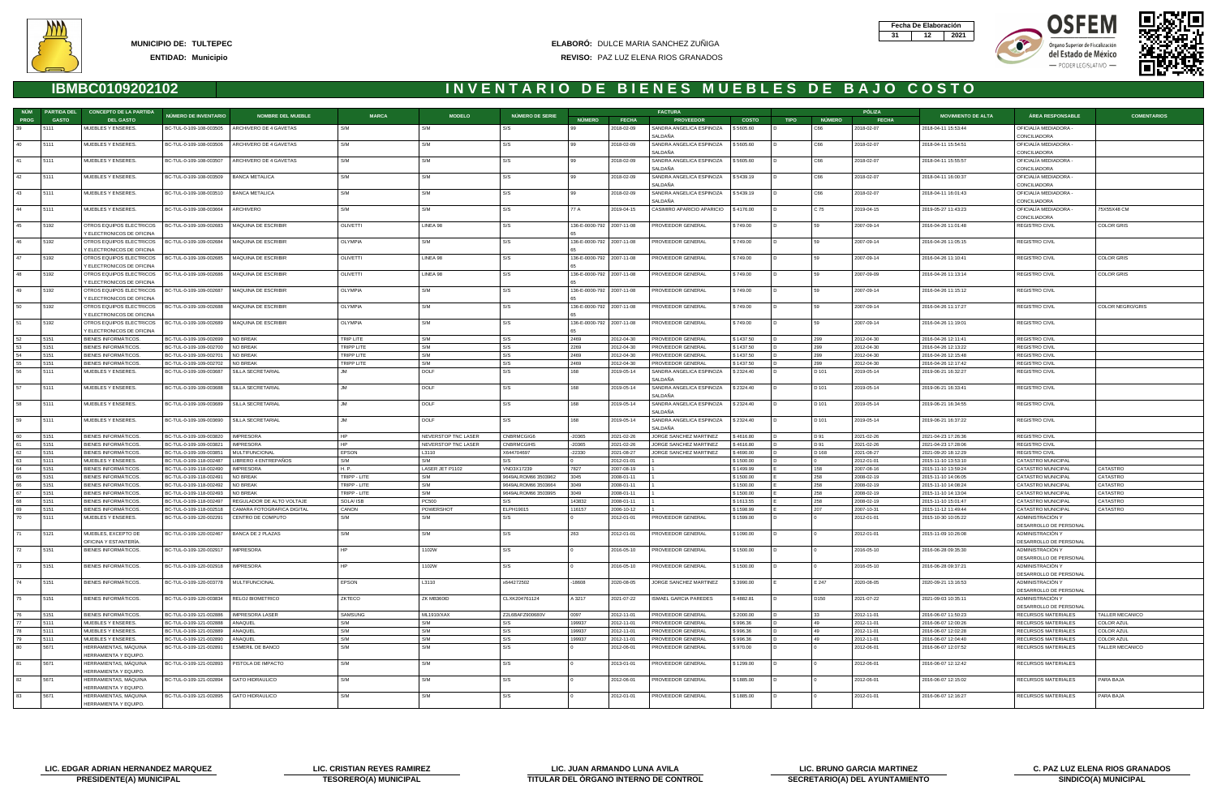**MUNICIPIO DE:** TULTEPEC
**ENTIDAD:** Municipio

**ELABORÓ:** DULCE MARIA SANCHEZ ZUÑIGA
**REVISO:** PAZ LUZ ELENA RIOS GRANADOS

| Fecha De Elaboración | | |
|---|---|---|
| 31 | 12 | 2021 |

# IBMBC0109202102

# INVENTARIO DE BIENES MUEBLES DE BAJO COSTO

| NÚM PROG | PARTIDA DEL GASTO | CONCEPTO DE LA PARTIDA DEL GASTO | NÚMERO DE INVENTARIO | NOMBRE DEL MUEBLE | MARCA | MODELO | NÚMERO DE SERIE | FACTURA | | | | PÓLIZA | | | MOVIMIENTO DE ALTA | ÁREA RESPONSABLE | COMENTARIOS |
|---|---|---|---|---|---|---|---|---|---|---|---|---|---|---|---|---|---|
| | | | | | | | | NÚMERO | FECHA | PROVEEDOR | COSTO | TIPO | NÚMERO | FECHA | | | |
| 39 | 5111 | MUEBLES Y ENSERES. | BC-TUL-0-109-108-003505 | ARCHIVERO DE 4 GAVETAS | S/M | S/M | S/S | 99 | 2018-02-09 | SANDRA ANGELICA ESPINOZA SALDAÑA | $ 5605.60 | D | C66 | 2018-02-07 | 2018-04-11 15:53:44 | OFICIALÍA MEDIADORA - CONCILIADORA | |
| 40 | 5111 | MUEBLES Y ENSERES. | BC-TUL-0-109-108-003506 | ARCHIVERO DE 4 GAVETAS | S/M | S/M | | 99 | 2018-02-09 | SANDRA ANGELICA ESPINOZA SALDAÑA | $ 5605.60 | D | C66 | 2018-02-07 | 2018-04-11 15:54:51 | OFICIALÍA MEDIADORA - CONCILIADORA | |
| 41 | 5111 | MUEBLES Y ENSERES. | BC-TUL-0-109-108-003507 | ARCHIVERO DE 4 GAVETAS | S/M | S/M | S/S | 99 | 2018-02-09 | SANDRA ANGELICA ESPINOZA SALDAÑA | $ 5605.60 | D | C66 | 2018-02-07 | 2018-04-11 15:55:57 | OFICIALÍA MEDIADORA - CONCILIADORA | |
| 42 | 5111 | MUEBLES Y ENSERES. | BC-TUL-0-109-108-003509 | BANCA METALICA | S/M | S/M | S/S | 99 | 2018-02-09 | SANDRA ANGELICA ESPINOZA SALDAÑA | $ 5439.19 | D | C66 | 2018-02-07 | 2018-04-11 16:00:37 | OFICIALÍA MEDIADORA - CONCILIADORA | |
| 43 | 5111 | MUEBLES Y ENSERES. | BC-TUL-0-109-108-003510 | BANCA METALICA | S/M | S/M | S/S | 99 | 2018-02-09 | SANDRA ANGELICA ESPINOZA SALDAÑA | $ 5439.19 | D | C66 | 2018-02-07 | 2018-04-11 16:01:43 | OFICIALÍA MEDIADORA - CONCILIADORA | |
| 44 | 5111 | MUEBLES Y ENSERES. | BC-TUL-0-109-108-003664 | ARCHIVERO | S/M | S/M | S/S | 77 A | 2019-04-15 | CASIMIRO APARICIO APARICIO | $ 4176.00 | D | C 75 | 2019-04-15 | 2019-05-27 11:43:23 | OFICIALÍA MEDIADORA - CONCILIADORA | 75X55X48 CM |
| 45 | 5192 | OTROS EQUIPOS ELECTRICOS Y ELECTRONICOS DE OFICINA | BC-TUL-0-109-109-002683 | MAQUINA DE ESCRIBIR | OLIVETTI | LINEA 98 | S/S | 136-E-0000-792 65 | 2007-11-08 | PROVEEDOR GENERAL | $ 749.00 | D | 59 | 2007-09-14 | 2016-04-26 11:01:48 | REGISTRO CIVIL | COLOR GRIS |
| 46 | 5192 | OTROS EQUIPOS ELECTRICOS Y ELECTRONICOS DE OFICINA | BC-TUL-0-109-109-002684 | MAQUINA DE ESCRIBIR | OLYMPIA | S/M | S/S | 136-E-0000-792 65 | 2007-11-08 | PROVEEDOR GENERAL | $ 749.00 | D | 59 | 2007-09-14 | 2016-04-26 11:05:15 | REGISTRO CIVIL | |
| 47 | 5192 | OTROS EQUIPOS ELECTRICOS Y ELECTRONICOS DE OFICINA | BC-TUL-0-109-109-002685 | MAQUINA DE ESCRIBIR | OLIVETTI | LINEA 98 | S/S | 136-E-0000-792 65 | 2007-11-08 | PROVEEDOR GENERAL | $ 749.00 | D | 59 | 2007-09-14 | 2016-04-26 11:10:41 | REGISTRO CIVIL | COLOR GRIS |
| 48 | 5192 | OTROS EQUIPOS ELECTRICOS Y ELECTRONICOS DE OFICINA | BC-TUL-0-109-109-002686 | MAQUINA DE ESCRIBIR | OLIVETTI | LINEA 98 | S/S | 136-E-0000-792 65 | 2007-11-08 | PROVEEDOR GENERAL | $ 749.00 | D | 59 | 2007-09-09 | 2016-04-26 11:13:14 | REGISTRO CIVIL | COLOR GRIS |
| 49 | 5192 | OTROS EQUIPOS ELECTRICOS Y ELECTRONICOS DE OFICINA | BC-TUL-0-109-109-002687 | MAQUINA DE ESCRIBIR | OLYMPIA | S/M | S/S | 136-E-0000-792 65 | 2007-11-08 | PROVEEDOR GENERAL | $ 749.00 | D | 59 | 2007-09-14 | 2016-04-26 11:15:12 | REGISTRO CIVIL | |
| 50 | 5192 | OTROS EQUIPOS ELECTRICOS Y ELECTRONICOS DE OFICINA | BC-TUL-0-109-109-002688 | MAQUINA DE ESCRIBIR | OLYMPIA | S/M | S/S | 136-E-0000-792 65 | 2007-11-08 | PROVEEDOR GENERAL | $ 749.00 | D | 59 | 2007-09-14 | 2016-04-26 11:17:27 | REGISTRO CIVIL | COLOR NEGRO/GRIS |
| 51 | 5192 | OTROS EQUIPOS ELECTRICOS Y ELECTRONICOS DE OFICINA | BC-TUL-0-109-109-002689 | MAQUINA DE ESCRIBIR | OLYMPIA | S/M | S/S | 136-E-0000-792 65 | 2007-11-08 | PROVEEDOR GENERAL | $ 749.00 | D | 59 | 2007-09-14 | 2016-04-26 11:19:01 | REGISTRO CIVIL | |
| 52 | 5151 | BIENES INFORMÁTICOS. | BC-TUL-0-109-109-002699 | NO BREAK | TRIP LITE | S/M | S/S | 2469 | 2012-04-30 | PROVEEDOR GENERAL | $ 1437.50 | D | 299 | 2012-04-30 | 2016-04-26 12:11:41 | REGISTRO CIVIL | |
| 53 | 5151 | BIENES INFORMÁTICOS. | BC-TUL-0-109-109-002700 | NO BREAK | TRIPP LITE | S/M | S/S | 2269 | 2012-04-30 | PROVEEDOR GENERAL | $ 1437.50 | D | 299 | 2012-04-30 | 2016-04-26 12:13:22 | REGISTRO CIVIL | |
| 54 | 5151 | BIENES INFORMÁTICOS. | BC-TUL-0-109-109-002701 | NO BREAK | TRIPP LITE | S/M | S/S | 2469 | 2012-04-30 | PROVEEDOR GENERAL | $ 1437.50 | D | 299 | 2012-04-30 | 2016-04-26 12:15:48 | REGISTRO CIVIL | |
| 55 | 5151 | BIENES INFORMÁTICOS. | BC-TUL-0-109-109-002702 | NO BREAK | TRIPP LITE | S/M | S/S | 2469 | 2012-04-30 | PROVEEDOR GENERAL | $ 1437.50 | D | 299 | 2012-04-30 | 2016-04-26 12:17:42 | REGISTRO CIVIL | |
| 56 | 5111 | MUEBLES Y ENSERES. | BC-TUL-0-109-109-003687 | SILLA SECRETARIAL | JM | DOLF | S/S | 168 | 2019-05-14 | SANDRA ANGELICA ESPINOZA SALDAÑA | $ 2324.40 | D | D 101 | 2019-05-14 | 2019-06-21 16:32:27 | REGISTRO CIVIL | |
| 57 | 5111 | MUEBLES Y ENSERES. | BC-TUL-0-109-109-003688 | SILLA SECRETARIAL | JM | DOLF | S/S | 168 | 2019-05-14 | SANDRA ANGELICA ESPINOZA SALDAÑA | $ 2324.40 | D | D 101 | 2019-05-14 | 2019-06-21 16:33:41 | REGISTRO CIVIL | |
| 58 | 5111 | MUEBLES Y ENSERES. | BC-TUL-0-109-109-003689 | SILLA SECRETARIAL | JM | DOLF | S/S | 168 | 2019-05-14 | SANDRA ANGELICA ESPINOZA SALDAÑA | $ 2324.40 | D | D 101 | 2019-05-14 | 2019-06-21 16:34:55 | REGISTRO CIVIL | |
| 59 | 5111 | MUEBLES Y ENSERES. | BC-TUL-0-109-109-003690 | SILLA SECRETARIAL | JM | DOLF | S/S | 168 | 2019-05-14 | SANDRA ANGELICA ESPINOZA SALDAÑA | $ 2324.40 | D | D 101 | 2019-05-14 | 2019-06-21 16:37:22 | REGISTRO CIVIL | |
| 60 | 5151 | BIENES INFORMÁTICOS. | BC-TUL-0-109-109-003820 | IMPRESORA | HP | NEVERSTOP TNC LASER | CNBRMCGIG6 | -20365 | 2021-02-26 | JORGE SANCHEZ MARTINEZ | $ 4616.80 | D | D 91 | 2021-02-26 | 2021-04-23 17:26:36 | REGISTRO CIVIL | |
| 61 | 5151 | BIENES INFORMÁTICOS. | BC-TUL-0-109-109-003821 | IMPRESORA | HP | NEVERSTOP TNC LASER | CNBRMCGIHS | -20365 | 2021-02-26 | JORGE SANCHEZ MARTINEZ | $ 4616.80 | D | D 91 | 2021-02-26 | 2021-04-23 17:28:06 | REGISTRO CIVIL | |
| 62 | 5151 | BIENES INFORMÁTICOS. | BC-TUL-0-109-109-003851 | MULTIFUNCIONAL | EPSON | L3110 | X644704697 | -22330 | 2021-08-27 | JORGE SANCHEZ MARTINEZ | $ 4690.00 | D | D 168 | 2021-08-27 | 2021-09-20 18:12:29 | REGISTRO CIVIL | |
| 63 | 5111 | MUEBLES Y ENSERES. | BC-TUL-0-109-118-002487 | LIBRERO 4 ENTREPAÑOS | S/M | S/M | S/S | 0 | 2012-01-01 | 1 | $ 1500.00 | D | 0 | 2012-01-01 | 2015-11-10 13:53:10 | CATASTRO MUNICIPAL | |
| 64 | 5151 | BIENES INFORMÁTICOS. | BC-TUL-0-109-118-002490 | IMPRESORA | H. P. | LASER JET P1102 | VND3X17239 | 7827 | 2007-08-19 | 1 | $ 1499.99 | E | 158 | 2007-08-16 | 2015-11-10 13:59:24 | CATASTRO MUNICIPAL | CATASTRO |
| 65 | 5151 | BIENES INFORMÁTICOS. | BC-TUL-0-109-118-002491 | NO BREAK | TRIPP - LITE | S/M | 9649ALRDM66 3503962 | 3049 | 2008-01-11 | 1 | $ 1500.00 | E | 258 | 2008-02-19 | 2015-11-10 14:06:05 | CATASTRO MUNICIPAL | CATASTRO |
| 66 | 5151 | BIENES INFORMÁTICOS. | BC-TUL-0-109-118-002492 | NO BREAK | TRIPP - LITE | S/M | 9649ALRDM66 3503964 | 3049 | 2008-01-11 | 1 | $ 1500.00 | E | 258 | 2008-02-19 | 2015-11-10 14:08:24 | CATASTRO MUNICIPAL | CATASTRO |
| 67 | 5151 | BIENES INFORMÁTICOS. | BC-TUL-0-109-118-002493 | NO BREAK | TRIPP - LITE | S/M | 9649ALRDM66 3503995 | 3049 | 2008-01-11 | 1 | $ 1500.00 | E | 258 | 2008-02-19 | 2015-11-10 14:13:04 | CATASTRO MUNICIPAL | CATASTRO |
| 68 | 5151 | BIENES INFORMÁTICOS. | BC-TUL-0-109-118-002497 | REGULADOR DE ALTO VOLTAJE | SOLA ISB | PC500 | S/S | 143832 | 2008-01-11 | 1 | $ 1613.55 | E | 258 | 2008-02-19 | 2015-11-10 14:01:47 | CATASTRO MUNICIPAL | CATASTRO |
| 69 | 5151 | BIENES INFORMÁTICOS. | BC-TUL-0-109-118-002518 | CAMARA FOTOGRAFICA DIGITAL | CANON | POWERSHOT | ELPH19015 | 116157 | 2006-10-12 | 1 | $ 1598.99 | E | 207 | 2007-10-31 | 2015-11-12 11:49:44 | CATASTRO MUNICIPAL | CATASTRO |
| 70 | 5111 | MUEBLES Y ENSERES. | BC-TUL-0-109-120-002291 | CENTRO DE COMPUTO | S/M | S/M | S/S | 0 | 2012-01-01 | PROVEEDOR GENERAL | $ 1599.00 | D | 0 | 2012-01-01 | 2015-10-30 10:05:22 | ADMINISTRACIÓN Y DESARROLLO DE PERSONAL | |
| 71 | 5121 | MUEBLES, EXCEPTO DE OFICINA Y ESTANTERÍA. | BC-TUL-0-109-120-002467 | BANCA DE 2 PLAZAS | S/M | S/M | S/S | 263 | 2012-01-01 | PROVEEDOR GENERAL | $ 1090.00 | D | 0 | 2012-01-01 | 2015-11-09 10:26:08 | ADMINISTRACIÓN Y DESARROLLO DE PERSONAL | |
| 72 | 5151 | BIENES INFORMÁTICOS. | BC-TUL-0-109-120-002917 | IMPRESORA | HP | 1102W | S/S | 0 | 2016-05-10 | PROVEEDOR GENERAL | $ 1500.00 | D | 0 | 2016-05-10 | 2016-06-28 09:35:30 | ADMINISTRACIÓN Y DESARROLLO DE PERSONAL | |
| 73 | 5151 | BIENES INFORMÁTICOS. | BC-TUL-0-109-120-002918 | IMPRESORA | HP | 1102W | S/S | 0 | 2016-05-10 | PROVEEDOR GENERAL | $ 1500.00 | D | 0 | 2016-05-10 | 2016-06-28 09:37:21 | ADMINISTRACIÓN Y DESARROLLO DE PERSONAL | |
| 74 | 5151 | BIENES INFORMÁTICOS. | BC-TUL-0-109-120-003778 | MULTIFUNCIONAL | EPSON | L3110 | x644272502 | -18608 | 2020-08-05 | JORGE SANCHEZ MARTINEZ | $ 3990.00 | E | E 247 | 2020-08-05 | 2020-09-21 13:16:53 | ADMINISTRACIÓN Y DESARROLLO DE PERSONAL | |
| 75 | 5151 | BIENES INFORMÁTICOS. | BC-TUL-0-109-120-003834 | RELOJ BIOMETRICO | ZKTECO | ZK MB360ID | CLXK204761124 | A 3217 | 2021-07-22 | ISMAEL GARCIA PAREDES | $ 4882.81 | D | D150 | 2021-07-22 | 2021-09-03 10:35:11 | ADMINISTRACIÓN Y DESARROLLO DE PERSONAL | |
| 76 | 5151 | BIENES INFORMÁTICOS. | BC-TUL-0-109-121-002886 | IMPRESORA LASER | SAMSUNG | ML1910/XAX | Z3L6BAFZ900680V | 0097 | 2012-11-01 | PROVEEDOR GENERAL | $ 2000.00 | D | 33 | 2012-11-01 | 2016-06-07 11:50:23 | RECURSOS MATERIALES | TALLER MECANICO |
| 77 | 5111 | MUEBLES Y ENSERES. | BC-TUL-0-109-121-002888 | ANAQUEL | S/M | S/M | S/S | 199937 | 2012-11-01 | PROVEEDOR GENERAL | $ 996.36 | D | 49 | 2012-11-01 | 2016-06-07 12:00:26 | RECURSOS MATERIALES | COLOR AZUL |
| 78 | 5111 | MUEBLES Y ENSERES. | BC-TUL-0-109-121-002889 | ANAQUEL | S/M | S/M | S/S | 199937 | 2012-11-01 | PROVEEDOR GENERAL | $ 996.36 | D | 49 | 2012-11-01 | 2016-06-07 12:02:28 | RECURSOS MATERIALES | COLOR AZUL |
| 79 | 5111 | MUEBLES Y ENSERES. | BC-TUL-0-109-121-002890 | ANAQUEL | S/M | S/M | S/S | 199937 | 2012-11-01 | PROVEEDOR GENERAL | $ 996.36 | D | 49 | 2012-11-01 | 2016-06-07 12:04:40 | RECURSOS MATERIALES | COLOR AZUL |
| 80 | 5671 | HERRAMIENTAS, MÁQUINA | BC-TUL-0-109-121-002891 | ESMERIL DE BANCO | S/M | S/M | S/S | 0 | 2012-06-01 | PROVEEDOR GENERAL | $ 970.00 | D | 0 | 2012-06-01 | 2016-06-07 12:07:52 | RECURSOS MATERIALES | TALLER MECANICO |
| 81 | 5671 | HERRAMIENTAS, MÁQUINA HERRAMIENTA Y EQUIPO. | BC-TUL-0-109-121-002893 | PISTOLA DE IMPACTO | S/M | S/M | S/S | 0 | 2013-01-01 | PROVEEDOR GENERAL | $ 1299.00 | D | 0 | 2012-06-01 | 2016-06-07 12:12:42 | RECURSOS MATERIALES | |
| 82 | 5671 | HERRAMIENTAS, MÁQUINA HERRAMIENTA Y EQUIPO. | BC-TUL-0-109-121-002894 | GATO HIDRAULICO | S/M | S/M | S/S | 0 | 2012-06-01 | PROVEEDOR GENERAL | $ 1885.00 | D | 0 | 2012-06-01 | 2016-06-07 12:15:02 | RECURSOS MATERIALES | PARA BAJA |
| 83 | 5671 | HERRAMIENTAS, MÁQUINA HERRAMIENTA Y EQUIPO. | BC-TUL-0-109-121-002895 | GATO HIDRAULICO | S/M | S/M | S/S | 0 | 2012-01-01 | PROVEEDOR GENERAL | $ 1885.00 | D | 0 | 2012-01-01 | 2016-06-07 12:16:27 | RECURSOS MATERIALES | PARA BAJA |

| LIC. EDGAR ADRIAN HERNANDEZ MARQUEZ | LIC. CRISTIAN REYES RAMIREZ | LIC. JUAN ARMANDO LUNA AVILA | LIC. BRUNO GARCIA MARTINEZ | C. PAZ LUZ ELENA RIOS GRANADOS |
|---|---|---|---|---|
| PRESIDENTE(A) MUNICIPAL | TESORERO(A) MUNICIPAL | TITULAR DEL ÓRGANO INTERNO DE CONTROL | SECRETARIO(A) DEL AYUNTAMIENTO | SINDICO(A) MUNICIPAL |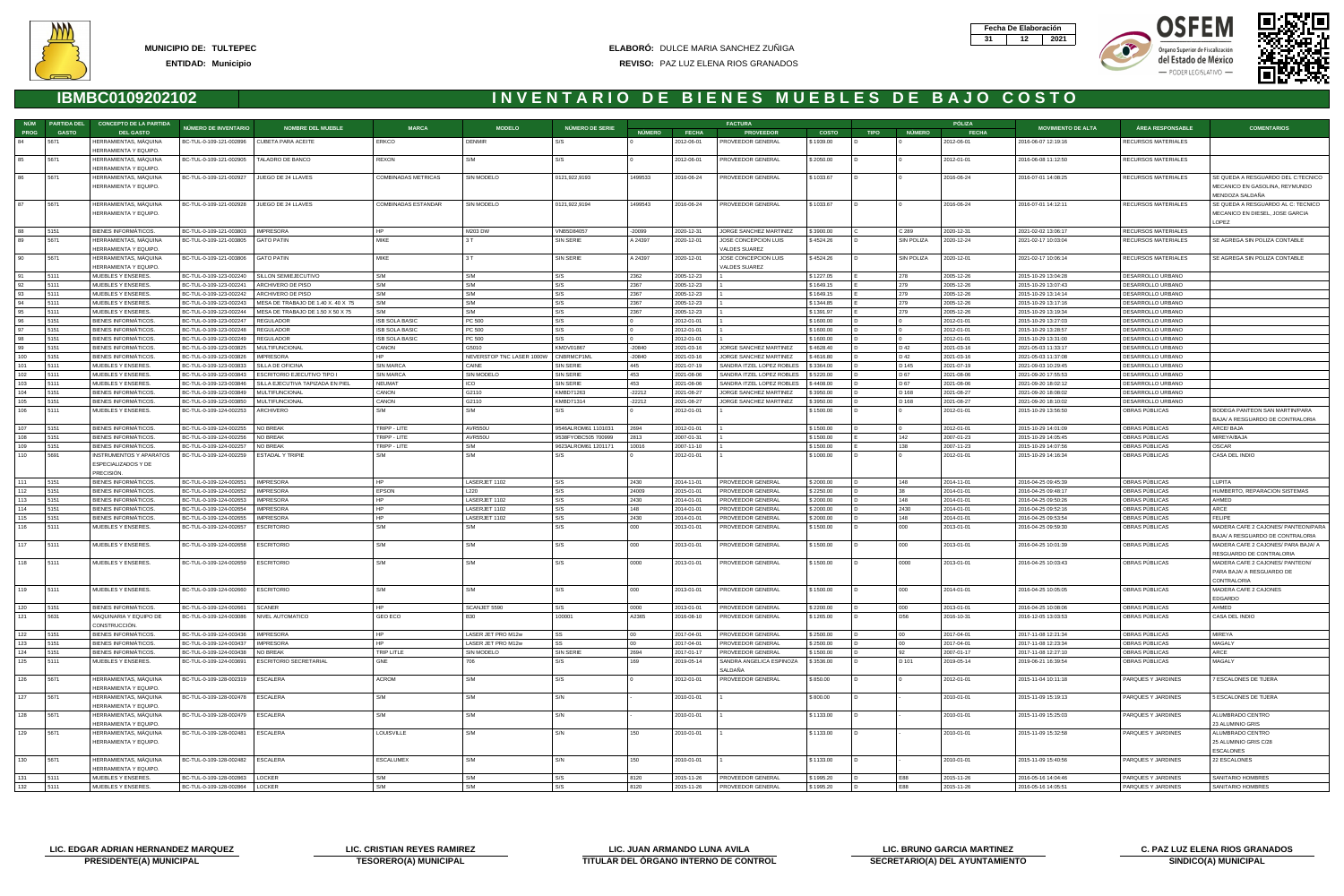**MUNICIPIO DE:** TULTEPEC
**ENTIDAD:** Municipio

**ELABORÓ:** DULCE MARIA SANCHEZ ZUÑIGA
**REVISO:** PAZ LUZ ELENA RIOS GRANADOS

| Fecha De Elaboración | | |
|---|---|---|
| 31 | 12 | 2021 |

## IBMBC0109202102

# INVENTARIO DE BIENES MUEBLES DE BAJO COSTO

| NÚM PROG | PARTIDA DEL GASTO | CONCEPTO DE LA PARTIDA DEL GASTO | NÚMERO DE INVENTARIO | NOMBRE DEL MUEBLE | MARCA | MODELO | NÚMERO DE SERIE | FACTURA | | | | PÓLIZA | | | MOVIMIENTO DE ALTA | ÁREA RESPONSABLE | COMENTARIOS |
|---|---|---|---|---|---|---|---|---|---|---|---|---|---|---|---|---|---|
| | | | | | | | | NÚMERO | FECHA | PROVEEDOR | COSTO | TIPO | NÚMERO | FECHA | | | |
| 84 | 5671 | HERRAMIENTAS, MÁQUINA HERRAMIENTA Y EQUIPO. | BC-TUL-0-109-121-002896 | CUBETA PARA ACEITE | ERKCO | DENMIR | S/S | 0 | 2012-06-01 | PROVEEDOR GENERAL | $ 1939.00 | D | 0 | 2012-06-01 | 2016-06-07 12:19:16 | RECURSOS MATERIALES | |
| 85 | 5671 | HERRAMIENTAS, MÁQUINA HERRAMIENTA Y EQUIPO. | BC-TUL-0-109-121-002905 | TALADRO DE BANCO | REXON | S/M | S/S | 0 | 2012-06-01 | PROVEEDOR GENERAL | $ 2050.00 | D | 0 | 2012-01-01 | 2016-06-08 11:12:50 | RECURSOS MATERIALES | |
| 86 | 5671 | HERRAMIENTAS, MÁQUINA HERRAMIENTA Y EQUIPO. | BC-TUL-0-109-121-002927 | JUEGO DE 24 LLAVES | COMBINADAS METRICAS | SIN MODELO | 0121,922,9193 | 1499533 | 2016-06-24 | PROVEEDOR GENERAL | $ 1033.67 | D | 0 | 2016-06-24 | 2016-07-01 14:08:25 | RECURSOS MATERIALES | SE QUEDA A RESGUARDO DEL C:TECNICO MECANICO EN GASOLINA, REYMUNDO MENDOZA SALDAÑA |
| 87 | 5671 | HERRAMIENTAS, MÁQUINA HERRAMIENTA Y EQUIPO. | BC-TUL-0-109-121-002928 | JUEGO DE 24 LLAVES | COMBINADAS ESTANDAR | SIN MODELO | 0121,922,9194 | 1499543 | 2016-06-24 | PROVEEDOR GENERAL | $ 1033.67 | D | 0 | 2016-06-24 | 2016-07-01 14:12:11 | RECURSOS MATERIALES | SE QUEDA A RESGUARDO AL C: TECNICO MECANICO EN DIESEL, JOSE GARCIA LOPEZ |
| 88 | 5151 | BIENES INFORMÁTICOS. | BC-TUL-0-109-121-003803 | IMPRESORA | HP | M203 DW | VNB5D84057 | -20099 | 2020-12-31 | JORGE SANCHEZ MARTINEZ | $ 3900.00 | C | C 289 | 2020-12-31 | 2021-02-02 13:06:17 | RECURSOS MATERIALES | |
| 89 | 5671 | HERRAMIENTAS, MÁQUINA HERRAMIENTA Y EQUIPO. | BC-TUL-0-109-121-003805 | GATO PATIN | MIKE | 3 T | SIN SERIE | A 24397 | 2020-12-01 | JOSE CONCEPCION LUIS VALDES SUAREZ | $ 4524.26 | D | SIN POLIZA | 2020-12-24 | 2021-02-17 10:03:04 | RECURSOS MATERIALES | SE AGREGA SIN POLIZA CONTABLE |
| 90 | 5671 | HERRAMIENTAS, MÁQUINA HERRAMIENTA Y EQUIPO. | BC-TUL-0-109-121-003806 | GATO PATIN | MIKE | 3 T | SIN SERIE | A 24397 | 2020-12-01 | JOSE CONCEPCION LUIS VALDES SUAREZ | $ 4524.26 | D | SIN POLIZA | 2020-12-01 | 2021-02-17 10:06:14 | RECURSOS MATERIALES | SE AGREGA SIN POLIZA CONTABLE |
| 91 | 5111 | MUEBLES Y ENSERES. | BC-TUL-0-109-123-002240 | SILLON SEMIEJECUTIVO | S/M | S/M | S/S | 2362 | 2005-12-23 | 1 | $ 1227.05 | E | 278 | 2005-12-26 | 2015-10-29 13:04:28 | DESARROLLO URBANO | |
| 92 | 5111 | MUEBLES Y ENSERES. | BC-TUL-0-109-123-002241 | ARCHIVERO DE PISO | S/M | S/M | S/S | 2367 | 2005-12-23 | 1 | $ 1649.15 | E | 279 | 2005-12-26 | 2015-10-29 13:07:43 | DESARROLLO URBANO | |
| 93 | 5111 | MUEBLES Y ENSERES. | BC-TUL-0-109-123-002242 | ARCHIVERO DE PISO | S/M | S/M | S/S | 2367 | 2005-12-23 | 1 | $ 1649.15 | E | 279 | 2005-12-26 | 2015-10-29 13:14:14 | DESARROLLO URBANO | |
| 94 | 5111 | MUEBLES Y ENSERES. | BC-TUL-0-109-123-002243 | MESA DE TRABAJO DE 1.40 X .40 X 75 | S/M | S/M | S/S | 2367 | 2005-12-23 | 1 | $ 1344.85 | E | 279 | 2005-12-26 | 2015-10-29 13:17:16 | DESARROLLO URBANO | |
| 95 | 5111 | MUEBLES Y ENSERES. | BC-TUL-0-109-123-002244 | MESA DE TRABAJO DE 1.50 X 50 X 75 | S/M | S/M | S/S | 2367 | 2005-12-23 | 1 | $ 1391.97 | E | 279 | 2005-12-26 | 2015-10-29 13:19:34 | DESARROLLO URBANO | |
| 96 | 5151 | BIENES INFORMÁTICOS. | BC-TUL-0-109-123-002247 | REGULADOR | ISB SOLA BASIC | PC 500 | S/S | 0 | 2012-01-01 | 1 | $ 1600.00 | D | 0 | 2012-01-01 | 2015-10-29 13:27:03 | DESARROLLO URBANO | |
| 97 | 5151 | BIENES INFORMÁTICOS. | BC-TUL-0-109-123-002248 | REGULADOR | ISB SOLA BASIC | PC 500 | S/S | 0 | 2012-01-01 | 1 | $ 1600.00 | D | 0 | 2012-01-01 | 2015-10-29 13:28:57 | DESARROLLO URBANO | |
| 98 | 5151 | BIENES INFORMÁTICOS. | BC-TUL-0-109-123-002249 | REGULADOR | ISB SOLA BASIC | PC 500 | S/S | 0 | 2012-01-01 | 1 | $ 1600.00 | D | 0 | 2012-01-01 | 2015-10-29 13:31:00 | DESARROLLO URBANO | |
| 99 | 5151 | BIENES INFORMÁTICOS. | BC-TUL-0-109-123-003825 | MULTIFUNCIONAL | CANON | G5010 | KMDV01867 | -20840 | 2021-03-16 | JORGE SANCHEZ MARTINEZ | $ 4628.40 | D | D 42 | 2021-03-16 | 2021-05-03 11:33:17 | DESARROLLO URBANO | |
| 100 | 5151 | BIENES INFORMÁTICOS. | BC-TUL-0-109-123-003826 | IMPRESORA | HP | NEVERSTOP TNC LASER 1000W | CNBRMCP1ML | -20840 | 2021-03-16 | JORGE SANCHEZ MARTINEZ | $ 4618.80 | D | D 42 | 2021-03-16 | 2021-05-03 11:37:08 | DESARROLLO URBANO | |
| 101 | 5111 | MUEBLES Y ENSERES. | BC-TUL-0-109-123-003833 | SILLA DE OFICINA | SIN MARCA | CAINE | SIN SERIE | 445 | 2021-07-19 | SANDRA ITZEL LOPEZ ROBLES | $ 3364.00 | D | D 145 | 2021-07-19 | 2021-09-03 10:29:45 | DESARROLLO URBANO | |
| 102 | 5111 | MUEBLES Y ENSERES. | BC-TUL-0-109-123-003843 | ESCRITORIO EJECUTIVO TIPO I | SIN MARCA | SIN MODELO | SIN SERIE | 453 | 2021-08-06 | SANDRA ITZEL LOPEZ ROBLES | $ 5220.00 | D | D 67 | 2021-08-06 | 2021-09-20 17:55:53 | DESARROLLO URBANO | |
| 103 | 5111 | MUEBLES Y ENSERES. | BC-TUL-0-109-123-003846 | SILLA EJECUTIVA TAPIZADA EN PIEL | NEUMAT | ICO | SIN SERIE | 453 | 2021-08-06 | SANDRA ITZEL LOPEZ ROBLES | $ 4408.00 | D | D 67 | 2021-08-06 | 2021-09-20 18:02:12 | DESARROLLO URBANO | |
| 104 | 5151 | BIENES INFORMÁTICOS. | BC-TUL-0-109-123-003849 | MULTIFUNCIONAL | CANON | G2110 | KMBD71263 | -22212 | 2021-08-27 | JORGE SANCHEZ MARTINEZ | $ 3950.00 | D | D 168 | 2021-08-27 | 2021-09-20 18:08:02 | DESARROLLO URBANO | |
| 105 | 5151 | BIENES INFORMÁTICOS. | BC-TUL-0-109-123-003850 | MULTIFUNCIONAL | CANON | G2110 | KMBD71314 | -22212 | 2021-08-27 | JORGE SANCHEZ MARTINEZ | $ 3950.00 | D | D 168 | 2021-08-27 | 2021-09-20 18:10:02 | DESARROLLO URBANO | |
| 106 | 5111 | MUEBLES Y ENSERES. | BC-TUL-0-109-124-002253 | ARCHIVERO | S/M | S/M | S/S | 0 | 2012-01-01 | 1 | $ 1500.00 | D | 0 | 2012-01-01 | 2015-10-29 13:56:50 | OBRAS PÚBLICAS | BODEGA PANTEON SAN MARTIN/PARA BAJA/ A RESGUARDO DE CONTRALORIA |
| 107 | 5151 | BIENES INFORMÁTICOS. | BC-TUL-0-109-124-002255 | NO BREAK | TRIPP - LITE | AVR550U | 9546ALROM61 1101031 | 2694 | 2012-01-01 | 1 | $ 1500.00 | D | 0 | 2012-01-01 | 2015-10-29 14:01:09 | OBRAS PÚBLICAS | ARCE/ BAJA |
| 108 | 5151 | BIENES INFORMÁTICOS. | BC-TUL-0-109-124-002256 | NO BREAK | TRIPP - LITE | AVR550U | 9538FYOBC505 700999 | 2813 | 2007-01-31 | 1 | $ 1500.00 | E | 142 | 2007-01-23 | 2015-10-29 14:05:45 | OBRAS PÚBLICAS | MIREYA/BAJA |
| 109 | 5151 | BIENES INFORMÁTICOS. | BC-TUL-0-109-124-002257 | NO BREAK | TRIPP - LITE | S/M | 9623ALROM61 1201171 | 10016 | 2007-11-10 | 1 | $ 1500.00 | E | 138 | 2007-11-23 | 2015-10-29 14:07:56 | OBRAS PÚBLICAS | OSCAR |
| 110 | 5691 | INSTRUMENTOS Y APARATOS ESPECIALIZADOS Y DE PRECISIÓN. | BC-TUL-0-109-124-002259 | ESTADAL Y TRIPIE | S/M | S/M | S/S | 0 | 2012-01-01 | 1 | $ 1000.00 | D | 0 | 2012-01-01 | 2015-10-29 14:16:34 | OBRAS PÚBLICAS | CASA DEL INDIO |
| 111 | 5151 | BIENES INFORMÁTICOS. | BC-TUL-0-109-124-002651 | IMPRESORA | HP | LASERJET 1102 | S/S | 2430 | 2014-11-01 | PROVEEDOR GENERAL | $ 2000.00 | D | 148 | 2014-11-01 | 2016-04-25 09:45:39 | OBRAS PÚBLICAS | LUPITA |
| 112 | 5151 | BIENES INFORMÁTICOS. | BC-TUL-0-109-124-002652 | IMPRESORA | EPSON | L220 | S/S | 24009 | 2015-01-01 | PROVEEDOR GENERAL | $ 2250.00 | D | 38 | 2014-01-01 | 2016-04-25 09:48:17 | OBRAS PÚBLICAS | HUMBERTO, REPARACION SISTEMAS |
| 113 | 5151 | BIENES INFORMÁTICOS. | BC-TUL-0-109-124-002653 | IMPRESORA | HP | LASERJET 1102 | S/S | 2430 | 2014-01-01 | PROVEEDOR GENERAL | $ 2000.00 | D | 148 | 2014-01-01 | 2016-04-25 09:50:26 | OBRAS PÚBLICAS | AHMED |
| 114 | 5151 | BIENES INFORMÁTICOS. | BC-TUL-0-109-124-002654 | IMPRESORA | HP | LASERJET 1102 | S/S | 148 | 2014-01-01 | PROVEEDOR GENERAL | $ 2000.00 | D | 2430 | 2014-01-01 | 2016-04-25 09:52:16 | OBRAS PÚBLICAS | ARCE |
| 115 | 5151 | BIENES INFORMÁTICOS. | BC-TUL-0-109-124-002655 | IMPRESORA | HP | LASERJET 1102 | S/S | 2430 | 2014-01-01 | PROVEEDOR GENERAL | $ 2000.00 | D | 148 | 2014-01-01 | 2016-04-25 09:53:54 | OBRAS PÚBLICAS | FELIPE |
| 116 | 5111 | MUEBLES Y ENSERES. | BC-TUL-0-109-124-002657 | ESCRITORIO | S/M | S/M | S/S | 000 | 2013-01-01 | PROVEEDOR GENERAL | $ 1500.00 | D | 000 | 2013-01-01 | 2016-04-25 09:59:30 | OBRAS PÚBLICAS | MADERA CAFE 2 CAJONES/ PANTEON/PARA BAJA/ A RESGUARDO DE CONTRALORIA |
| 117 | 5111 | MUEBLES Y ENSERES. | BC-TUL-0-109-124-002658 | ESCRITORIO | S/M | S/M | S/S | 000 | 2013-01-01 | PROVEEDOR GENERAL | $ 1500.00 | D | 000 | 2013-01-01 | 2016-04-25 10:01:39 | OBRAS PÚBLICAS | MADERA CAFE 2 CAJONES/ PARA BAJA/ A RESGUARDO DE CONTRALORIA |
| 118 | 5111 | MUEBLES Y ENSERES. | BC-TUL-0-109-124-002659 | ESCRITORIO | S/M | S/M | S/S | 0000 | 2013-01-01 | PROVEEDOR GENERAL | $ 1500.00 | D | 0000 | 2013-01-01 | 2016-04-25 10:03:43 | OBRAS PÚBLICAS | MADERA CAFE 2 CAJONES/ PANTEON/ PARA BAJA/ A RESGUARDO DE CONTRALORIA |
| 119 | 5111 | MUEBLES Y ENSERES. | BC-TUL-0-109-124-002660 | ESCRITORIO | S/M | S/M | S/S | 000 | 2013-01-01 | PROVEEDOR GENERAL | $ 1500.00 | D | 000 | 2014-01-01 | 2016-04-25 10:05:05 | OBRAS PÚBLICAS | MADERA CAFE 2 CAJONES EDGARDO |
| 120 | 5151 | BIENES INFORMÁTICOS. | BC-TUL-0-109-124-002661 | SCANER | HP | SCANJET 5590 | S/S | 0000 | 2013-01-01 | PROVEEDOR GENERAL | $ 2200.00 | D | 000 | 2013-01-01 | 2016-04-25 10:08:06 | OBRAS PÚBLICAS | AHMED |
| 121 | 5631 | MAQUINARIA Y EQUIPO DE CONSTRUCCIÓN. | BC-TUL-0-109-124-003086 | NIVEL AUTOMATICO | GEO ECO | 830 | 100001 | A2365 | 2016-08-10 | PROVEEDOR GENERAL | $ 1265.00 | D | D56 | 2016-10-31 | 2016-12-05 13:03:53 | OBRAS PÚBLICAS | CASA DEL INDIO |
| 122 | 5151 | BIENES INFORMÁTICOS. | BC-TUL-0-109-124-003436 | IMPRESORA | HP | LASER JET PRO M12w | SS | 00 | 2017-04-01 | PROVEEDOR GENERAL | $ 2500.00 | D | 00 | 2017-04-01 | 2017-11-08 12:21:34 | OBRAS PÚBLICAS | MIREYA |
| 123 | 5151 | BIENES INFORMÁTICOS. | BC-TUL-0-109-124-003437 | IMPRESORA | HP | LASER JET PRO M12w | SS | 00 | 2017-04-01 | PROVEEDOR GENERAL | $ 2500.00 | D | 00 | 2017-04-01 | 2017-11-08 12:23:34 | OBRAS PÚBLICAS | MAGALY |
| 124 | 5151 | BIENES INFORMÁTICOS. | BC-TUL-0-109-124-003438 | NO BREAK | TRIP LITLE | SIN MODELO | SIN SERIE | 2694 | 2017-01-17 | PROVEEDOR GENERAL | $ 1500.00 | D | 92 | 2007-01-17 | 2017-11-08 12:27:10 | OBRAS PÚBLICAS | ARCE |
| 125 | 5111 | MUEBLES Y ENSERES. | BC-TUL-0-109-124-003691 | ESCRITORIO SECRETARIAL | GNE | 705 | S/S | 189 | 2019-05-14 | SANDRA ANGELICA ESPINOZA SALDAÑA | $ 3536.00 | D | D 101 | 2019-05-14 | 2019-06-21 16:39:54 | OBRAS PÚBLICAS | MAGALY |
| 126 | 5671 | HERRAMIENTAS, MÁQUINA HERRAMIENTA Y EQUIPO. | BC-TUL-0-109-128-002319 | ESCALERA | ACROM | S/M | S/S | 0 | 2012-01-01 | PROVEEDOR GENERAL | $ 850.00 | D | 0 | 2012-01-01 | 2015-11-04 10:11:18 | PARQUES Y JARDINES | 7 ESCALONES DE TIJERA |
| 127 | 5671 | HERRAMIENTAS, MÁQUINA HERRAMIENTA Y EQUIPO. | BC-TUL-0-109-128-002478 | ESCALERA | S/M | S/M | S/N | - | 2010-01-01 | 1 | $ 800.00 | D | - | 2010-01-01 | 2015-11-09 15:19:13 | PARQUES Y JARDINES | 5 ESCALONES DE TIJERA |
| 128 | 5671 | HERRAMIENTAS, MÁQUINA HERRAMIENTA Y EQUIPO. | BC-TUL-0-109-128-002479 | ESCALERA | S/M | S/M | S/N | - | 2010-01-01 | 1 | $ 1133.00 | D | - | 2010-01-01 | 2015-11-09 15:25:03 | PARQUES Y JARDINES | ALUMBRADO CENTRO 23 ALUMINIO GRIS |
| 129 | 5671 | HERRAMIENTAS, MÁQUINA HERRAMIENTA Y EQUIPO. | BC-TUL-0-109-128-002481 | ESCALERA | LOUISVILLE | S/M | S/N | 150 | 2010-01-01 | 1 | $ 1133.00 | D | - | 2010-01-01 | 2015-11-09 15:32:58 | PARQUES Y JARDINES | ALUMBRADO CENTRO 25 ALUMINIO GRIS C/28 ESCALONES |
| 130 | 5671 | HERRAMIENTAS, MÁQUINA HERRAMIENTA Y EQUIPO. | BC-TUL-0-109-128-002482 | ESCALERA | ESCALUMEX | S/M | S/N | 150 | 2010-01-01 | 1 | $ 1133.00 | D | - | 2010-01-01 | 2015-11-09 15:40:56 | PARQUES Y JARDINES | 22 ESCALONES |
| 131 | 5111 | MUEBLES Y ENSERES. | BC-TUL-0-109-128-002863 | LOCKER | S/M | S/M | S/S | 8120 | 2015-11-26 | PROVEEDOR GENERAL | $ 1995.20 | D | E88 | 2015-11-26 | 2016-05-16 14:04:46 | PARQUES Y JARDINES | SANITARIO HOMBRES |
| 132 | 5111 | MUEBLES Y ENSERES. | BC-TUL-0-109-128-002864 | LOCKER | S/M | S/M | S/S | 8120 | 2015-11-26 | PROVEEDOR GENERAL | $ 1995.20 | D | E88 | 2015-11-26 | 2016-05-16 14:05:51 | PARQUES Y JARDINES | SANITARIO HOMBRES |

| LIC. EDGAR ADRIAN HERNANDEZ MARQUEZ | LIC. CRISTIAN REYES RAMIREZ | LIC. JUAN ARMANDO LUNA AVILA | LIC. BRUNO GARCIA MARTINEZ | C. PAZ LUZ ELENA RIOS GRANADOS |
|---|---|---|---|---|
| PRESIDENTE(A) MUNICIPAL | TESORERO(A) MUNICIPAL | TITULAR DEL ÓRGANO INTERNO DE CONTROL | SECRETARIO(A) DEL AYUNTAMIENTO | SINDICO(A) MUNICIPAL |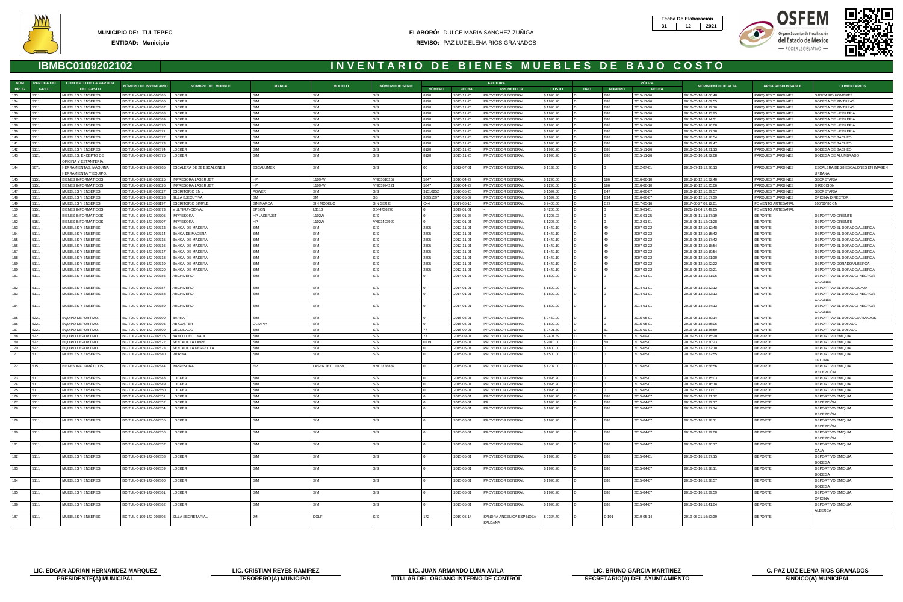**MUNICIPIO DE: TULTEPEC**

**ENTIDAD: Municipio**

**ELABORÓ:** DULCE MARIA SANCHEZ ZUÑIGA

**REVISO:** PAZ LUZ ELENA RIOS GRANADOS

| Fecha De Elaboración | | |
|---|---|---|
| 31 | 12 | 2021 |

# IBMBC0109202102 INVENTARIO DE BIENES MUEBLES DE BAJO COSTO

| NÚM PROG | PARTIDA DEL GASTO | CONCEPTO DE LA PARTIDA DEL GASTO | NÚMERO DE INVENTARIO | NOMBRE DEL MUEBLE | MARCA | MODELO | NÚMERO DE SERIE | FACTURA | | | | PÓLIZA | | | MOVIMIENTO DE ALTA | ÁREA RESPONSABLE | COMENTARIOS |
|---|---|---|---|---|---|---|---|---|---|---|---|---|---|---|---|---|---|
| | | | | | | | | NÚMERO | FECHA | PROVEEDOR | COSTO | TIPO | NÚMERO | FECHA | | | |
| 133 | 5111 | MUEBLES Y ENSERES. | BC-TUL-0-109-128-002865 | LOCKER | S/M | S/M | S/S | 8120 | 2015-11-26 | PROVEEDOR GENERAL | $ 1995.20 | D | E88 | 2015-11-26 | 2016-05-16 14:06:48 | PARQUES Y JARDINES | SANITARIO HOMBRES |
| 134 | 5111 | MUEBLES Y ENSERES. | BC-TUL-0-109-128-002866 | LOCKER | S/M | S/M | S/S | 8120 | 2015-11-26 | PROVEEDOR GENERAL | $ 1995.20 | D | E88 | 2015-11-26 | 2016-05-16 14:09:55 | PARQUES Y JARDINES | BODEGA DE PINTURAS |
| 135 | 5111 | MUEBLES Y ENSERES. | BC-TUL-0-109-128-002867 | LOCKER | S/M | S/M | S/S | 8120 | 2015-11-26 | PROVEEDOR GENERAL | $ 1995.20 | D | E88 | 2015-11-26 | 2016-05-16 14:12:16 | PARQUES Y JARDINES | BODEGA DE PINTURAS |
| 136 | 5111 | MUEBLES Y ENSERES. | BC-TUL-0-109-128-002868 | LOCKER | S/M | S/M | S/S | 8120 | 2015-11-26 | PROVEEDOR GENERAL | $ 1995.20 | D | E88 | 2015-11-26 | 2016-05-16 14:13:25 | PARQUES Y JARDINES | BODEGA DE HERRERIA |
| 137 | 5111 | MUEBLES Y ENSERES. | BC-TUL-0-109-128-002869 | LOCKER | S/M | S/M | S/S | 8120 | 2015-11-26 | PROVEEDOR GENERAL | $ 1995.20 | D | E88 | 2015-11-26 | 2016-05-16 14:14:31 | PARQUES Y JARDINES | BODEGA DE HERRERIA |
| 138 | 5111 | MUEBLES Y ENSERES. | BC-TUL-0-109-128-002870 | LOCKER | S/M | S/M | S/S | 8120 | 2015-11-26 | PROVEEDOR GENERAL | $ 1995.20 | D | E88 | 2015-11-26 | 2016-05-16 14:16:08 | PARQUES Y JARDINES | BODEGA DE HERRERIA |
| 139 | 5111 | MUEBLES Y ENSERES. | BC-TUL-0-109-128-002871 | LOCKER | S/M | S/M | S/S | 8120 | 2015-11-26 | PROVEEDOR GENERAL | $ 1995.20 | D | E88 | 2015-11-26 | 2016-05-16 14:17:18 | PARQUES Y JARDINES | BODEGA DE HERRERIA |
| 140 | 5111 | MUEBLES Y ENSERES. | BC-TUL-0-109-128-002872 | LOCKER | S/M | S/M | S/S | 8120 | 2015-11-26 | PROVEEDOR GENERAL | $ 1995.20 | D | E88 | 2015-11-26 | 2016-05-16 14:18:54 | PARQUES Y JARDINES | BODEGA DE BACHEO |
| 141 | 5111 | MUEBLES Y ENSERES. | BC-TUL-0-109-128-002873 | LOCKER | S/M | S/M | S/S | 8120 | 2015-11-26 | PROVEEDOR GENERAL | $ 1995.20 | D | E88 | 2015-11-26 | 2016-05-16 14:19:47 | PARQUES Y JARDINES | BODEGA DE BACHEO |
| 142 | 5111 | MUEBLES Y ENSERES. | BC-TUL-0-109-128-002874 | LOCKER | S/M | S/M | S/S | 8120 | 2015-11-26 | PROVEEDOR GENERAL | $ 1995.20 | D | E88 | 2015-11-26 | 2016-05-16 14:21:13 | PARQUES Y JARDINES | BODEGA DE BACHEO |
| 143 | 5121 | MUEBLES, EXCEPTO DE OFICINA Y ESTANTERÍA. | BC-TUL-0-109-128-002875 | LOCKER | S/M | S/M | S/S | 8120 | 2015-11-26 | PROVEEDOR GENERAL | $ 1995.20 | D | E88 | 2015-11-26 | 2016-05-16 14:22:08 | PARQUES Y JARDINES | BODEGA DE ALUMBRADO |
| 144 | 5671 | HERRAMIENTAS, MÁQUINA HERRAMIENTA Y EQUIPO. | BC-TUL-0-109-128-002965 | ESCALERA DE 28 ESCALONES | ESCALUMEX | S/M | S/S | 00 | 2012-07-01 | PROVEEDOR GENERAL | $ 1133.00 | D | 0 | 2012-07-01 | 2016-07-13 12:26:13 | PARQUES Y JARDINES | ESCALERA DE 28 ESCALONES EN IMAGEN URBANA |
| 145 | 5151 | BIENES INFORMÁTICOS. | BC-TUL-0-109-128-003025 | IMPRESORA LASER JET | HP | 1109-W | VND3610257 | 5847 | 2016-04-29 | PROVEEDOR GENERAL | $ 1290.00 | D | 186 | 2016-06-10 | 2016-10-12 16:32:40 | PARQUES Y JARDINES | SECRETARIA |
| 146 | 5151 | BIENES INFORMÁTICOS. | BC-TUL-0-109-128-003026 | IMPRESORA LASER JET | HP | 1109-W | VND3924221 | 5847 | 2016-04-29 | PROVEEDOR GENERAL | $ 1290.00 | D | 186 | 2016-06-10 | 2016-10-12 16:35:06 | PARQUES Y JARDINES | DIRECCION |
| 147 | 5111 | MUEBLES Y ENSERES. | BC-TUL-0-109-128-003027 | ESCRITORIO EN L | POWER | S/M | S/S | 31510252 | 2016-05-25 | PROVEEDOR GENERAL | $ 1599.00 | D | E47 | 2016-06-07 | 2016-10-12 16:39:57 | PARQUES Y JARDINES | SECRETARIA |
| 148 | 5111 | MUEBLES Y ENSERES. | BC-TUL-0-109-128-003028 | SILLA EJECUTIVA | SM | SM | SS | 30951597 | 2016-05-02 | PROVEEDOR GENERAL | $ 1599.00 | D | E34 | 2016-06-07 | 2016-10-12 16:57:39 | PARQUES Y JARDINES | OFICINA DIRECTOR |
| 149 | 5111 | MUEBLES Y ENSERES. | BC-TUL-0-109-133-003197 | ESCRITORIO SIMPLE | SIN MARCA | SIN MODELO | SIN SERIE | C44 | 2017-05-16 | PROVEEDOR GENERAL | $ 2400.00 | D | C27 | 2017-05-16 | 2017-06-27 09:12:01 | FOMENTO ARTESANAL | 100*60*80 CM |
| 150 | 5151 | BIENES INFORMÁTICOS. | BC-TUL-0-109-133-003873 | MULTIFUNCIONAL | EPSON | L3110 | X644736270 | 0 | 2019-01-01 | PROVEEDOR GENERAL | $ 4200.00 | D | 0 | 2019-01-01 | 2021-11-04 17:49:05 | FOMENTO ARTESANAL | |
| 151 | 5151 | BIENES INFORMÁTICOS. | BC-TUL-0-109-142-002705 | IMPRESORA | HP LASERJET | 1102W | S/S | 0 | 2016-01-25 | PROVEEDOR GENERAL | $ 1206.03 | D | 0 | 2016-01-25 | 2016-05-11 11:37:19 | DEPORTE | DEPORTIVO ORIENTE |
| 152 | 5151 | BIENES INFORMÁTICOS. | BC-TUL-0-109-142-002707 | IMPRESORA | HP | 1102W | VND3403920 | 0 | 2012-01-01 | PROVEEDOR GENERAL | $ 1206.00 | D | 0 | 2012-01-01 | 2016-05-11 12:01:28 | DEPORTE | DEPORTIVO ORIENTE |
| 153 | 5111 | MUEBLES Y ENSERES. | BC-TUL-0-109-142-002713 | BANCA DE MADERA | S/M | S/M | S/S | 2805 | 2012-11-01 | PROVEEDOR GENERAL | $ 1442.10 | D | 49 | 2007-03-22 | 2016-05-12 10:12:48 | DEPORTE | DEPORTIVO EL DORADO/ALBERCA |
| 154 | 5111 | MUEBLES Y ENSERES. | BC-TUL-0-109-142-002714 | BANCA DE MADERA | S/M | S/M | S/S | 2805 | 2012-11-01 | PROVEEDOR GENERAL | $ 1442.10 | D | 49 | 2007-03-22 | 2016-05-12 10:15:42 | DEPORTE | DEPORTIVO EL DORADO/ALBERCA |
| 155 | 5111 | MUEBLES Y ENSERES. | BC-TUL-0-109-142-002715 | BANCA DE MADERA | S/M | S/M | S/S | 2805 | 2012-11-01 | PROVEEDOR GENERAL | $ 1442.10 | D | 49 | 2007-03-22 | 2016-05-12 10:17:42 | DEPORTE | DEPORTIVO EL DORADO/ALBERCA |
| 156 | 5111 | MUEBLES Y ENSERES. | BC-TUL-0-109-142-002716 | BANCA DE MADERA | S/M | S/M | S/S | 2805 | 2012-11-01 | PROVEEDOR GENERAL | $ 1442.10 | D | 49 | 2007-03-22 | 2016-05-12 10:18:54 | DEPORTE | DEPORTIVO EL DORADO/ALBERCA |
| 157 | 5111 | MUEBLES Y ENSERES. | BC-TUL-0-109-142-002717 | BANCA DE MADERA | S/M | S/M | S/S | 2805 | 2012-11-01 | PROVEEDOR GENERAL | $ 1442.10 | D | 49 | 2007-03-22 | 2016-05-12 10:19:54 | DEPORTE | DEPORTIVO EL DORADO/ALBERCA |
| 158 | 5111 | MUEBLES Y ENSERES. | BC-TUL-0-109-142-002718 | BANCA DE MADERA | S/M | S/M | S/S | 2805 | 2012-11-01 | PROVEEDOR GENERAL | $ 1442.10 | D | 49 | 2007-03-22 | 2016-05-12 10:21:30 | DEPORTE | DEPORTIVO EL DORADO/ALBERCA |
| 159 | 5111 | MUEBLES Y ENSERES. | BC-TUL-0-109-142-002719 | BANCA DE MADERA | S/M | S/M | S/S | 2805 | 2012-11-01 | PROVEEDOR GENERAL | $ 1442.10 | D | 49 | 2007-03-22 | 2016-05-12 10:22:22 | DEPORTE | DEPORTIVO DORADO/ALBERCA |
| 160 | 5111 | MUEBLES Y ENSERES. | BC-TUL-0-109-142-002720 | BANCA DE MADERA | S/M | S/M | S/S | 2805 | 2012-11-01 | PROVEEDOR GENERAL | $ 1442.10 | D | 49 | 2007-03-22 | 2016-05-12 10:23:21 | DEPORTE | DEPORTIVO EL DORADO/ALBERCA |
| 161 | 5111 | MUEBLES Y ENSERES. | BC-TUL-0-109-142-002786 | ARCHIVERO | S/M | S/M | S/S | 0 | 2014-01-01 | PROVEEDOR GENERAL | $ 1800.00 | D | 0 | 2014-01-01 | 2016-05-13 10:31:06 | DEPORTE | DEPORTIVO EL DORADO/ NEGRO/2 CAJONES |
| 162 | 5111 | MUEBLES Y ENSERES. | BC-TUL-0-109-142-002787 | ARCHIVERO | S/M | S/M | S/S | 0 | 2014-01-01 | PROVEEDOR GENERAL | $ 1800.00 | D | 0 | 2014-01-01 | 2016-05-13 10:32:12 | DEPORTE | DEPORTIVO EL DORADO/CAJA |
| 163 | 5111 | MUEBLES Y ENSERES. | BC-TUL-0-109-142-002788 | ARCHIVERO | S/M | S/M | S/S | 0 | 2014-01-01 | PROVEEDOR GENERAL | $ 1800.00 | D | 0 | 2014-01-01 | 2016-05-13 10:33:13 | DEPORTE | DEPORTIVO EL DORADO/ NEGRO/2 CAJONES |
| 164 | 5111 | MUEBLES Y ENSERES. | BC-TUL-0-109-142-002789 | ARCHIVERO | S/M | S/M | S/S | 0 | 2014-01-01 | PROVEEDOR GENERAL | $ 1800.00 | D | 0 | 2014-01-01 | 2016-05-13 10:34:13 | DEPORTE | DEPORTIVO EL DORADO/ NEGRO/2 CAJONES |
| 165 | 5221 | EQUIPO DEPORTIVO. | BC-TUL-0-109-142-002790 | BARRA T | S/M | S/M | S/S | 0 | 2015-05-01 | PROVEEDOR GENERAL | $ 2450.00 | D | 0 | 2015-05-01 | 2016-05-13 10:40:14 | DEPORTE | DEPORTIVO EL DORADO/ARMADOS |
| 166 | 5221 | EQUIPO DEPORTIVO. | BC-TUL-0-109-142-002795 | AB COSTER | OLIMPIA | S/M | S/S | 0 | 2015-05-01 | PROVEEDOR GENERAL | $ 1800.00 | D | 0 | 2015-05-01 | 2016-05-13 10:55:06 | DEPORTE | DEPORTIVO EL DORADO |
| 167 | 5221 | EQUIPO DEPORTIVO. | BC-TUL-0-109-142-002809 | DECLINADO | S/M | S/M | S/S | 77 | 2015-09-01 | PROVEEDOR GENERAL | $ 2401.89 | D | 61 | 2015-09-01 | 2016-05-13 11:36:59 | DEPORTE | DEPORTIVO EL DORADO |
| 168 | 5221 | EQUIPO DEPORTIVO. | BC-TUL-0-109-142-002815 | BANCO DECLINADO | S/M | S/M | S/S | 77 | 2015-09-01 | PROVEEDOR GENERAL | $ 2401.89 | D | 61 | 2015-09-01 | 2016-05-13 12:15:20 | DEPORTE | DEPORTIVO EMIQUIA |
| 169 | 5221 | EQUIPO DEPORTIVO. | BC-TUL-0-109-142-002822 | SENTADILLA LIBRE | S/M | S/M | S/S | 0219 | 2015-05-01 | PROVEEDOR GENERAL | $ 2070.00 | D | 50 | 2015-05-01 | 2016-05-13 12:30:23 | DEPORTE | DEPORTIVO EMIQUIA |
| 170 | 5221 | EQUIPO DEPORTIVO. | BC-TUL-0-109-142-002823 | SENTADILLA PERFECTA | S/M | S/M | S/S | 0 | 2015-05-01 | PROVEEDOR GENERAL | $ 1800.00 | D | 0 | 2015-05-01 | 2016-05-13 12:32:10 | DEPORTE | DEPORTIVO EMIQUIA |
| 171 | 5111 | MUEBLES Y ENSERES. | BC-TUL-0-109-142-002840 | VITRINA | S/M | S/M | S/S | 0 | 2015-05-01 | PROVEEDOR GENERAL | $ 1500.00 | D | 0 | 2015-05-01 | 2016-05-16 11:32:55 | DEPORTE | DEPORTIVO EMIQUIA OFICINA |
| 172 | 5151 | BIENES INFORMÁTICOS. | BC-TUL-0-109-142-002844 | IMPRESORA | HP | LASER JET 1102W | VND3738887 | 0 | 2015-05-01 | PROVEEDOR GENERAL | $ 1207.00 | D | 0 | 2015-05-01 | 2016-05-16 11:58:56 | DEPORTE | DEPORTIVO EMIQUIA RECEPCIÓN |
| 173 | 5111 | MUEBLES Y ENSERES. | BC-TUL-0-109-142-002848 | LOCKER | S/M | S/M | S/S | 0 | 2015-05-01 | PROVEEDOR GENERAL | $ 1995.20 | D | 0 | 2015-05-01 | 2016-05-16 12:15:03 | DEPORTE | DEPORTIVO EMIQUIA |
| 174 | 5111 | MUEBLES Y ENSERES. | BC-TUL-0-109-142-002849 | LOCKER | S/M | S/M | S/S | 0 | 2015-05-01 | PROVEEDOR GENERAL | $ 1995.20 | D | 0 | 2015-05-01 | 2016-05-16 12:16:18 | DEPORTE | DEPORTIVO EMIQUIA |
| 175 | 5111 | MUEBLES Y ENSERES. | BC-TUL-0-109-142-002850 | LOCKER | S/M | S/M | S/S | 0 | 2015-05-01 | PROVEEDOR GENERAL | $ 1995.20 | D | 0 | 2015-05-01 | 2016-05-16 12:17:07 | DEPORTE | DEPORTIVO EMIQUIA |
| 176 | 5111 | MUEBLES Y ENSERES. | BC-TUL-0-109-142-002851 | LOCKER | S/M | S/M | S/S | 0 | 2015-05-01 | PROVEEDOR GENERAL | $ 1995.20 | D | E88 | 2015-04-07 | 2016-05-16 12:21:12 | DEPORTE | DEPORTIVO EMIQUIA |
| 177 | 5111 | MUEBLES Y ENSERES. | BC-TUL-0-109-142-002852 | LOCKER | S/M | S/M | S/S | 0 | 2015-05-01 | PR | $ 1995.20 | D | E88 | 2015-04-07 | 2016-05-16 12:22:17 | DEPORTE | RECEPCIÓN |
| 178 | 5111 | MUEBLES Y ENSERES. | BC-TUL-0-109-142-002854 | LOCKER | S/M | S/M | S/S | 0 | 2015-05-01 | PROVEEDOR GENERAL | $ 1995.20 | D | E88 | 2015-04-07 | 2016-05-16 12:27:14 | DEPORTE | DEPORTIVO EMIQUIA RECEPCIÓN |
| 179 | 5111 | MUEBLES Y ENSERES. | BC-TUL-0-109-142-002855 | LOCKER | S/M | S/M | S/S | 0 | 2015-05-01 | PROVEEDOR GENERAL | $ 1995.20 | D | E88 | 2015-04-07 | 2016-05-16 12:28:11 | DEPORTE | DEPORTIVO EMIQUIA RECEPCIÓN |
| 180 | 5111 | MUEBLES Y ENSERES. | BC-TUL-0-109-142-002856 | LOCKER | S/M | S/M | S/S | 0 | 2015-05-01 | PROVEEDOR GENERAL | $ 1995.20 | D | E88 | 2015-04-07 | 2016-05-16 12:29:08 | DEPORTE | DEPORTIVO EMIQUIA RECEPCIÓN |
| 181 | 5111 | MUEBLES Y ENSERES. | BC-TUL-0-109-142-002857 | LOCKER | S/M | S/M | S/S | 0 | 2015-05-01 | PROVEEDOR GENERAL | $ 1995.20 | D | E88 | 2015-04-07 | 2016-05-16 12:30:17 | DEPORTE | DEPORTIVO EMIQUIA CAJA |
| 182 | 5111 | MUEBLES Y ENSERES. | BC-TUL-0-109-142-002858 | LOCKER | S/M | S/M | S/S | 0 | 2015-05-01 | PROVEEDOR GENERAL | $ 1995.20 | D | E88 | 2015-04-01 | 2016-05-16 12:37:15 | DEPORTE | DEPORTIVO EMIQUIA BODEGA |
| 183 | 5111 | MUEBLES Y ENSERES. | BC-TUL-0-109-142-002859 | LOCKER | S/M | S/M | S/S | 0 | 2015-05-01 | PROVEEDOR GENERAL | $ 1995.20 | D | E88 | 2015-04-07 | 2016-05-16 12:38:11 | DEPORTE | DEPORTIVO EMIQUIA BODEGA |
| 184 | 5111 | MUEBLES Y ENSERES. | BC-TUL-0-109-142-002860 | LOCKER | S/M | S/M | S/S | 0 | 2015-05-01 | PROVEEDOR GENERAL | $ 1995.20 | D | E88 | 2015-04-07 | 2016-05-16 12:38:57 | DEPORTE | DEPORTIVO EMIQUIA BODEGA |
| 185 | 5111 | MUEBLES Y ENSERES. | BC-TUL-0-109-142-002861 | LOCKER | S/M | S/M | S/S | 0 | 2015-05-01 | PROVEEDOR GENERAL | $ 1995.20 | D | E88 | 2015-04-07 | 2016-05-16 12:39:59 | DEPORTE | DEPORTIVO EMIQUIA OFICINA |
| 186 | 5111 | MUEBLES Y ENSERES. | BC-TUL-0-109-142-002862 | LOCKER | S/M | S/M | S/S | 0 | 2015-05-01 | PROVEEDOR GENERAL | $ 1995.20 | D | E88 | 2015-04-07 | 2016-05-16 12:41:04 | DEPORTE | DEPORTIVO EMIQUIA ALBERCA |
| 187 | 5111 | MUEBLES Y ENSERES. | BC-TUL-0-109-142-003696 | SILLA SECRETARIAL | JM | DOLF | S/S | 172 | 2019-05-14 | SANDRA ANGELICA ESPINOZA SALDAÑA | $ 2324.40 | D | D 101 | 2019-05-14 | 2019-06-21 16:53:39 | DEPORTE | |

| | | | | |
|---|---|---|---|---|
| **LIC. EDGAR ADRIAN HERNANDEZ MARQUEZ** | **LIC. CRISTIAN REYES RAMIREZ** | **LIC. JUAN ARMANDO LUNA AVILA** | **LIC. BRUNO GARCIA MARTINEZ** | **C. PAZ LUZ ELENA RIOS GRANADOS** |
| **PRESIDENTE(A) MUNICIPAL** | **TESORERO(A) MUNICIPAL** | **TITULAR DEL ÓRGANO INTERNO DE CONTROL** | **SECRETARIO(A) DEL AYUNTAMIENTO** | **SINDICO(A) MUNICIPAL** |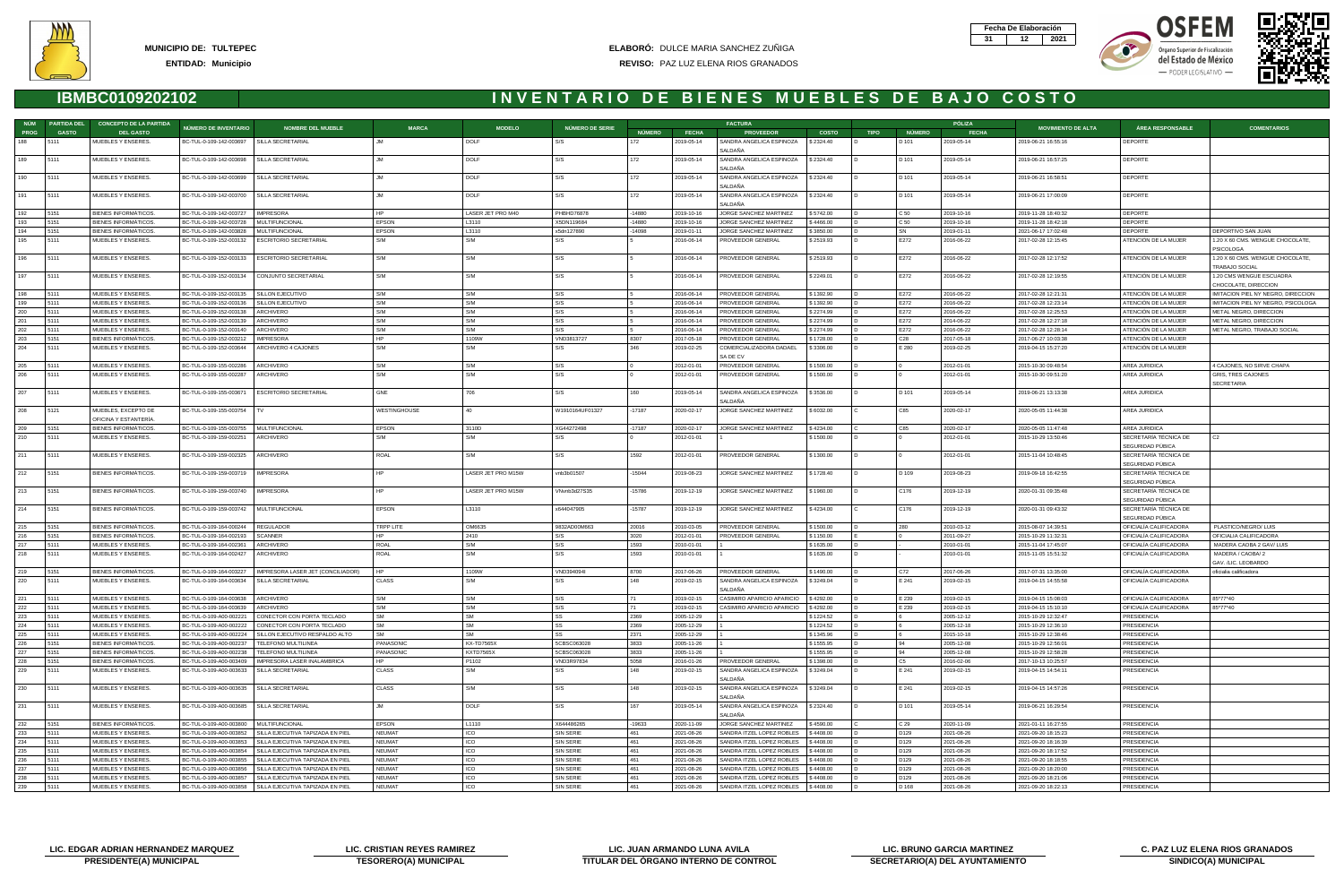**MUNICIPIO DE:** TULTEPEC
**ENTIDAD:** Municipio

**ELABORÓ:** DULCE MARIA SANCHEZ ZUÑIGA
**REVISO:** PAZ LUZ ELENA RIOS GRANADOS

| Fecha De Elaboración | | |
|---|---|---|
| 31 | 12 | 2021 |

# IBMBC0109202102

## INVENTARIO DE BIENES MUEBLES DE BAJO COSTO

| NÚM PROG | PARTIDA DEL GASTO | CONCEPTO DE LA PARTIDA DEL GASTO | NÚMERO DE INVENTARIO | NOMBRE DEL MUEBLE | MARCA | MODELO | NÚMERO DE SERIE | FACTURA | | | | PÓLIZA | | | MOVIMIENTO DE ALTA | ÁREA RESPONSABLE | COMENTARIOS |
|---|---|---|---|---|---|---|---|---|---|---|---|---|---|---|---|---|---|
| | | | | | | | | NÚMERO | FECHA | PROVEEDOR | COSTO | TIPO | NÚMERO | FECHA | | | |
| 188 | 5111 | MUEBLES Y ENSERES. | BC-TUL-0-109-142-003697 | SILLA SECRETARIAL | JM | DOLF | S/S | 172 | 2019-05-14 | SANDRA ANGELICA ESPINOZA SALDAÑA | $ 2324.40 | D | D 101 | 2019-05-14 | 2019-06-21 16:55:16 | DEPORTE | |
| 189 | 5111 | MUEBLES Y ENSERES. | BC-TUL-0-109-142-003698 | SILLA SECRETARIAL | JM | DOLF | S/S | 172 | 2019-05-14 | SANDRA ANGELICA ESPINOZA SALDAÑA | $ 2324.40 | D | D 101 | 2019-05-14 | 2019-06-21 16:57:25 | DEPORTE | |
| 190 | 5111 | MUEBLES Y ENSERES. | BC-TUL-0-109-142-003699 | SILLA SECRETARIAL | JM | DOLF | S/S | 172 | 2019-05-14 | SANDRA ANGELICA ESPINOZA SALDAÑA | $ 2324.40 | D | D 101 | 2019-05-14 | 2019-06-21 16:58:51 | DEPORTE | |
| 191 | 5111 | MUEBLES Y ENSERES. | BC-TUL-0-109-142-003700 | SILLA SECRETARIAL | JM | DOLF | S/S | 172 | 2019-05-14 | SANDRA ANGELICA ESPINOZA SALDAÑA | $ 2324.40 | D | D 101 | 2019-05-14 | 2019-06-21 17:00:09 | DEPORTE | |
| 192 | 5151 | BIENES INFORMÁTICOS. | BC-TUL-0-109-142-003727 | IMPRESORA | HP | LASER JET PRO M40 | PHBHD76878 | -14880 | 2019-10-16 | JORGE SANCHEZ MARTINEZ | $ 5742.00 | D | C 50 | 2019-10-16 | 2019-11-28 18:40:32 | DEPORTE | |
| 193 | 5151 | BIENES INFORMÁTICOS. | BC-TUL-0-109-142-003728 | MULTIFUNCIONAL | EPSON | L3110 | X5DN119684 | -14880 | 2019-10-16 | JORGE SANCHEZ MARTINEZ | $ 4466.00 | D | C 50 | 2019-10-16 | 2019-11-28 18:42:18 | DEPORTE | |
| 194 | 5151 | BIENES INFORMÁTICOS. | BC-TUL-0-109-142-003828 | MULTIFUNCIONAL | EPSON | L3110 | x5dn127890 | -14098 | 2019-01-11 | JORGE SANCHEZ MARTINEZ | $ 3850.00 | D | SN | 2019-01-11 | 2021-06-17 17:02:48 | DEPORTE | DEPORTIVO SAN JUAN |
| 195 | 5111 | MUEBLES Y ENSERES. | BC-TUL-0-109-152-003132 | ESCRITORIO SECRETARIAL | S/M | S/M | S/S | 5 | 2016-06-14 | PROVEEDOR GENERAL | $ 2519.93 | D | E272 | 2016-06-22 | 2017-02-28 12:15:45 | ATENCIÓN DE LA MUJER | 1.20 X 60 CMS. WENGUE CHOCOLATE, PSICOLOGA |
| 196 | 5111 | MUEBLES Y ENSERES. | BC-TUL-0-109-152-003133 | ESCRITORIO SECRETARIAL | S/M | S/M | S/S | 5 | 2016-06-14 | PROVEEDOR GENERAL | $ 2519.93 | D | E272 | 2016-06-22 | 2017-02-28 12:17:52 | ATENCIÓN DE LA MUJER | 1.20 X 60 CMS. WENGUE CHOCOLATE, TRABAJO SOCIAL |
| 197 | 5111 | MUEBLES Y ENSERES. | BC-TUL-0-109-152-003134 | CONJUNTO SECRETARIAL | S/M | S/M | S/S | 5 | 2016-06-14 | PROVEEDOR GENERAL | $ 2249.01 | D | E272 | 2016-06-22 | 2017-02-28 12:19:55 | ATENCIÓN DE LA MUJER | 1.20 CMS WENGUE ESCUADRA CHOCOLATE, DIRECCION |
| 198 | 5111 | MUEBLES Y ENSERES. | BC-TUL-0-109-152-003135 | SILLON EJECUTIVO | S/M | S/M | S/S | 5 | 2016-06-14 | PROVEEDOR GENERAL | $ 1392.90 | D | E272 | 2016-06-22 | 2017-02-28 12:21:31 | ATENCIÓN DE LA MUJER | IMITACION PIEL NY NEGRO, DIRECCION |
| 199 | 5111 | MUEBLES Y ENSERES. | BC-TUL-0-109-152-003136 | SILLON EJECUTIVO | S/M | S/M | S/S | 5 | 2016-06-14 | PROVEEDOR GENERAL | $ 1392.90 | D | E272 | 2016-06-22 | 2017-02-28 12:23:14 | ATENCIÓN DE LA MUJER | IMITACION PIEL NY NEGRO, PSICOLOGA |
| 200 | 5111 | MUEBLES Y ENSERES. | BC-TUL-0-109-152-003138 | ARCHIVERO | S/M | S/M | S/S | 5 | 2016-06-14 | PROVEEDOR GENERAL | $ 2274.99 | D | E272 | 2016-06-22 | 2017-02-28 12:25:53 | ATENCIÓN DE LA MUJER | METAL NEGRO, DIRECCION |
| 201 | 5111 | MUEBLES Y ENSERES. | BC-TUL-0-109-152-003139 | ARCHIVERO | S/M | S/M | S/S | 5 | 2016-06-14 | PROVEEDOR GENERAL | $ 2274.99 | D | E272 | 2016-06-22 | 2017-02-28 12:27:18 | ATENCIÓN DE LA MUJER | METAL NEGRO, DIRECCION |
| 202 | 5111 | MUEBLES Y ENSERES. | BC-TUL-0-109-152-003140 | ARCHIVERO | S/M | S/M | S/S | 5 | 2016-06-14 | PROVEEDOR GENERAL | $ 2274.99 | D | E272 | 2016-06-22 | 2017-02-28 12:28:14 | ATENCIÓN DE LA MUJER | METAL NEGRO, TRABAJO SOCIAL |
| 203 | 5151 | BIENES INFORMÁTICOS. | BC-TUL-0-109-152-003212 | IMPRESORA | HP | 1109W | VND3B13727 | 8307 | 2017-05-18 | PROVEEDOR GENERAL | $ 1728.00 | D | C28 | 2017-05-18 | 2017-06-27 10:03:38 | ATENCIÓN DE LA MUJER | |
| 204 | 5111 | MUEBLES Y ENSERES. | BC-TUL-0-109-152-003644 | ARCHIVERO 4 CAJONES | S/M | S/M | S/S | 346 | 2019-02-25 | COMERCIALIZADORA DADAEL SA DE CV | $ 3306.00 | D | E 280 | 2019-02-25 | 2019-04-15 15:27:20 | ATENCIÓN DE LA MUJER | |
| 205 | 5111 | MUEBLES Y ENSERES. | BC-TUL-0-109-155-002286 | ARCHIVERO | S/M | S/M | S/S | 0 | 2012-01-01 | PROVEEDOR GENERAL | $ 1500.00 | D | 0 | 2012-01-01 | 2015-10-30 09:48:54 | AREA JURIDICA | 4 CAJONES, NO SIRVE CHAPA |
| 206 | 5111 | MUEBLES Y ENSERES. | BC-TUL-0-109-155-002287 | ARCHIVERO | S/M | S/M | S/S | 0 | 2012-01-01 | PROVEEDOR GENERAL | $ 1500.00 | D | 0 | 2012-01-01 | 2015-10-30 09:51:20 | AREA JURIDICA | GRIS, TRES CAJONES SECRETARIA |
| 207 | 5111 | MUEBLES Y ENSERES. | BC-TUL-0-109-155-003671 | ESCRITORIO SECRETARIAL | GNE | 706 | S/S | 160 | 2019-05-14 | SANDRA ANGELICA ESPINOZA SALDAÑA | $ 3536.00 | D | D 101 | 2019-05-14 | 2019-06-21 13:13:38 | AREA JURIDICA | |
| 208 | 5121 | MUEBLES, EXCEPTO DE OFICINA Y ESTANTERÍA. | BC-TUL-0-109-155-003754 | TV | WESTINGHOUSE | 40 | W1910164UF01327 | -17187 | 2020-02-17 | JORGE SANCHEZ MARTINEZ | $ 6032.00 | C | C85 | 2020-02-17 | 2020-05-05 11:44:38 | AREA JURIDICA | |
| 209 | 5151 | BIENES INFORMÁTICOS. | BC-TUL-0-109-155-003755 | MULTIFUNCIONAL | EPSON | 3110D | XG44272498 | -17187 | 2020-02-17 | JORGE SANCHEZ MARTINEZ | $ 4234.00 | C | C85 | 2020-02-17 | 2020-05-05 11:47:48 | AREA JURIDICA | |
| 210 | 5111 | MUEBLES Y ENSERES. | BC-TUL-0-109-159-002251 | ARCHIVERO | S/M | S/M | S/S | 0 | 2012-01-01 | 1 | $ 1500.00 | D | 0 | 2012-01-01 | 2015-10-29 13:50:48 | SECRETARÍA TÉCNICA DE SEGURIDAD PÚBLICA | C2 |
| 211 | 5111 | MUEBLES Y ENSERES. | BC-TUL-0-109-159-002325 | ARCHIVERO | ROAL | S/M | S/S | 1592 | 2012-01-01 | PROVEEDOR GENERAL | $ 1300.00 | D | 0 | 2012-01-01 | 2015-11-04 10:48:45 | SECRETARÍA TÉCNICA DE SEGURIDAD PÚBLICA | |
| 212 | 5151 | BIENES INFORMÁTICOS. | BC-TUL-0-109-159-003719 | IMPRESORA | HP | LASER JET PRO M15W | vnb3b01507 | -15044 | 2019-08-23 | JORGE SANCHEZ MARTINEZ | $ 1728.40 | D | D 109 | 2019-08-23 | 2019-09-18 16:42:55 | SECRETARÍA TÉCNICA DE SEGURIDAD PÚBLICA | |
| 213 | 5151 | BIENES INFORMÁTICOS. | BC-TUL-0-109-159-003740 | IMPRESORA | HP | LASER JET PRO M15W | VNvnb3d27535 | -15786 | 2019-12-19 | JORGE SANCHEZ MARTINEZ | $ 1960.00 | D | C176 | 2019-12-19 | 2020-01-31 09:35:48 | SECRETARÍA TÉCNICA DE SEGURIDAD PÚBLICA | |
| 214 | 5151 | BIENES INFORMÁTICOS. | BC-TUL-0-109-159-003742 | MULTIFUNCIONAL | EPSON | L3110 | x644047005 | -15787 | 2019-12-19 | JORGE SANCHEZ MARTINEZ | $ 4234.00 | C | C176 | 2019-12-19 | 2020-01-31 09:43:32 | SECRETARÍA TÉCNICA DE SEGURIDAD PÚBLICA | |
| 215 | 5151 | BIENES INFORMÁTICOS. | BC-TUL-0-109-164-000244 | REGULADOR | TRPP LITE | OM6635 | 9832AD00M663 | 20016 | 2010-03-05 | PROVEEDOR GENERAL | $ 1500.00 | D | 280 | 2010-03-12 | 2015-08-07 14:39:51 | OFICIALÍA CALIFICADORA | PLASTICO/NEGRO/ LUIS |
| 216 | 5151 | BIENES INFORMÁTICOS. | BC-TUL-0-109-164-002193 | SCANNER | HP | 2410 | S/S | 3020 | 2012-01-01 | PROVEEDOR GENERAL | $ 1150.00 | E | 0 | 2011-09-27 | 2015-10-29 11:32:31 | OFICIALÍA CALIFICADORA | OFICIALIA CALIFICADORA |
| 217 | 5111 | MUEBLES Y ENSERES. | BC-TUL-0-109-164-002361 | ARCHIVERO | ROAL | S/M | S/S | 1593 | 2010-01-01 | 1 | $ 1635.00 | D | - | 2010-01-01 | 2015-11-04 17:45:07 | OFICIALÍA CALIFICADORA | MADERA CAOBA 2 GAV/ LUIS |
| 218 | 5111 | MUEBLES Y ENSERES. | BC-TUL-0-109-164-002427 | ARCHIVERO | ROAL | S/M | S/S | 1593 | 2010-01-01 | 1 | $ 1635.00 | D | - | 2010-01-01 | 2015-11-05 15:51:32 | OFICIALÍA CALIFICADORA | MADERA / CAOBA/ 2 GAV. /LIC. LEOBARDO |
| 219 | 5151 | BIENES INFORMÁTICOS. | BC-TUL-0-109-164-003227 | IMPRESORA LASER JET (CONCILIADOR) | HP | 1109W | VND3940941 | 8700 | 2017-06-26 | PROVEEDOR GENERAL | $ 1490.00 | D | C72 | 2017-06-26 | 2017-07-31 13:35:00 | OFICIALÍA CALIFICADORA | oficialia calificadora |
| 220 | 5111 | MUEBLES Y ENSERES. | BC-TUL-0-109-164-003634 | SILLA SECRETARIAL | CLASS | S/M | S/S | 148 | 2019-02-15 | SANDRA ANGELICA ESPINOZA SALDAÑA | $ 3249.04 | D | E 241 | 2019-02-15 | 2019-04-15 14:55:58 | OFICIALÍA CALIFICADORA | |
| 221 | 5111 | MUEBLES Y ENSERES. | BC-TUL-0-109-164-003638 | ARCHIVERO | S/M | S/M | S/S | 71 | 2019-02-15 | CASIMIRO APARICIO APARICIO | $ 4292.00 | D | E 239 | 2019-02-15 | 2019-04-15 15:08:03 | OFICIALÍA CALIFICADORA | 85*77*40 |
| 222 | 5111 | MUEBLES Y ENSERES. | BC-TUL-0-109-164-003639 | ARCHIVERO | S/M | S/M | S/S | 71 | 2019-02-15 | CASIMIRO APARICIO APARICIO | $ 4292.00 | D | E 239 | 2019-02-15 | 2019-04-15 15:10:10 | OFICIALÍA CALIFICADORA | 85*77*40 |
| 223 | 5111 | MUEBLES Y ENSERES. | BC-TUL-0-109-A00-002221 | CONECTOR CON PORTA TECLADO | SM | SM | SS | 2369 | 2005-12-29 | 1 | $ 1224.52 | D | 6 | 2005-12-12 | 2015-10-29 12:32:47 | PRESIDENCIA | |
| 224 | 5111 | MUEBLES Y ENSERES. | BC-TUL-0-109-A00-002222 | CONECTOR CON PORTA TECLADO | SM | SM | SS | 2369 | 2005-12-29 | 1 | $ 1224.52 | D | 6 | 2005-12-18 | 2015-10-29 12:36:10 | PRESIDENCIA | |
| 225 | 5111 | MUEBLES Y ENSERES. | BC-TUL-0-109-A00-002224 | SILLON EJECUTIVO RESPALDO ALTO | SM | SM | SS | 2371 | 2005-12-29 | 1 | $ 1345.96 | D | 6 | 2015-10-18 | 2015-10-29 12:38:46 | PRESIDENCIA | |
| 226 | 5151 | BIENES INFORMÁTICOS. | BC-TUL-0-109-A00-002237 | TELEFONO MULTILINEA | PANASONIC | KX-TD7565X | 5CBSC063028 | 3833 | 2005-11-26 | 1 | $ 1555.95 | D | 94 | 2005-12-08 | 2015-10-29 12:56:01 | PRESIDENCIA | |
| 227 | 5151 | BIENES INFORMÁTICOS. | BC-TUL-0-109-A00-002238 | TELEFONO MULTILINEA | PANASONIC | KXTD7565X | 5CBSC063028 | 3833 | 2005-11-26 | 1 | $ 1555.95 | D | 94 | 2005-12-08 | 2015-10-29 12:58:28 | PRESIDENCIA | |
| 228 | 5151 | BIENES INFORMÁTICOS. | BC-TUL-0-109-A00-003409 | IMPRESORA LASER INALAMBRICA | HP | P1102 | VND3R97834 | 5058 | 2016-01-26 | PROVEEDOR GENERAL | $ 1398.00 | D | C5 | 2016-02-06 | 2017-10-13 10:25:57 | PRESIDENCIA | |
| 229 | 5111 | MUEBLES Y ENSERES. | BC-TUL-0-109-A00-003633 | SILLA SECRETARIAL | CLASS | S/M | S/S | 148 | 2019-02-15 | SANDRA ANGELICA ESPINOZA SALDAÑA | $ 3249.04 | D | E 241 | 2019-02-15 | 2019-04-15 14:54:11 | PRESIDENCIA | |
| 230 | 5111 | MUEBLES Y ENSERES. | BC-TUL-0-109-A00-003635 | SILLA SECRETARIAL | CLASS | S/M | S/S | 148 | 2019-02-15 | SANDRA ANGELICA ESPINOZA SALDAÑA | $ 3249.04 | D | E 241 | 2019-02-15 | 2019-04-15 14:57:26 | PRESIDENCIA | |
| 231 | 5111 | MUEBLES Y ENSERES. | BC-TUL-0-109-A00-003685 | SILLA SECRETARIAL | JM | DOLF | S/S | 167 | 2019-05-14 | SANDRA ANGELICA ESPINOZA SALDAÑA | $ 2324.40 | D | D 101 | 2019-05-14 | 2019-06-21 16:29:54 | PRESIDENCIA | |
| 232 | 5151 | BIENES INFORMÁTICOS. | BC-TUL-0-109-A00-003800 | MULTIFUNCIONAL | EPSON | L1110 | X644486265 | -19633 | 2020-11-09 | JORGE SANCHEZ MARTINEZ | $ 4590.00 | C | C 29 | 2020-11-09 | 2021-01-11 16:27:55 | PRESIDENCIA | |
| 233 | 5111 | MUEBLES Y ENSERES. | BC-TUL-0-109-A00-003852 | SILLA EJECUTIVA TAPIZADA EN PIEL | NEUMAT | ICO | SIN SERIE | 461 | 2021-08-26 | SANDRA ITZEL LOPEZ ROBLES | $ 4408.00 | D | D129 | 2021-08-26 | 2021-09-20 18:15:23 | PRESIDENCIA | |
| 234 | 5111 | MUEBLES Y ENSERES. | BC-TUL-0-109-A00-003853 | SILLA EJECUTIVA TAPIZADA EN PIEL | NEUMAT | ICO | SIN SERIE | 461 | 2021-08-26 | SANDRA ITZEL LOPEZ ROBLES | $ 4408.00 | D | D129 | 2021-08-26 | 2021-09-20 18:16:39 | PRESIDENCIA | |
| 235 | 5111 | MUEBLES Y ENSERES. | BC-TUL-0-109-A00-003854 | SILLA EJECUTIVA TAPIZADA EN PIEL | NEUMAT | ICO | SIN SERIE | 461 | 2021-08-26 | SANDRA ITZEL LOPEZ ROBLES | $ 4408.00 | D | D129 | 2021-08-26 | 2021-09-20 18:17:52 | PRESIDENCIA | |
| 236 | 5111 | MUEBLES Y ENSERES. | BC-TUL-0-109-A00-003855 | SILLA EJECUTIVA TAPIZADA EN PIEL | NEUMAT | ICO | SIN SERIE | 461 | 2021-08-26 | SANDRA ITZEL LOPEZ ROBLES | $ 4408.00 | D | D129 | 2021-08-26 | 2021-09-20 18:18:55 | PRESIDENCIA | |
| 237 | 5111 | MUEBLES Y ENSERES. | BC-TUL-0-109-A00-003856 | SILLA EJECUTIVA TAPIZADA EN PIEL | NEUMAT | ICO | SIN SERIE | 461 | 2021-08-26 | SANDRA ITZEL LOPEZ ROBLES | $ 4408.00 | D | D129 | 2021-08-26 | 2021-09-20 18:20:00 | PRESIDENCIA | |
| 238 | 5111 | MUEBLES Y ENSERES. | BC-TUL-0-109-A00-003857 | SILLA EJECUTIVA TAPIZADA EN PIEL | NEUMAT | ICO | SIN SERIE | 461 | 2021-08-26 | SANDRA ITZEL LOPEZ ROBLES | $ 4408.00 | D | D129 | 2021-08-26 | 2021-09-20 18:21:06 | PRESIDENCIA | |
| 239 | 5111 | MUEBLES Y ENSERES. | BC-TUL-0-109-A00-003858 | SILLA EJECUTIVA TAPIZADA EN PIEL | NEUMAT | ICO | SIN SERIE | 461 | 2021-08-26 | SANDRA ITZEL LOPEZ ROBLES | $ 4408.00 | D | D 168 | 2021-08-26 | 2021-09-20 18:22:13 | PRESIDENCIA | |

| LIC. EDGAR ADRIAN HERNANDEZ MARQUEZ | LIC. CRISTIAN REYES RAMIREZ | LIC. JUAN ARMANDO LUNA AVILA | LIC. BRUNO GARCIA MARTINEZ | C. PAZ LUZ ELENA RIOS GRANADOS |
|---|---|---|---|---|
| PRESIDENTE(A) MUNICIPAL | TESORERO(A) MUNICIPAL | TITULAR DEL ÓRGANO INTERNO DE CONTROL | SECRETARIO(A) DEL AYUNTAMIENTO | SINDICO(A) MUNICIPAL |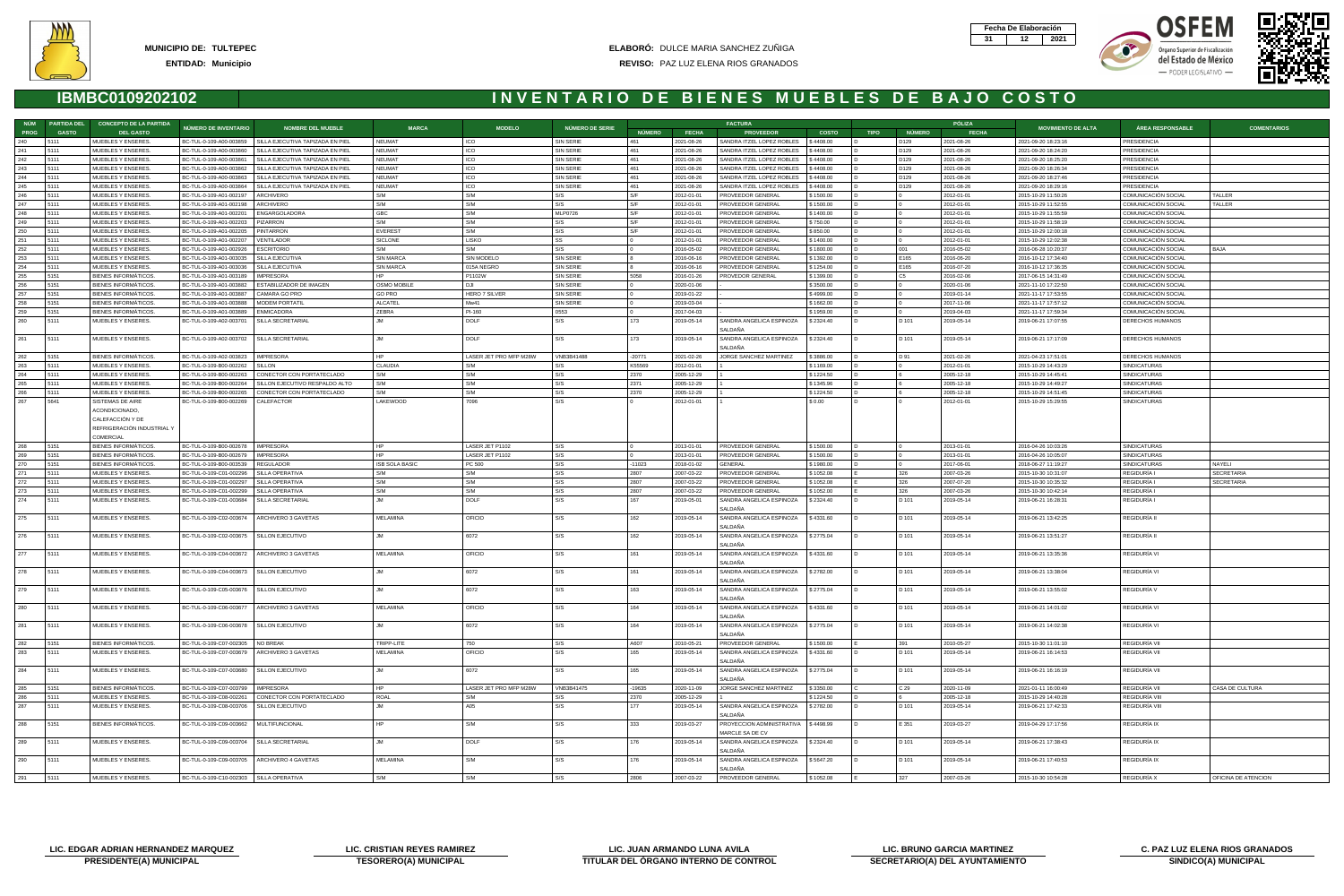**MUNICIPIO DE:** TULTEPEC
**ENTIDAD:** Municipio

**ELABORÓ:** DULCE MARIA SANCHEZ ZUÑIGA
**REVISO:** PAZ LUZ ELENA RIOS GRANADOS

| Fecha De Elaboración | | |
|---|---|---|
| 31 | 12 | 2021 |

# IBMBC0109202102 — INVENTARIO DE BIENES MUEBLES DE BAJO COSTO

| NÚM PROG | PARTIDA DEL GASTO | CONCEPTO DE LA PARTIDA DEL GASTO | NÚMERO DE INVENTARIO | NOMBRE DEL MUEBLE | MARCA | MODELO | NÚMERO DE SERIE | FACTURA | | | | PÓLIZA | | | MOVIMIENTO DE ALTA | ÁREA RESPONSABLE | COMENTARIOS |
|---|---|---|---|---|---|---|---|---|---|---|---|---|---|---|---|---|---|
| | | | | | | | | NÚMERO | FECHA | PROVEEDOR | COSTO | TIPO | NÚMERO | FECHA | | | |
| 240 | 5111 | MUEBLES Y ENSERES. | BC-TUL-0-109-A00-003859 | SILLA EJECUTIVA TAPIZADA EN PIEL | NEUMAT | ICO | SIN SERIE | 461 | 2021-08-26 | SANDRA ITZEL LOPEZ ROBLES | $ 4408.00 | D | D129 | 2021-08-26 | 2021-09-20 18:23:16 | PRESIDENCIA | |
| 241 | 5111 | MUEBLES Y ENSERES. | BC-TUL-0-109-A00-003860 | SILLA EJECUTIVA TAPIZADA EN PIEL | NEUMAT | ICO | SIN SERIE | 461 | 2021-08-26 | SANDRA ITZEL LOPEZ ROBLES | $ 4408.00 | D | D129 | 2021-08-26 | 2021-09-20 18:24:20 | PRESIDENCIA | |
| 242 | 5111 | MUEBLES Y ENSERES. | BC-TUL-0-109-A00-003861 | SILLA EJECUTIVA TAPIZADA EN PIEL | NEUMAT | ICO | SIN SERIE | 461 | 2021-08-26 | SANDRA ITZEL LOPEZ ROBLES | $ 4408.00 | D | D129 | 2021-08-26 | 2021-09-20 18:25:20 | PRESIDENCIA | |
| 243 | 5111 | MUEBLES Y ENSERES. | BC-TUL-0-109-A00-003862 | SILLA EJECUTIVA TAPIZADA EN PIEL | NEUMAT | ICO | SIN SERIE | 461 | 2021-08-26 | SANDRA ITZEL LOPEZ ROBLES | $ 4408.00 | D | D129 | 2021-08-26 | 2021-09-20 18:26:34 | PRESIDENCIA | |
| 244 | 5111 | MUEBLES Y ENSERES. | BC-TUL-0-109-A00-003863 | SILLA EJECUTIVA TAPIZADA EN PIEL | NEUMAT | ICO | SIN SERIE | 461 | 2021-08-26 | SANDRA ITZEL LOPEZ ROBLES | $ 4408.00 | D | D129 | 2021-08-26 | 2021-09-20 18:27:46 | PRESIDENCIA | |
| 245 | 5111 | MUEBLES Y ENSERES. | BC-TUL-0-109-A00-003864 | SILLA EJECUTIVA TAPIZADA EN PIEL | NEUMAT | ICO | SIN SERIE | 461 | 2021-08-26 | SANDRA ITZEL LOPEZ ROBLES | $ 4408.00 | D | D129 | 2021-08-26 | 2021-09-20 18:29:16 | PRESIDENCIA | |
| 246 | 5111 | MUEBLES Y ENSERES. | BC-TUL-0-109-A01-002197 | ARCHIVERO | S/M | S/M | S/S | S/F | 2012-01-01 | PROVEEDOR GENERAL | $ 1500.00 | D | 0 | 2012-01-01 | 2015-10-29 11:50:26 | COMUNICACIÓN SOCIAL | TALLER |
| 247 | 5111 | MUEBLES Y ENSERES. | BC-TUL-0-109-A01-002198 | ARCHIVERO | S/M | S/M | S/S | S/F | 2012-01-01 | PROVEEDOR GENERAL | $ 1500.00 | D | 0 | 2012-01-01 | 2015-10-29 11:52:55 | COMUNICACIÓN SOCIAL | TALLER |
| 248 | 5111 | MUEBLES Y ENSERES. | BC-TUL-0-109-A01-002201 | ENGARGOLADORA | GBC | S/M | MLP0726 | S/F | 2012-01-01 | PROVEEDOR GENERAL | $ 1400.00 | D | 0 | 2012-01-01 | 2015-10-29 11:55:59 | COMUNICACIÓN SOCIAL | |
| 249 | 5111 | MUEBLES Y ENSERES. | BC-TUL-0-109-A01-002203 | PIZARRON | S/M | S/M | S/S | S/F | 2012-01-01 | PROVEEDOR GENERAL | $ 750.00 | D | 0 | 2012-01-01 | 2015-10-29 11:58:19 | COMUNICACIÓN SOCIAL | |
| 250 | 5111 | MUEBLES Y ENSERES. | BC-TUL-0-109-A01-002205 | PINTARRON | EVEREST | S/M | S/S | S/F | 2012-01-01 | PROVEEDOR GENERAL | $ 850.00 | D | 0 | 2012-01-01 | 2015-10-29 12:00:18 | COMUNICACIÓN SOCIAL | |
| 251 | 5111 | MUEBLES Y ENSERES. | BC-TUL-0-109-A01-002207 | VENTILADOR | SICLONE | LISKO | SS | 0 | 2012-01-01 | PROVEEDOR GENERAL | $ 1400.00 | D | 0 | 2012-01-01 | 2015-10-29 12:02:38 | COMUNICACIÓN SOCIAL | |
| 252 | 5111 | MUEBLES Y ENSERES. | BC-TUL-0-109-A01-002926 | ESCRITORIO | S/M | S/M | S/S | 0 | 2016-05-02 | PROVEEDOR GENERAL | $ 1800.00 | D | 001 | 2016-05-02 | 2016-06-28 10:20:37 | COMUNICACIÓN SOCIAL | BAJA |
| 253 | 5111 | MUEBLES Y ENSERES. | BC-TUL-0-109-A01-003035 | SILLA EJECUTIVA | SIN MARCA | SIN MODELO | SIN SERIE | 8 | 2016-06-16 | PROVEEDOR GENERAL | $ 1392.00 | D | E165 | 2016-06-20 | 2016-10-12 17:34:40 | COMUNICACIÓN SOCIAL | |
| 254 | 5111 | MUEBLES Y ENSERES. | BC-TUL-0-109-A01-003036 | SILLA EJECUTIVA | SIN MARCA | 015A NEGRO | SIN SERIE | 8 | 2016-06-16 | PROVEEDOR GENERAL | $ 1254.00 | D | E165 | 2016-07-20 | 2016-10-12 17:36:35 | COMUNICACIÓN SOCIAL | |
| 255 | 5151 | BIENES INFORMÁTICOS. | BC-TUL-0-109-A01-003189 | IMPRESORA | HP | P1102W | SIN SERIE | 5058 | 2016-01-26 | PROVEDOR GENERAL | $ 1399.00 | D | C5 | 2016-02-06 | 2017-06-15 14:31:49 | COMUNICACIÓN SOCIAL | |
| 256 | 5151 | BIENES INFORMÁTICOS. | BC-TUL-0-109-A01-003882 | ESTABILIZADOR DE IMAGEN | OSMO MOBILE | DJI | SIN SERIE | 0 | 2020-01-06 | | $ 3500.00 | D | 0 | 2020-01-06 | 2021-11-10 17:22:50 | COMUNICACIÓN SOCIAL | |
| 257 | 5151 | BIENES INFORMÁTICOS. | BC-TUL-0-109-A01-003887 | CAMARA GO PRO | GO PRO | HERO 7 SILVER | SIN SERIE | 0 | 2019-01-22 | | $ 4999.00 | D | 0 | 2019-01-14 | 2021-11-17 17:53:55 | COMUNICACIÓN SOCIAL | |
| 258 | 5151 | BIENES INFORMÁTICOS. | BC-TUL-0-109-A01-003888 | MODEM PORTATIL | ALCATEL | Mw41 | SIN SERIE | 0 | 2019-03-04 | - | $ 1662.00 | D | 0 | 2017-11-06 | 2021-11-17 17:57:12 | COMUNICACIÓN SOCIAL | |
| 259 | 5151 | BIENES INFORMÁTICOS. | BC-TUL-0-109-A01-003889 | ENMICADORA | ZEBRA | PI-160 | 0553 | 0 | 2017-04-03 | - | $ 1859.00 | D | 0 | 2019-04-03 | 2021-11-17 17:59:34 | COMUNICACIÓN SOCIAL | |
| 260 | 5111 | MUEBLES Y ENSERES. | BC-TUL-0-109-A02-003701 | SILLA SECRETARIAL | JM | DOLF | S/S | 173 | 2019-05-14 | SANDRA ANGELICA ESPINOZA SALDAÑA | $ 2324.40 | D | D 101 | 2019-05-14 | 2019-06-21 17:07:55 | DERECHOS HUMANOS | |
| 261 | 5111 | MUEBLES Y ENSERES. | BC-TUL-0-109-A02-003702 | SILLA SECRETARIAL | JM | DOLF | S/S | 173 | 2019-05-14 | SANDRA ANGELICA ESPINOZA SALDAÑA | $ 2324.40 | D | D 101 | 2019-05-14 | 2019-06-21 17:17:09 | DERECHOS HUMANOS | |
| 262 | 5151 | BIENES INFORMÁTICOS. | BC-TUL-0-109-A02-003823 | IMPRESORA | HP | LASER JET PRO MFP M28W | VNB3B41488 | -20771 | 2021-02-26 | JORGE SANCHEZ MARTINEZ | $ 3886.00 | D | D 91 | 2021-02-26 | 2021-04-23 17:51:01 | DERECHOS HUMANOS | |
| 263 | 5111 | MUEBLES Y ENSERES. | BC-TUL-0-109-B00-002262 | SILLON | CLAUDIA | S/M | S/S | K55569 | 2012-01-01 | 1 | $ 1169.00 | D | 0 | 2012-01-01 | 2015-10-29 14:43:29 | SINDICATURAS | |
| 264 | 5111 | MUEBLES Y ENSERES. | BC-TUL-0-109-B00-002263 | CONECTOR CON PORTATECLADO | S/M | S/M | S/S | 2370 | 2005-12-29 | 1 | $ 1224.50 | D | 6 | 2005-12-18 | 2015-10-29 14:45:41 | SINDICATURAS | |
| 265 | 5111 | MUEBLES Y ENSERES. | BC-TUL-0-109-B00-002264 | SILLON EJECUTIVO RESPALDO ALTO | S/M | S/M | S/S | 2371 | 2005-12-29 | 1 | $ 1345.96 | D | 6 | 2005-12-18 | 2015-10-29 14:49:27 | SINDICATURAS | |
| 266 | 5111 | MUEBLES Y ENSERES. | BC-TUL-0-109-B00-002265 | CONECTOR CON PORTATECLADO | S/M | S/M | S/S | 2370 | 2005-12-29 | 1 | $ 1224.50 | D | 6 | 2005-12-18 | 2015-10-29 14:51:45 | SINDICATURAS | |
| 267 | 5641 | SISTEMAS DE AIRE ACONDICIONADO, CALEFACCIÓN Y DE REFRIGERACIÓN INDUSTRIAL Y COMERCIAL. | BC-TUL-0-109-B00-002269 | CALEFACTOR | LAKEWOOD | 7096 | S/S | 0 | 2012-01-01 | 1 | $ 0.00 | D | 0 | 2012-01-01 | 2015-10-29 15:29:55 | SINDICATURAS | |
| 268 | 5151 | BIENES INFORMÁTICOS. | BC-TUL-0-109-B00-002678 | IMPRESORA | HP | LASER JET P1102 | S/S | 0 | 2013-01-01 | PROVEEDOR GENERAL | $ 1500.00 | D | 0 | 2013-01-01 | 2016-04-26 10:03:26 | SINDICATURAS | |
| 269 | 5151 | BIENES INFORMÁTICOS. | BC-TUL-0-109-B00-002679 | IMPRESORA | HP | LASER JET P1102 | S/S | 0 | 2013-01-01 | PROVEEDOR GENERAL | $ 1500.00 | D | 0 | 2013-01-01 | 2016-04-26 10:05:07 | SINDICATURAS | |
| 270 | 5151 | BIENES INFORMÁTICOS. | BC-TUL-0-109-B00-003539 | REGULADOR | ISB SOLA BASIC | PC 500 | S/S | -11023 | 2018-01-02 | GENERAL | $ 1080.00 | D | 0 | 2017-06-01 | 2018-06-27 11:19:27 | SINDICATURAS | NAYELI |
| 271 | 5111 | MUEBLES Y ENSERES. | BC-TUL-0-109-C01-002296 | SILLA OPERATIVA | S/M | S/M | S/S | 2807 | 2007-03-22 | PROVEEDOR GENERAL | $ 1052.08 | E | 326 | 2007-03-26 | 2015-10-30 10:31:07 | REGIDURÍA I | SECRETARIA |
| 272 | 5111 | MUEBLES Y ENSERES. | BC-TUL-0-109-C01-002297 | SILLA OPERATIVA | S/M | S/M | S/S | 2807 | 2007-03-22 | PROVEEDOR GENERAL | $ 1052.08 | E | 326 | 2007-07-20 | 2015-10-30 10:35:32 | REGIDURÍA I | SECRETARIA |
| 273 | 5111 | MUEBLES Y ENSERES. | BC-TUL-0-109-C01-002299 | SILLA OPERATIVA | S/M | S/M | S/S | 2807 | 2007-03-22 | PROVEEDOR GENERAL | $ 1052.00 | E | 326 | 2007-03-26 | 2015-10-30 10:42:14 | REGIDURÍA I | |
| 274 | 5111 | MUEBLES Y ENSERES. | BC-TUL-0-109-C01-003684 | SILLA SECRETARIAL | JM | DOLF | S/S | 167 | 2019-05-01 | SANDRA ANGELICA ESPINOZA SALDAÑA | $ 2324.40 | D | D 101 | 2019-05-14 | 2019-06-21 16:28:31 | REGIDURÍA I | |
| 275 | 5111 | MUEBLES Y ENSERES. | BC-TUL-0-109-C02-003674 | ARCHIVERO 3 GAVETAS | MELAMINA | OFICIO | S/S | 162 | 2019-05-14 | SANDRA ANGELICA ESPINOZA SALDAÑA | $ 4331.60 | D | D 101 | 2019-05-14 | 2019-06-21 13:42:25 | REGIDURÍA II | |
| 276 | 5111 | MUEBLES Y ENSERES. | BC-TUL-0-109-C02-003675 | SILLON EJECUTIVO | JM | 6072 | S/S | 162 | 2019-05-14 | SANDRA ANGELICA ESPINOZA SALDAÑA | $ 2775.04 | D | D 101 | 2019-05-14 | 2019-06-21 13:51:27 | REGIDURÍA II | |
| 277 | 5111 | MUEBLES Y ENSERES. | BC-TUL-0-109-C04-003672 | ARCHIVERO 3 GAVETAS | MELAMINA | OFICIO | S/S | 161 | 2019-05-14 | SANDRA ANGELICA ESPINOZA SALDAÑA | $ 4331.60 | D | D 101 | 2019-05-14 | 2019-06-21 13:35:36 | REGIDURÍA VI | |
| 278 | 5111 | MUEBLES Y ENSERES. | BC-TUL-0-109-C04-003673 | SILLON EJECUTIVO | JM | 6072 | S/S | 161 | 2019-05-14 | SANDRA ANGELICA ESPINOZA SALDAÑA | $ 2782.00 | D | D 101 | 2019-05-14 | 2019-06-21 13:38:04 | REGIDURÍA VI | |
| 279 | 5111 | MUEBLES Y ENSERES. | BC-TUL-0-109-C05-003676 | SILLON EJECUTIVO | JM | 6072 | S/S | 163 | 2019-05-14 | SANDRA ANGELICA ESPINOZA SALDAÑA | $ 2775.04 | D | D 101 | 2019-05-14 | 2019-06-21 13:55:02 | REGIDURÍA V | |
| 280 | 5111 | MUEBLES Y ENSERES. | BC-TUL-0-109-C06-003677 | ARCHIVERO 3 GAVETAS | MELAMINA | OFICIO | S/S | 164 | 2019-05-14 | SANDRA ANGELICA ESPINOZA SALDAÑA | $ 4331.60 | D | D 101 | 2019-05-14 | 2019-06-21 14:01:02 | REGIDURÍA VI | |
| 281 | 5111 | MUEBLES Y ENSERES. | BC-TUL-0-109-C06-003678 | SILLON EJECUTIVO | JM | 6072 | S/S | 164 | 2019-05-14 | SANDRA ANGELICA ESPINOZA SALDAÑA | $ 2775.04 | D | D 101 | 2019-05-14 | 2019-06-21 14:02:38 | REGIDURÍA VI | |
| 282 | 5151 | BIENES INFORMÁTICOS. | BC-TUL-0-109-C07-002305 | NO BREAK | TRIPP-LITE | 750 | S/S | A607 | 2010-05-21 | PROVEEDOR GENERAL | $ 1500.00 | E | 391 | 2010-05-27 | 2015-10-30 11:01:10 | REGIDURÍA VII | |
| 283 | 5111 | MUEBLES Y ENSERES. | BC-TUL-0-109-C07-003679 | ARCHIVERO 3 GAVETAS | MELAMINA | OFICIO | S/S | 165 | 2019-05-14 | SANDRA ANGELICA ESPINOZA SALDAÑA | $ 4331.60 | D | D 101 | 2019-05-14 | 2019-06-21 16:14:53 | REGIDURÍA VII | |
| 284 | 5111 | MUEBLES Y ENSERES. | BC-TUL-0-109-C07-003680 | SILLON EJECUTIVO | JM | 6072 | S/S | 165 | 2019-05-14 | SANDRA ANGELICA ESPINOZA SALDAÑA | $ 2775.04 | D | D 101 | 2019-05-14 | 2019-06-21 16:16:19 | REGIDURÍA VII | |
| 285 | 5151 | BIENES INFORMÁTICOS. | BC-TUL-0-109-C07-003799 | IMPRESORA | HP | LASER JET PRO MFP M28W | VNB3B41475 | -19835 | 2020-11-09 | JORGE SANCHEZ MARTINEZ | $ 3350.00 | C | C 29 | 2020-11-09 | 2021-01-11 16:00:49 | REGIDURÍA VII | CASA DE CULTURA |
| 286 | 5111 | MUEBLES Y ENSERES. | BC-TUL-0-109-C08-002261 | CONECTOR CON PORTATECLADO | ROAL | S/M | S/S | 2370 | 2005-12-29 | 1 | $ 1224.50 | D | 6 | 2005-12-18 | 2015-10-29 14:40:28 | REGIDURÍA VIII | |
| 287 | 5111 | MUEBLES Y ENSERES. | BC-TUL-0-109-C08-003706 | SILLON EJECUTIVO | JM | A05 | S/S | 177 | 2019-05-14 | SANDRA ANGELICA ESPINOZA SALDAÑA | $ 2782.00 | D | D 101 | 2019-05-14 | 2019-06-21 17:42:33 | REGIDURÍA VIII | |
| 288 | 5151 | BIENES INFORMÁTICOS. | BC-TUL-0-109-C09-003662 | MULTIFUNCIONAL | HP | S/M | S/S | 333 | 2019-03-27 | PROYECCION ADMINISTRATIVA MARCLE SA DE CV | $ 4498.99 | D | E 351 | 2019-03-27 | 2019-04-29 17:17:56 | REGIDURÍA IX | |
| 289 | 5111 | MUEBLES Y ENSERES. | BC-TUL-0-109-C09-003704 | SILLA SECRETARIAL | JM | DOLF | S/S | 176 | 2019-05-14 | SANDRA ANGELICA ESPINOZA SALDAÑA | $ 2324.40 | D | D 101 | 2019-05-14 | 2019-06-21 17:38:43 | REGIDURÍA IX | |
| 290 | 5111 | MUEBLES Y ENSERES. | BC-TUL-0-109-C09-003705 | ARCHIVERO 4 GAVETAS | MELAMINA | S/M | S/S | 176 | 2019-05-14 | SANDRA ANGELICA ESPINOZA SALDAÑA | $ 5647.20 | D | D 101 | 2019-05-14 | 2019-06-21 17:40:53 | REGIDURÍA IX | |
| 291 | 5111 | MUEBLES Y ENSERES. | BC-TUL-0-109-C10-002303 | SILLA OPERATIVA | S/M | S/M | S/S | 2806 | 2007-03-22 | PROVEEDOR GENERAL | $ 1052.08 | E | 327 | 2007-03-26 | 2015-10-30 10:54:28 | REGIDURÍA X | OFICINA DE ATENCIÓN |

| | | | | |
|---|---|---|---|---|
| **LIC. EDGAR ADRIAN HERNANDEZ MARQUEZ** | **LIC. CRISTIAN REYES RAMIREZ** | **LIC. JUAN ARMANDO LUNA AVILA** | **LIC. BRUNO GARCIA MARTINEZ** | **C. PAZ LUZ ELENA RIOS GRANADOS** |
| **PRESIDENTE(A) MUNICIPAL** | **TESORERO(A) MUNICIPAL** | **TITULAR DEL ÓRGANO INTERNO DE CONTROL** | **SECRETARIO(A) DEL AYUNTAMIENTO** | **SINDICO(A) MUNICIPAL** |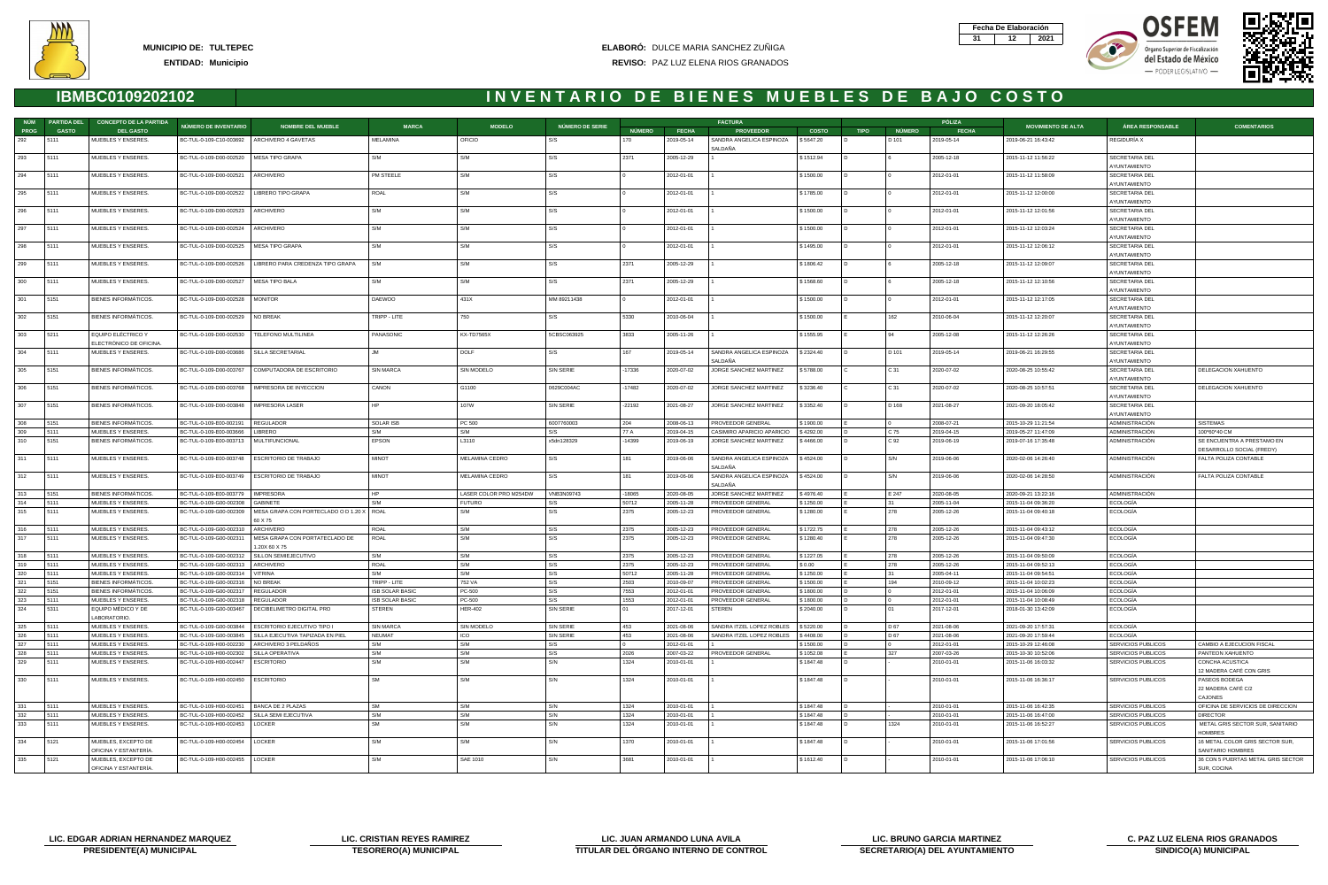**MUNICIPIO DE:** TULTEPEC
**ENTIDAD:** Municipio

**ELABORÓ:** DULCE MARIA SANCHEZ ZUÑIGA
**REVISO:** PAZ LUZ ELENA RIOS GRANADOS

| Fecha De Elaboración | | |
|---|---|---|
| 31 | 12 | 2021 |

## IBMBC0109202102

# INVENTARIO DE BIENES MUEBLES DE BAJO COSTO

| NÚM PROG | PARTIDA DEL GASTO | CONCEPTO DE LA PARTIDA DEL GASTO | NÚMERO DE INVENTARIO | NOMBRE DEL MUEBLE | MARCA | MODELO | NÚMERO DE SERIE | FACTURA | | | | PÓLIZA | | | MOVIMIENTO DE ALTA | ÁREA RESPONSABLE | COMENTARIOS |
|---|---|---|---|---|---|---|---|---|---|---|---|---|---|---|---|---|---|
| | | | | | | | | NÚMERO | FECHA | PROVEEDOR | COSTO | TIPO | NÚMERO | FECHA | | | |
| 292 | 5111 | MUEBLES Y ENSERES. | BC-TUL-0-109-C10-003692 | ARCHIVERO 4 GAVETAS | MELAMINA | OFICIO | S/S | 170 | 2019-05-14 | SANDRA ANGELICA ESPINOZA SALDAÑA | $ 5647.20 | D | D 101 | 2019-05-14 | 2019-06-21 16:43:42 | REGIDURÍA X | |
| 293 | 5111 | MUEBLES Y ENSERES. | BC-TUL-0-109-D00-002520 | MESA TIPO GRAPA | S/M | S/M | S/S | 2371 | 2005-12-29 | 1 | $ 1512.94 | D | 6 | 2005-12-18 | 2015-11-12 11:56:22 | SECRETARIA DEL AYUNTAMIENTO | |
| 294 | 5111 | MUEBLES Y ENSERES. | BC-TUL-0-109-D00-002521 | ARCHIVERO | PM STEELE | S/M | S/S | 0 | 2012-01-01 | 1 | $ 1500.00 | D | 0 | 2012-01-01 | 2015-11-12 11:58:09 | SECRETARIA DEL AYUNTAMIENTO | |
| 295 | 5111 | MUEBLES Y ENSERES. | BC-TUL-0-109-D00-002522 | LIBRERO TIPO GRAPA | ROAL | S/M | S/S | 0 | 2012-01-01 | 1 | $ 1785.00 | D | 0 | 2012-01-01 | 2015-11-12 12:00:00 | SECRETARIA DEL AYUNTAMIENTO | |
| 296 | 5111 | MUEBLES Y ENSERES. | BC-TUL-0-109-D00-002523 | ARCHIVERO | S/M | S/M | S/S | 0 | 2012-01-01 | 1 | $ 1500.00 | D | 0 | 2012-01-01 | 2015-11-12 12:01:56 | SECRETARIA DEL AYUNTAMIENTO | |
| 297 | 5111 | MUEBLES Y ENSERES. | BC-TUL-0-109-D00-002524 | ARCHIVERO | S/M | S/M | S/S | 0 | 2012-01-01 | 1 | $ 1500.00 | D | 0 | 2012-01-01 | 2015-11-12 12:03:24 | SECRETARIA DEL AYUNTAMIENTO | |
| 298 | 5111 | MUEBLES Y ENSERES. | BC-TUL-0-109-D00-002525 | MESA TIPO GRAPA | S/M | S/M | S/S | 0 | 2012-01-01 | 1 | $ 1495.00 | D | 0 | 2012-01-01 | 2015-11-12 12:06:12 | SECRETARIA DEL AYUNTAMIENTO | |
| 299 | 5111 | MUEBLES Y ENSERES. | BC-TUL-0-109-D00-002526 | LIBRERO PARA CREDENZA TIPO GRAPA | S/M | S/M | S/S | 2371 | 2005-12-29 | 1 | $ 1806.42 | D | 6 | 2005-12-18 | 2015-11-12 12:09:07 | SECRETARIA DEL AYUNTAMIENTO | |
| 300 | 5111 | MUEBLES Y ENSERES. | BC-TUL-0-109-D00-002527 | MESA TIPO BALA | S/M | S/M | S/S | 2371 | 2005-12-29 | 1 | $ 1568.60 | D | 6 | 2005-12-18 | 2015-11-12 12:10:56 | SECRETARIA DEL AYUNTAMIENTO | |
| 301 | 5151 | BIENES INFORMÁTICOS. | BC-TUL-0-109-D00-002528 | MONITOR | DAEWOO | 431X | MM 89211438 | 0 | 2012-01-01 | 1 | $ 1500.00 | D | 0 | 2012-01-01 | 2015-11-12 12:17:05 | SECRETARIA DEL AYUNTAMIENTO | |
| 302 | 5151 | BIENES INFORMÁTICOS. | BC-TUL-0-109-D00-002529 | NO BREAK | TRIPP - LITE | 750 | S/S | 5330 | 2010-06-04 | 1 | $ 1500.00 | E | 162 | 2010-06-04 | 2015-11-12 12:20:07 | SECRETARIA DEL AYUNTAMIENTO | |
| 303 | 5211 | EQUIPO ELÉCTRICO Y ELECTRÓNICO DE OFICINA. | BC-TUL-0-109-D00-002530 | TELEFONO MULTILINEA | PANASONIC | KX-TD7565X | 5CBSC063925 | 3633 | 2005-11-26 | 1 | $ 1555.95 | E | 94 | 2005-12-08 | 2015-11-12 12:26:26 | SECRETARIA DEL AYUNTAMIENTO | |
| 304 | 5111 | MUEBLES Y ENSERES. | BC-TUL-0-109-D00-003686 | SILLA SECRETARIAL | JM | DOLF | S/S | 167 | 2019-05-14 | SANDRA ANGELICA ESPINOZA SALDAÑA | $ 2324.40 | D | D 101 | 2019-05-14 | 2019-06-21 16:29:55 | SECRETARIA DEL AYUNTAMIENTO | |
| 305 | 5151 | BIENES INFORMÁTICOS. | BC-TUL-0-109-D00-003767 | COMPUTADORA DE ESCRITORIO | SIN MARCA | SIN MODELO | SIN SERIE | -17336 | 2020-07-02 | JORGE SANCHEZ MARTINEZ | $ 5788.00 | C | C 31 | 2020-07-02 | 2020-08-25 10:55:42 | SECRETARIA DEL AYUNTAMIENTO | DELEGACION XAHUENTO |
| 306 | 5151 | BIENES INFORMÁTICOS. | BC-TUL-0-109-D00-003768 | IMPRESORA DE INYECCION | CANON | G1100 | 0629C004AC | -17482 | 2020-07-02 | JORGE SANCHEZ MARTINEZ | $ 3236.40 | C | C 31 | 2020-07-02 | 2020-08-25 10:57:51 | SECRETARIA DEL AYUNTAMIENTO | DELEGACION XAHUENTO |
| 307 | 5151 | BIENES INFORMÁTICOS. | BC-TUL-0-109-D00-003848 | IMPRESORA LASER | HP | 107W | SIN SERIE | -22192 | 2021-08-27 | JORGE SANCHEZ MARTINEZ | $ 3352.40 | D | D 168 | 2021-08-27 | 2021-09-20 18:05:42 | SECRETARIA DEL AYUNTAMIENTO | |
| 308 | 5151 | BIENES INFORMÁTICOS. | BC-TUL-0-109-E00-002191 | REGULADOR | SOLAR ISB | PC 500 | 6007760003 | 204 | 2008-06-13 | PROVEEDOR GENERAL | $ 1900.00 | E | 0 | 2008-07-21 | 2015-10-29 11:21:54 | ADMINISTRACIÓN | SISTEMAS |
| 309 | 5111 | MUEBLES Y ENSERES. | BC-TUL-0-109-E00-003666 | LIBRERO | S/M | S/M | S/S | 77 A | 2019-04-15 | CASIMIRO APARICIO APARICIO | $ 4292.00 | D | C 75 | 2019-04-15 | 2019-05-27 11:47:09 | ADMINISTRACIÓN | 100*60*40 CM |
| 310 | 5151 | BIENES INFORMÁTICOS. | BC-TUL-0-109-E00-003713 | MULTIFUNCIONAL | EPSON | L3110 | x5dn128329 | -14399 | 2019-06-19 | JORGE SANCHEZ MARTINEZ | $ 4466.00 | D | C 92 | 2019-06-19 | 2019-07-16 17:35:48 | ADMINISTRACIÓN | SE ENCUENTRA A PRESTAMO EN DESARROLLO SOCIAL (FREDY) |
| 311 | 5111 | MUEBLES Y ENSERES. | BC-TUL-0-109-E00-003748 | ESCRITORIO DE TRABAJO | MINOT | MELAMINA CEDRO | S/S | 181 | 2019-06-06 | SANDRA ANGELICA ESPINOZA SALDAÑA | $ 4524.00 | D | S/N | 2019-06-06 | 2020-02-06 14:26:40 | ADMINISTRACIÓN | FALTA POLIZA CONTABLE |
| 312 | 5111 | MUEBLES Y ENSERES. | BC-TUL-0-109-E00-003749 | ESCRITORIO DE TRABAJO | MINOT | MELAMINA CEDRO | S/S | 181 | 2019-06-06 | SANDRA ANGELICA ESPINOZA SALDAÑA | $ 4524.00 | D | S/N | 2019-06-06 | 2020-02-06 14:28:50 | ADMINISTRACIÓN | FALTA POLIZA CONTABLE |
| 313 | 5151 | BIENES INFORMÁTICOS. | BC-TUL-0-109-E00-003779 | IMPRESORA | HP | LASER COLOR PRO M254DW | VNB3N09743 | -18065 | 2020-08-05 | JORGE SANCHEZ MARTINEZ | $ 4976.40 | E | E 247 | 2020-08-05 | 2020-09-21 13:22:16 | ADMINISTRACIÓN | |
| 314 | 5111 | MUEBLES Y ENSERES. | BC-TUL-0-109-G00-002308 | GABINETE | S/M | FUTURO | S/S | 50712 | 2005-11-28 | PROVEEDOR GENERAL | $ 1250.00 | E | 31 | 2005-11-04 | 2015-11-04 09:36:20 | ECOLOGÍA | |
| 315 | 5111 | MUEBLES Y ENSERES. | BC-TUL-0-109-G00-002309 | MESA GRAPA CON PORTECLADO O D 1.20 X 60 X 75 | ROAL | S/M | S/S | 2375 | 2005-12-23 | PROVEEDOR GENERAL | $ 1280.00 | E | 278 | 2005-12-26 | 2015-11-04 09:40:18 | ECOLOGÍA | |
| 316 | 5111 | MUEBLES Y ENSERES. | BC-TUL-0-109-G00-002310 | ARCHIVERO | ROAL | S/M | S/S | 2375 | 2005-12-23 | PROVEEDOR GENERAL | $ 1722.75 | E | 278 | 2005-12-26 | 2015-11-04 09:43:12 | ECOLOGÍA | |
| 317 | 5111 | MUEBLES Y ENSERES. | BC-TUL-0-109-G00-002311 | MESA GRAPA CON PORTATECLADO DE 1.20X 60 X 75 | ROAL | S/M | S/S | 2375 | 2005-12-23 | PROVEEDOR GENERAL | $ 1280.40 | E | 278 | 2005-12-26 | 2015-11-04 09:47:30 | ECOLOGÍA | |
| 318 | 5111 | MUEBLES Y ENSERES. | BC-TUL-0-109-G00-002312 | SILLON SEMIEJECUTIVO | S/M | S/M | S/S | 2375 | 2005-12-23 | PROVEEDOR GENERAL | $ 1227.05 | E | 278 | 2005-12-26 | 2015-11-04 09:50:09 | ECOLOGÍA | |
| 319 | 5111 | MUEBLES Y ENSERES. | BC-TUL-0-109-G00-002313 | ARCHIVERO | ROAL | S/M | S/S | 2375 | 2005-12-23 | PROVEEDOR GENERAL | $ 0.00 | E | 278 | 2005-12-26 | 2015-11-04 09:52:13 | ECOLOGÍA | |
| 320 | 5111 | MUEBLES Y ENSERES. | BC-TUL-0-109-G00-002314 | VITRINA | S/M | S/M | S/S | 50712 | 2005-11-28 | PROVEEDOR GENERAL | $ 1250.00 | E | 31 | 2005-04-11 | 2015-11-04 09:54:51 | ECOLOGÍA | |
| 321 | 5151 | BIENES INFORMÁTICOS. | BC-TUL-0-109-G00-002316 | NO BREAK | TRIPP - LITE | 752 VA | S/S | 2503 | 2010-09-07 | PROVEEDOR GENERAL | $ 1500.00 | E | 194 | 2010-09-12 | 2015-11-04 10:02:23 | ECOLOGÍA | |
| 322 | 5151 | BIENES INFORMÁTICOS. | BC-TUL-0-109-G00-002317 | REGULADOR | ISB SOLAR BASIC | PC-500 | S/S | 7553 | 2012-01-01 | PROVEEDOR GENERAL | $ 1800.00 | D | 0 | 2012-01-01 | 2015-11-04 10:06:09 | ECOLOGÍA | |
| 323 | 5111 | MUEBLES Y ENSERES. | BC-TUL-0-109-G00-002318 | REGULADOR | ISB SOLAR BASIC | PC-500 | S/S | 1553 | 2012-01-01 | PROVEEDOR GENERAL | $ 1800.00 | D | 0 | 2012-01-01 | 2015-11-04 10:08:49 | ECOLOGÍA | |
| 324 | 5311 | EQUIPO MÉDICO Y DE LABORATORIO. | BC-TUL-0-109-G00-003467 | DECIBELIMETRO DIGITAL PRO | STEREN | HER-402 | SIN SERIE | 01 | 2017-12-01 | STEREN | $ 2040.00 | D | 01 | 2017-12-01 | 2018-01-30 13:42:09 | ECOLOGÍA | |
| 325 | 5111 | MUEBLES Y ENSERES. | BC-TUL-0-109-G00-003844 | ESCRITORIO EJECUTIVO TIPO I | SIN MARCA | SIN MODELO | SIN SERIE | 453 | 2021-08-06 | SANDRA ITZEL LOPEZ ROBLES | $ 5220.00 | D | D 67 | 2021-08-06 | 2021-09-20 17:57:31 | ECOLOGÍA | |
| 326 | 5111 | MUEBLES Y ENSERES. | BC-TUL-0-109-G00-003845 | SILLA EJECUTIVA TAPIZADA EN PIEL | NEUMAT | ICO | SIN SERIE | 453 | 2021-08-06 | SANDRA ITZEL LOPEZ ROBLES | $ 4408.00 | D | D 67 | 2021-08-06 | 2021-09-20 17:59:44 | ECOLOGÍA | |
| 327 | 5111 | MUEBLES Y ENSERES. | BC-TUL-0-109-H00-002230 | ARCHIVERO 3 PELDAÑOS | S/M | S/M | S/S | 0 | 2012-01-01 | 1 | $ 1500.00 | D | 0 | 2012-01-01 | 2015-10-29 12:46:08 | SERVICIOS PUBLICOS | CAMBIO A EJECUCION FISCAL |
| 328 | 5111 | MUEBLES Y ENSERES. | BC-TUL-0-109-H00-002302 | SILLA OPERATIVA | S/M | S/M | S/S | 2026 | 2007-03-22 | PROVEEDOR GENERAL | $ 1052.08 | E | 327 | 2007-03-26 | 2015-10-30 10:52:06 | SERVICIOS PUBLICOS | PANTEON XAHUENTO |
| 329 | 5111 | MUEBLES Y ENSERES. | BC-TUL-0-109-H00-002447 | ESCRITORIO | S/M | S/M | S/N | 1324 | 2010-01-01 | 1 | $ 1847.48 | D | | 2010-01-01 | 2015-11-06 16:03:32 | SERVICIOS PUBLICOS | CONCHA ACUSTICA 12 MADERA CAFÉ CON GRIS |
| 330 | 5111 | MUEBLES Y ENSERES. | BC-TUL-0-109-H00-002450 | ESCRITORIO | SM | S/M | S/N | 1324 | 2010-01-01 | 1 | $ 1847.48 | D | | 2010-01-01 | 2015-11-06 16:36:17 | SERVICIOS PUBLICOS | PASEOS BODEGA 22 MADERA CAFÉ C/2 CAJONES |
| 331 | 5111 | MUEBLES Y ENSERES. | BC-TUL-0-109-H00-002451 | BANCA DE 2 PLAZAS | SM | S/M | S/N | 1324 | 2010-01-01 | 1 | $ 1847.48 | D | - | 2010-01-01 | 2015-11-06 16:42:35 | SERVICIOS PUBLICOS | OFICINA DE SERVICIOS DE DIRECCION |
| 332 | 5111 | MUEBLES Y ENSERES. | BC-TUL-0-109-H00-002452 | SILLA SEMI EJECUTIVA | S/M | S/M | S/N | 1324 | 2010-01-01 | 1 | $ 1847.48 | D | - | 2010-01-01 | 2015-11-06 16:47:00 | SERVICIOS PUBLICOS | DIRECTOR |
| 333 | 5111 | MUEBLES Y ENSERES. | BC-TUL-0-109-H00-002453 | LOCKER | SM | S/M | S/N | 1324 | 2010-01-01 | 1 | $ 1847.48 | D | 1324 | 2010-01-01 | 2015-11-06 16:52:27 | SERVICIOS PUBLICOS | METAL GRIS SECTOR SUR, SANITARIO HOMBRES |
| 334 | 5121 | MUEBLES, EXCEPTO DE OFICINA Y ESTANTERÍA. | BC-TUL-0-109-H00-002454 | LOCKER | S/M | S/M | S/N | 1370 | 2010-01-01 | 1 | $ 1847.48 | D | | 2010-01-01 | 2015-11-06 17:01:56 | SERVICIOS PUBLICOS | 16 METAL COLOR GRIS SECTOR SUR, SANITARIO HOMBRES |
| 335 | 5121 | MUEBLES, EXCEPTO DE OFICINA Y ESTANTERÍA. | BC-TUL-0-109-H00-002455 | LOCKER | S/M | SAE 1010 | S/N | 3681 | 2010-01-01 | 1 | $ 1612.40 | D | - | 2010-01-01 | 2015-11-06 17:06:10 | SERVICIOS PUBLICOS | 36 CON 5 PUERTAS METAL GRIS SECTOR SUR, COCINA |

| LIC. EDGAR ADRIAN HERNANDEZ MARQUEZ | LIC. CRISTIAN REYES RAMIREZ | LIC. JUAN ARMANDO LUNA AVILA | LIC. BRUNO GARCIA MARTINEZ | C. PAZ LUZ ELENA RIOS GRANADOS |
|---|---|---|---|---|
| PRESIDENTE(A) MUNICIPAL | TESORERO(A) MUNICIPAL | TITULAR DEL ÓRGANO INTERNO DE CONTROL | SECRETARIO(A) DEL AYUNTAMIENTO | SINDICO(A) MUNICIPAL |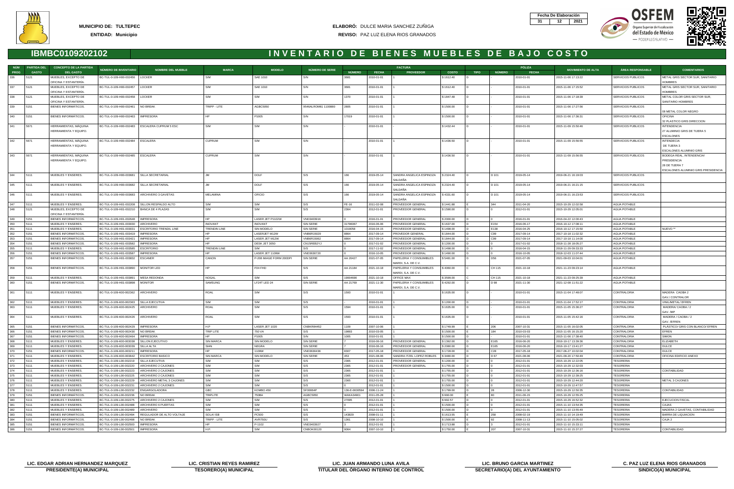**MUNICIPIO DE: TULTEPEC**
**ENTIDAD: Municipio**

**ELABORÓ:** DULCE MARIA SANCHEZ ZUÑIGA
**REVISO:** PAZ LUZ ELENA RIOS GRANADOS

| Fecha De Elaboración | | |
|---|---|---|
| 31 | 12 | 2021 |

OSFEM Órgano Superior de Fiscalización del Estado de México — PODER LEGISLATIVO —

# IBMBC0109202102 INVENTARIO DE BIENES MUEBLES DE BAJO COSTO

| NÚM PROG | PARTIDA DEL GASTO | CONCEPTO DE LA PARTIDA DEL GASTO | NÚMERO DE INVENTARIO | NOMBRE DEL MUEBLE | MARCA | MODELO | NÚMERO DE SERIE | FACTURA | | | | PÓLIZA | | | MOVIMIENTO DE ALTA | ÁREA RESPONSABLE | COMENTARIOS |
|---|---|---|---|---|---|---|---|---|---|---|---|---|---|---|---|---|---|
| | | | | | | | | NÚMERO | FECHA | PROVEEDOR | COSTO | TIPO | NÚMERO | FECHA | | | |
| 336 | 5121 | MUEBLES, EXCEPTO DE OFICINA Y ESTANTERÍA. | BC-TUL-0-109-H00-002456 | LOCKER | S/M | SAE 1010 | S/N | 3681 | 2010-01-01 | 1 | $ 1612.40 | D | - | 2010-01-01 | 2015-11-06 17:13:22 | SERVICIOS PUBLICOS | METAL GRIS SECTOR SUR, SANITARIO HOMBRES |
| 337 | 5121 | MUEBLES, EXCEPTO DE OFICINA Y ESTANTERÍA. | BC-TUL-0-109-H00-002457 | LOCKER | S/M | SAE 1010 | | 3681 | 2010-01-01 | 1 | $ 1612.40 | D | - | 2010-01-01 | 2015-11-06 17:15:52 | SERVICIOS PUBLICOS | METAL GRIS SECTOR SUR, SANITARIO HOMBRES |
| 338 | 5121 | MUEBLES, EXCEPTO DE OFICINA Y ESTANTERÍA. | BC-TUL-0-109-H00-002458 | LOCKER | S/M | S/M | S/N | 1370 | 2010-01-01 | 1 | $ 1847.48 | D | - | 2010-01-01 | 2015-11-06 17:18:39 | SERVICIOS PUBLICOS | METAL COLOR GRIS SECTOR SUR, SANITARIO HOMBRES |
| 339 | 5151 | BIENES INFORMÁTICOS. | BC-TUL-0-109-H00-002461 | NO BREAK | TRIPP - LITE | AGBC5050 | 9546ALROM61 1100860 | 2805 | 2010-01-01 | 1 | $ 1500.00 | D | - | 2010-01-01 | 2015-11-06 17:27:56 | SERVICIOS PUBLICOS | 06 METAL COLOR NEGRO |
| 340 | 5151 | BIENES INFORMÁTICOS. | BC-TUL-0-109-H00-002463 | IMPRESORA | HP | P1005 | S/N | 17019 | 2010-01-01 | 1 | $ 1500.00 | D | - | 2010-01-01 | 2015-11-06 17:36:31 | SERVICIOS PUBLICOS | OFICINA 32 PLASTICO GRIS DIRECCION |
| 341 | 5671 | HERRAMIENTAS, MÁQUINA HERRAMIENTA Y EQUIPO. | BC-TUL-0-109-H00-002483 | ESCALERA CUPRUM 5 ESC | S/M | S/M | S/N | - | 2010-01-01 | - | $ 1432.44 | D | - | 2010-01-01 | 2015-11-09 15:50:46 | SERVICIOS PUBLICOS | INTENDENCIA 27 ALUMINIO GRIS DE TIJERA 5 ESCALONES |
| 342 | 5671 | HERRAMIENTAS, MÁQUINA HERRAMIENTA Y EQUIPO. | BC-TUL-0-109-H00-002484 | ESCALERA | CUPRUM | S/M | S/N | - | 2010-01-01 | 1 | $ 1436.50 | D | - | 2010-01-01 | 2015-11-09 15:56:55 | SERVICIOS PUBLICOS | INTENDENCIA DE TIJERA 3 ESCALONES ALUMINIO GRIS |
| 343 | 5671 | HERRAMIENTAS, MÁQUINA HERRAMIENTA Y EQUIPO. | BC-TUL-0-109-H00-002485 | ESCALERA | CUPRUM | S/M | S/N | - | 2010-01-01 | 1 | $ 1436.50 | D | - | 2010-01-01 | 2015-11-09 15:56:55 | SERVICIOS PUBLICOS | BODEGA REAL, INTENDENCIA/ PRESIDENCIA 28 DE TIJERA 7 ESCALONES ALUMINIO GRIS PRESIDENCIA |
| 344 | 5111 | MUEBLES Y ENSERES. | BC-TUL-0-109-H00-003681 | SILLA SECRETARIAL | JM | DOLF | S/S | 166 | 2019-05-14 | SANDRA ANGELICA ESPINOZA SALDAÑA | $ 2324.40 | D | D 101 | 2019-05-14 | 2019-06-21 16:19:03 | SERVICIOS PUBLICOS | |
| 345 | 5111 | MUEBLES Y ENSERES. | BC-TUL-0-109-H00-003682 | SILLA SECRETARIAL | JM | DOLF | S/S | 166 | 2019-05-14 | SANDRA ANGELICA ESPINOZA SALDAÑA | $ 2324.40 | D | D 101 | 2019-05-14 | 2019-06-21 16:21:15 | SERVICIOS PUBLICOS | |
| 346 | 5111 | MUEBLES Y ENSERES. | BC-TUL-0-109-H00-003683 | ARCHIVERO 3 GAVETAS | MELAMINA | OFICIO | S/S | 166 | 2019-05-14 | SANDRA ANGELICA ESPINOZA SALDAÑA | $ 4331.60 | D | D 101 | 2019-05-14 | 2019-06-21 16:23:53 | SERVICIOS PUBLICOS | |
| 347 | 5111 | MUEBLES Y ENSERES. | BC-TUL-0-109-H01-002208 | SILLON RESPALDO ALTO | S/M | S/M | S/S | FE-16 | 2011-02-08 | PROVEEDOR GENERAL | $ 1441.88 | E | 344 | 2011-04-20 | 2015-10-29 12:02:58 | AGUA POTABLE | |
| 348 | 5121 | MUEBLES, EXCEPTO DE OFICINA Y ESTANTERÍA. | BC-TUL-0-109-H01-002210 | BANCA DE 4 PLAZAS | S/M | S/M | S/S | 2364 | 2012-01-01 | PROVEEDOR GENERAL | $ 1590.00 | D | 0 | 2012-01-01 | 2015-10-29 12:05:01 | AGUA POTABLE | |
| 349 | 5151 | BIENES INFORMÁTICOS. | BC-TUL-0-109-H01-002648 | IMPRESORA | HP | LASER JET P1102W | VND3X03916 | 0 | 2016-01-01 | PROVEEDOR GENERAL | $ 2000.00 | D | 0 | 2016-01-01 | 2016-04-22 12:00:43 | AGUA POTABLE | |
| 350 | 5111 | MUEBLES Y ENSERES. | BC-TUL-0-109-H01-003030 | ARCHIVERO | INOVANT | INOVANT | SIN SERIE | 31798067 | 2016-06-06 | PROVEEDOR GENERAL | $ 1637.00 | D | E154 | 2016-06-17 | 2016-10-12 17:08:11 | AGUA POTABLE | |
| 351 | 5111 | MUEBLES Y ENSERES. | BC-TUL-0-109-H01-003031 | ESCRITORIO TRENDIL LINE | TRENDIN LINE | SIN MODELO | SIN SERIE | 1019058 | 2016-04-15 | PROVEEDOR GENERAL | $ 1498.00 | D | E138 | 2016-04-25 | 2016-10-12 17:15:50 | AGUA POTABLE | NUEVO ** |
| 352 | 5151 | BIENES INFORMÁTICOS. | BC-TUL-0-109-H01-003419 | IMPRESORA | HP | LASERJET M12W | VNB6R15029 | 8864 | 2017-09-14 | PROVEDOR GENERAL | $ 1844.00 | D | C99 | 2017-09-14 | 2017-10-18 11:02:32 | AGUA POTABLE | |
| 353 | 5151 | BIENES INFORMÁTICOS. | BC-TUL-0-109-H01-003421 | IMPRESORA | HP | LASER JET M12W | VNB6R15062 | 8864 | 2017-09-14 | PROVEEDOR GENERAL | $ 1844.00 | D | C99 | 2017-09-14 | 2017-10-18 11:14:00 | AGUA POTABLE | |
| 354 | 5151 | BIENES INFORMÁTICOS. | BC-TUL-0-109-H01-003582 | IMPRESORA | HP | DESK JET 3050 | CN15R882YJ | 0 | 2017-01-02 | PROVEEDOR GENERAL | $ 1200.00 | D | 0 | 2017-01-02 | 2018-11-28 18:05:27 | AGUA POTABLE | |
| 355 | 5111 | MUEBLES Y ENSERES. | BC-TUL-0-109-H01-003585 | ESCRITORIO | TRENDIN LINE | S/M | S/S | 0 | 2017-11-02 | PROVEEDOR GENERAL | $ 1498.00 | D | 0 | 2016-04-15 | 2018-11-29 09:33:33 | AGUA POTABLE | |
| 356 | 5151 | BIENES INFORMÁTICOS. | BC-TUL-0-109-H01-003587 | IMPRESORA | HP | LASER JET 1109W | VND3630720 | 0 | 2016-10-05 | PROVEEDOR GENERAL | $ 1490.00 | D | 0 | 2016-10-05 | 2018-12-03 11:07:44 | AGUA POTABLE | |
| 357 | 5151 | BIENES INFORMÁTICOS. | BC-TUL-0-109-H01-003832 | ESCANER | CANON | P-208 IMAGE FORM 200DPI | SIN SERIE | AA 20427 | 2021-07-05 | PAPELERIA Y CONSUMIBLES MARDI, S.A. DE C.V. | $ 5481.00 | D | D56 | 2021-07-05 | 2021-09-03 10:04:01 | AGUA POTABLE | |
| 358 | 5151 | BIENES INFORMÁTICOS. | BC-TUL-0-109-H01-003890 | MONITOR LED | HP | P24 FHD | S/S | AA 21184 | 2021-10-18 | PAPELERIA Y CONSUMIBLES MARDI, S.A. DE C.V. | $ 4060.00 | C | CH 115 | 2021-10-18 | 2021-11-23 09:23:14 | AGUA POTABLE | |
| 359 | 5111 | MUEBLES Y ENSERES. | BC-TUL-0-109-H01-003891 | MESA REDONDA | NOGAL | S/M | S/S | 19004690 | 2021-10-18 | OFFICE MAX | $ 3599.00 | C | CH 115 | 2021-10-18 | 2021-11-23 09:25:39 | AGUA POTABLE | |
| 360 | 5151 | BIENES INFORMÁTICOS. | BC-TUL-0-109-H01-003898 | MONITOR | SAMSUNG | LF24T LED 24 | SIN SERIE | AA 21769 | 2021-11-30 | PAPELERIA Y CONSUMIBLES MARDI, S.A. DE C.V. | $ 4292.00 | D | D 98 | 2021-11-30 | 2021-12-08 11:51:22 | AGUA POTABLE | |
| 361 | 5111 | MUEBLES Y ENSERES. | BC-TUL-0-109-K00-002362 | ARCHIVERO | ROAL | S/M | S/S | 1593 | 2010-01-01 | 1 | $ 1635.00 | D | - | 2010-01-01 | 2015-11-04 17:48:07 | CONTRALORIA | MADERA CAOBA 2 GAV./ CONTRALOR |
| 362 | 5111 | MUEBLES Y ENSERES. | BC-TUL-0-109-K00-002363 | SILLA EJECUTIVA | S/M | S/M | S/S | - | 2010-01-01 | 1 | $ 1200.00 | D | - | 2010-01-01 | 2015-11-04 17:52:17 | CONTRALORIA | VINIL/METAL/ EFREN |
| 363 | 5111 | MUEBLES Y ENSERES. | BC-TUL-0-109-K00-002425 | ARCHIVERO | ROAL | S/M | S/S | 1594 | 2010-01-01 | 1 | $ 1635.00 | D | - | 2010-01-01 | 2015-11-05 15:36:27 | CONTRALORIA | MADERA/ CAOBA / 2 GAV. /MP |
| 364 | 5111 | MUEBLES Y ENSERES. | BC-TUL-0-109-K00-002426 | ARCHIVERO | ROAL | S/M | S/S | 1593 | 2010-01-01 | 1 | $ 1635.00 | D | - | 2010-01-01 | 2015-11-05 15:42:16 | CONTRALORIA | MADERA / CAOBA / 2 GAV. /EFREN |
| 365 | 5151 | BIENES INFORMÁTICOS. | BC-TUL-0-109-K00-002429 | IMPRESORA | H.P | LASER JET 1020 | CNBKR84452 | 1109 | 2007-10-06 | 1 | $ 1749.99 | E | 206 | 2007-10-31 | 2015-11-05 16:02:05 | CONTRALORIA | PLASTICO/ GRIS CON BLANCO/ EFREN |
| 366 | 5151 | BIENES INFORMÁTICOS. | BC-TUL-0-109-K00-002430 | NO BREAK | TRIP LITE | 750 VA | S/S | 19893 | 2010-03-05 | 1 | $ 1500.00 | E | 184 | 2010-03-03 | 2015-11-05 16:15:20 | CONTRALORIA | EFREN |
| 367 | 5151 | BIENES INFORMÁTICOS. | BC-TUL-0-109-K00-002464 | IMPRESORA | HP | P1005 | S/N | 1005 | 2010-01-01 | 1 | $ 1500.00 | D | - | 2010-01-01 | 2015-11-06 17:38:40 | CONTRALORIA | SIMON |
| 368 | 5111 | MUEBLES Y ENSERES. | BC-TUL-0-109-K00-003038 | SILLON EJECUTIVO | SIN MARCA | SIN MODELO | SIN SERIE | 7 | 2016-06-16 | PROVEEDOR GENERAL | $ 1392.00 | D | E165 | 2016-06-20 | 2016-10-17 13:39:36 | CONTRALORIA | ELIZABETH |
| 369 | 5111 | MUEBLES Y ENSERES. | BC-TUL-0-109-K00-003039 | SILLA ALTA | SIAN | NEGRA | SIN SERIE | 7 | 2016-06-16 | PROVEEDOR GENERAL | $ 2080.00 | D | E165 | 2016-06-20 | 2016-10-17 13:41:27 | CONTRALORIA | DULCE |
| 370 | 5151 | BIENES INFORMÁTICOS. | BC-TUL-0-109-K00-003211 | IMPRESORA | HP | 1109W | VND3630436 | 8307 | 2017-05-18 | PROVEEDOR GENERAL | $ 1728.00 | D | C28 | 2017-05-18 | 2017-06-27 10:02:04 | CONTRALORIA | DULCE |
| 371 | 5111 | MUEBLES Y ENSERES. | BC-TUL-0-109-K00-003842 | ESCRITORIO BASICO | SIN MARCA | SIN MODELO | SIN SERIE | 453 | 2021-08-06 | SANDRA ITZEL LOPEZ ROBLES | $ 3480.00 | D | D 67 | 2021-08-06 | 2021-09-20 17:50:49 | CONTRALORIA | OFICINA EDIFICIO ANEXO |
| 372 | 5111 | MUEBLES Y ENSERES. | BC-TUL-0-109-L00-002219 | SILLA EJECUTIVA | S/M | S/M | S/S | 2365 | 2012-01-01 | PROVEEDOR GENERAL | $ 1200.00 | D | 0 | 2012-01-01 | 2015-10-29 12:22:05 | TESORERIA | |
| 373 | 5111 | MUEBLES Y ENSERES. | BC-TUL-0-109-L00-002220 | ARCHIVERO 2 CAJONES | S/M | S/M | S/S | 2365 | 2012-01-01 | PROVEEDOR GENERAL | $ 1755.00 | D | 0 | 2012-01-01 | 2015-10-29 12:32:03 | TESORERIA | |
| 374 | 5111 | MUEBLES Y ENSERES. | BC-TUL-0-109-L00-002223 | ARCHIVERO 2 CAJONES | S/M | S/M | S/S | 2365 | 2012-01-01 | 1 | $ 1755.00 | D | 0 | 2012-01-01 | 2015-10-29 12:36:16 | TESORERIA | CONTABILIDAD |
| 375 | 5111 | MUEBLES Y ENSERES. | BC-TUL-0-109-L00-002225 | ARCHIVERO 2 CAJONES | S/M | S/M | S/S | 2365 | 2012-01-01 | 1 | $ 1755.00 | D | 0 | 2012-01-01 | 2015-10-29 12:39:25 | TESORERIA | |
| 376 | 5111 | MUEBLES Y ENSERES. | BC-TUL-0-109-L00-002229 | ARCHIVERO METAL 3 CAJONES | S/M | S/M | S/S | 2365 | 2012-01-01 | 1 | $ 1755.00 | D | 0 | 2012-01-01 | 2015-10-29 12:44:20 | TESORERIA | METAL 3 CAJONES |
| 377 | 5111 | MUEBLES Y ENSERES. | BC-TUL-0-109-L00-002231 | ARCHIVERO 2 CAJONES | S/M | S/M | S/S | 0 | 2012-01-01 | 1 | $ 1500.00 | D | 0 | 2012-01-01 | 2015-10-29 12:47:57 | TESORERIA | |
| 378 | 5111 | MUEBLES Y ENSERES. | BC-TUL-0-109-L00-002232 | ENGARGOLADORA | GBC | KOMBO 450 | SF00004P | 136-E-0000594 | 2006-11-24 | 1 | $ 1799.00 | D | 28 | 2006-12-30 | 2015-10-29 12:50:35 | TESORERIA | CONTABILIDAD |
| 379 | 5151 | BIENES INFORMÁTICOS. | BC-TUL-0-109-L00-002236 | NO BREAK | TRIPLITE | 750BA | AGBC5050 | WAKA34901 | 2011-05-28 | 1 | $ 990.00 | E | 80 | 2011-06-15 | 2015-10-29 12:55:25 | TESORERIA | |
| 380 | 5111 | MUEBLES Y ENSERES. | BC-TUL-0-109-L00-002275 | ARCHIVERO 2 CAJONES | S/M | S/M | S/S | 27095 | 2012-01-01 | 1 | $ 992.57 | D | 0 | 2012-01-01 | 2015-10-29 16:52:32 | TESORERIA | EJECUCION FISCAL |
| 381 | 5111 | MUEBLES Y ENSERES. | BC-TUL-0-109-L00-002488 | ARCHIVERO 6 PUERTAS | S/M | S/M | S/S | 0 | 2012-01-01 | 1 | $ 1500.00 | D | 0 | 2012-01-01 | 2015-11-10 13:54:35 | TESORERIA | CAJAS |
| 382 | 5111 | MUEBLES Y ENSERES. | BC-TUL-0-109-L00-002489 | ARCHIVERO | S/M | S/M | S/S | 0 | 2012-01-01 | 1 | $ 1500.00 | D | 0 | 2012-01-01 | 2015-11-10 13:55:49 | TESORERIA | MADERA 2 GAVETAS, CONTABILIDAD |
| 383 | 5151 | BIENES INFORMÁTICOS. | BC-TUL-0-109-L00-002494 | REGULADOR DE ALTO VOLTAJE | SOLAI ISB | PC500 | S/S | 143829 | 2008-01-11 | 1 | $ 1613.55 | E | 258 | 2008-02-19 | 2015-11-10 14:19:49 | TESORERIA | BARRA DE LIQUIACION |
| 384 | 5151 | BIENES INFORMÁTICOS. | BC-TUL-0-109-L00-002498 | NO BREAK | TRIPP - LITE | AVR750U | S/S | 1361 | 2008-10-10 | 1 | $ 1500.00 | E | 92 | 2008-11-13 | 2015-11-10 15:05:02 | TESORERIA | CAJA 2 |
| 385 | 5151 | BIENES INFORMÁTICOS. | BC-TUL-0-109-L00-002500 | IMPRESORA | HP | P-1102 | VND3403927 | 3 | 2012-01-01 | 1 | $ 1713.88 | D | 3 | 2012-01-01 | 2015-11-10 15:33:11 | TESORERIA | |
| 386 | 5151 | BIENES INFORMÁTICOS. | BC-TUL-0-109-L00-002501 | IMPRESORA | H.P. | S/M | CNBOK00120 | 9064 | 2007-10-10 | 1 | $ 1750.00 | E | 207 | 2007-10-31 | 2015-11-10 15:37:27 | TESORERIA | CONTABILIDAD |

| LIC. EDGAR ADRIAN HERNANDEZ MARQUEZ | LIC. CRISTIAN REYES RAMIREZ | LIC. JUAN ARMANDO LUNA AVILA | LIC. BRUNO GARCIA MARTINEZ | C. PAZ LUZ ELENA RIOS GRANADOS |
|---|---|---|---|---|
| PRESIDENTE(A) MUNICIPAL | TESORERO(A) MUNICIPAL | TITULAR DEL ÓRGANO INTERNO DE CONTROL | SECRETARIO(A) DEL AYUNTAMIENTO | SINDICO(A) MUNICIPAL |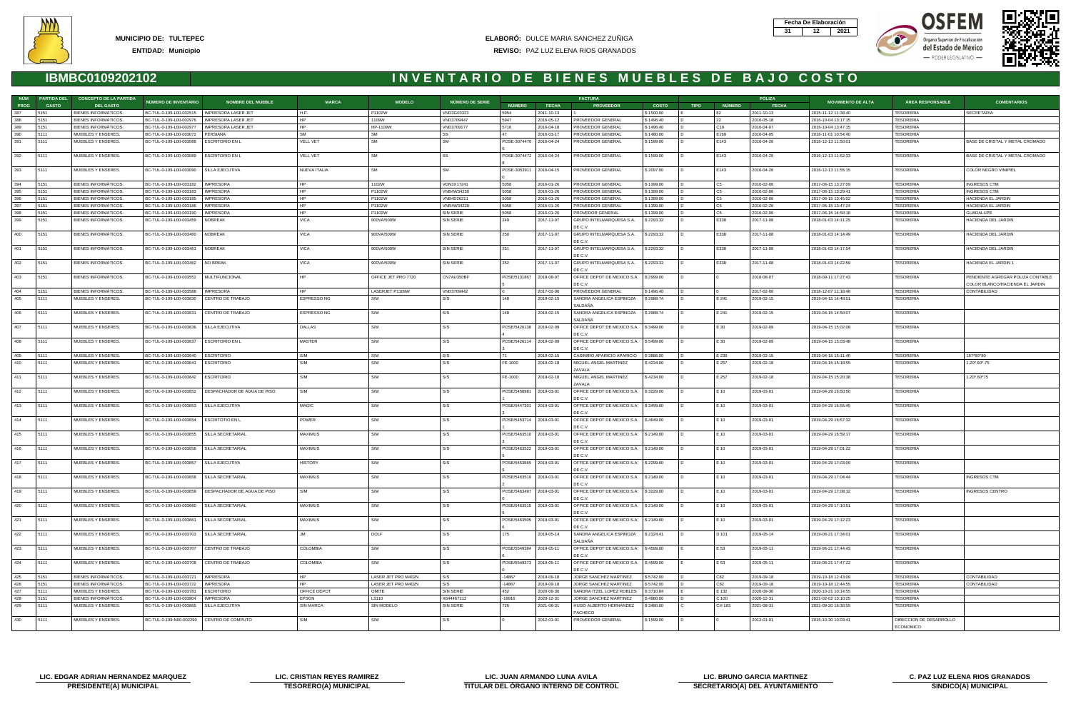**MUNICIPIO DE:** TULTEPEC
**ENTIDAD:** Municipio

**ELABORÓ:** DULCE MARIA SANCHEZ ZUÑIGA
**REVISO:** PAZ LUZ ELENA RIOS GRANADOS

| Fecha De Elaboración | | |
|---|---|---|
| 31 | 12 | 2021 |

## IBMBC0109202102

# INVENTARIO DE BIENES MUEBLES DE BAJO COSTO

| NÚM PROG | PARTIDA DEL GASTO | CONCEPTO DE LA PARTIDA DEL GASTO | NÚMERO DE INVENTARIO | NOMBRE DEL MUEBLE | MARCA | MODELO | NÚMERO DE SERIE | FACTURA NÚMERO | FACTURA FECHA | FACTURA PROVEEDOR | FACTURA COSTO | PÓLIZA TIPO | PÓLIZA NÚMERO | PÓLIZA FECHA | MOVIMIENTO DE ALTA | ÁREA RESPONSABLE | COMENTARIOS |
|---|---|---|---|---|---|---|---|---|---|---|---|---|---|---|---|---|---|
| 387 | 5151 | BIENES INFORMÁTICOS. | BC-TUL-0-109-L00-002515 | IMPRESORA LASER JET | H.P. | P1102W | VND3G03323 | 5954 | 2011-10-13 | 1 | $ 1500.00 | E | 82 | 2011-10-13 | 2015-11-12 11:38:40 | TESORERIA | SECRETARIA |
| 388 | 5151 | BIENES INFORMÁTICOS. | BC-TUL-0-109-L00-002976 | IMPRESORA LASER JET | HP | 1109W | VND3709447 | 5847 | 2016-05-12 | PROVEEDOR GENERAL | $ 1496.40 | D | 22 | 2016-05-18 | 2016-10-04 13:17:15 | TESORERIA | |
| 389 | 5151 | BIENES INFORMÁTICOS. | BC-TUL-0-109-L00-002977 | IMPRESORA LASER JET | HP | HP-1109W | VND3709177 | 5716 | 2016-04-18 | PROVEEDOR GENERAL | $ 1496.40 | D | C19 | 2016-04-07 | 2016-10-04 13:47:15 | TESORERIA | |
| 390 | 5111 | MUEBLES Y ENSERES. | BC-TUL-0-109-L00-003072 | PERSIANA | SM | SM | SS | 47 | 2016-03-17 | PROVEEDOR GENERAL | $ 1480.00 | D | E169 | 2016-04-05 | 2016-11-01 10:54:40 | TESORERIA | |
| 391 | 5111 | MUEBLES Y ENSERES. | BC-TUL-0-109-L00-003088 | ESCRITORIO EN L | VELL VET | SM | SM | POSE-3074470 6 | 2016-04-24 | PROVEEDOR GENERAL | $ 1599.00 | D | E143 | 2016-04-26 | 2016-12-13 11:50:01 | TESORERIA | BASE DE CRISTAL Y METAL CROMADO |
| 392 | 5111 | MUEBLES Y ENSERES. | BC-TUL-0-109-L00-003089 | ESCRITORIO EN L | VELL VET | SM | SS | POSE-3074472 8 | 2016-04-24 | PROVEEDOR GENERAL | $ 1599.00 | D | E143 | 2016-04-26 | 2016-12-13 11:52:33 | TESORERIA | BASE DE CRISTAL Y METAL CROMADO |
| 393 | 5111 | MUEBLES Y ENSERES. | BC-TUL-0-109-L00-003090 | SILLA EJECUTIVA | NUEVA ITALIA | SM | SM | POSE-3053911 0 | 2016-04-15 | PROVEEDOR GENERAL | $ 2097.00 | D | E143 | 2016-04-26 | 2016-12-13 11:55:15 | TESORERIA | COLOR NEGRO VINIPIEL |
| 394 | 5151 | BIENES INFORMÁTICOS. | BC-TUL-0-109-L00-003182 | IMPRESORA | HP | 1102W | VDN3X17241 | 5058 | 2016-01-26 | PROVEEDOR GENERAL | $ 1399.00 | D | C5 | 2016-02-06 | 2017-06-15 13:27:09 | TESORERIA | INGRESOS CTM |
| 395 | 5151 | BIENES INFORMÁTICOS. | BC-TUL-0-109-L00-003183 | IMPRESORA | HP | P1102W | VNB4W34230 | 5058 | 2016-01-26 | PROVEEDOR GENERAL | $ 1399.00 | D | C5 | 2016-02-06 | 2017-06-15 13:29:41 | TESORERIA | INGRESOS CTM |
| 396 | 5151 | BIENES INFORMÁTICOS. | BC-TUL-0-109-L00-003185 | IMPRESORA | HP | P1102W | VNB4D26211 | 5058 | 2016-01-26 | PROVEEDOR GENERAL | $ 1399.00 | D | C5 | 2016-02-06 | 2017-06-15 13:45:02 | TESORERIA | HACIENDA EL JARDIN |
| 397 | 5151 | BIENES INFORMÁTICOS. | BC-TUL-0-109-L00-003186 | IMPRESORA | HP | P1102W | VNB4W34228 | 5058 | 2016-01-26 | PROVEEDOR GENERAL | $ 1399.00 | D | C5 | 2016-02-26 | 2017-06-15 13:47:24 | TESORERIA | HACIENDA EL JARDIN |
| 398 | 5151 | BIENES INFORMÁTICOS. | BC-TUL-0-109-L00-003190 | IMPRESORA | HP | P1102W | SIN SERIE | 5058 | 2016-01-26 | PROVEDOR GENERAL | $ 1399.00 | D | C5 | 2016-02-06 | 2017-06-15 14:50:18 | TESORERIA | GUADALUPE |
| 399 | 5151 | BIENES INFORMÁTICOS. | BC-TUL-0-109-L00-003459 | NOBREAK | VICA | 900VA/500W | SIN SERIE | 249 | 2017-11-07 | GRUPO INTELMARQUESA S.A. DE C.V. | $ 2293.32 | D | E338 | 2017-11-08 | 2018-01-03 14:11:25 | TESORERIA | HACIENDA DEL JARDIN |
| 400 | 5151 | BIENES INFORMÁTICOS. | BC-TUL-0-109-L00-003460 | NOBREAK | VICA | 900VA/500W | SIN SERIE | 250 | 2017-11-07 | GRUPO INTELMARQUESA S.A. DE C.V. | $ 2293.32 | D | E338 | 2017-11-08 | 2018-01-03 14:14:49 | TESORERIA | HACIENDA DEL JARDIN |
| 401 | 5151 | BIENES INFORMÁTICOS. | BC-TUL-0-109-L00-003461 | NOBREAK | VICA | 900VA/500W | SIN SERIE | 251 | 2017-11-07 | GRUPO INTELMARQUESA S.A. DE C.V. | $ 2293.32 | D | E338 | 2017-11-08 | 2018-01-03 14:17:54 | TESORERIA | HACIENDA DEL JARDIN |
| 402 | 5151 | BIENES INFORMÁTICOS. | BC-TUL-0-109-L00-003462 | NO BREAK | VICA | 900VA/500W | SIN SERIE | 252 | 2017-11-07 | GRUPO INTELMARQUESA S.A. DE C.V. | $ 2293.32 | D | E338 | 2017-11-08 | 2018-01-03 14:22:59 | TESORERIA | HACIENDA EL JARDIN 1 |
| 403 | 5151 | BIENES INFORMÁTICOS. | BC-TUL-0-109-L00-003552 | MULTIFUNCIONAL | HP | OFFICE JET PRO 7720 | CN7AU350BF | POSE/5131867 5 | 2018-08-07 | OFFICE DEPOT DE MEXICO S.A. DE C.V. | $ 2999.00 | D | 0 | 2018-08-07 | 2018-09-11 17:27:43 | TESORERIA | PENDIENTE AGREGAR POLIZA CONTABLE COLOR BLANCO/HACIENDA EL JARDIN |
| 404 | 5151 | BIENES INFORMÁTICOS. | BC-TUL-0-109-L00-003588 | IMPRESORA | HP | LASERJET P1109W | VND3709442 | 0 | 2017-02-06 | PROVEEDOR GENERAL | $ 1496.40 | D | 0 | 2017-02-06 | 2018-12-07 11:18:48 | TESORERIA | CONTABILIDAD |
| 405 | 5111 | MUEBLES Y ENSERES. | BC-TUL-0-109-L00-003630 | CENTRO DE TRABAJO | ESPRESSO NG | S/M | S/S | 148 | 2019-02-15 | SANDRA ANGELICA ESPINOZA SALDAÑA | $ 2988.74 | D | E 241 | 2019-02-15 | 2019-04-15 14:48:51 | TESORERIA | |
| 406 | 5111 | MUEBLES Y ENSERES. | BC-TUL-0-109-L00-003631 | CENTRO DE TRABAJO | ESPRESSO NG | S/M | S/S | 148 | 2019-02-15 | SANDRA ANGELICA ESPINOZA SALDAÑA | $ 2988.74 | D | E 241 | 2019-02-15 | 2019-04-15 14:50:07 | TESORERIA | |
| 407 | 5111 | MUEBLES Y ENSERES. | BC-TUL-0-109-L00-003636 | SILLA EJECUTIVA | DALLAS | S/M | S/S | POSE/5426138 4 | 2019-02-09 | OFFICE DEPOT DE MEXICO S.A. DE C.V. | $ 3499.00 | D | E 30 | 2019-02-09 | 2019-04-15 15:02:08 | TESORERIA | |
| 408 | 5111 | MUEBLES Y ENSERES. | BC-TUL-0-109-L00-003637 | ESCRITORIO EN L | MASTER | S/M | S/S | POSE/5426114 3 | 2019-02-09 | OFFICE DEPOT DE MEXICO S.A. DE C.V. | $ 5499.00 | D | E 30 | 2019-02-09 | 2019-04-15 15:03:48 | TESORERIA | |
| 409 | 5111 | MUEBLES Y ENSERES. | BC-TUL-0-109-L00-003640 | ESCRITORIO | S/M | S/M | S/S | 71 | 2019-02-15 | CASIMIRO APARICIO APARICIO | $ 3886.00 | D | E 239 | 2019-02-15 | 2019-04-15 15:11:46 | TESORERIA | 187*60*80 |
| 410 | 5111 | MUEBLES Y ENSERES. | BC-TUL-0-109-L00-003641 | ESCRITORIO | S/M | S/M | S/S | FE-1000 | 2019-02-18 | MIGUEL ANGEL MARTINEZ ZAVALA | $ 4234.00 | D | E 257 | 2019-02-18 | 2019-04-15 15:18:55 | TESORERIA | 1.20*.60*.75 |
| 411 | 5111 | MUEBLES Y ENSERES. | BC-TUL-0-109-L00-003642 | ESCRITORIO | S/M | S/M | S/S | FE-1000 | 2019-02-18 | MIGUEL ANGEL MARTINEZ ZAVALA | $ 4234.00 | D | E 257 | 2019-02-18 | 2019-04-15 15:20:36 | TESORERIA | 1.20*.60*75 |
| 412 | 5111 | MUEBLES Y ENSERES. | BC-TUL-0-109-L00-003652 | DESPACHADOR DE AGUA DE PISO | S/M | S/M | S/S | POSE/5458981 1 | 2019-03-01 | OFFICE DEPOT DE MEXICO S.A. DE C.V. | $ 3229.00 | D | E 10 | 2019-03-01 | 2019-04-29 16:50:50 | TESORERIA | |
| 413 | 5111 | MUEBLES Y ENSERES. | BC-TUL-0-109-L00-003653 | SILLA EJECUTIVA | MAGIC | S/M | S/S | POSE/5447301 3 | 2019-03-01 | OFFICE DEPOT DE MEXICO S.A. DE C.V. | $ 3499.00 | D | E 10 | 2019-03-01 | 2019-04-29 16:55:45 | TESORERIA | |
| 414 | 5111 | MUEBLES Y ENSERES. | BC-TUL-0-109-L00-003654 | ESCRITOTIO EN L | POWER | S/M | S/S | POSE/5453714 1 | 2019-03-01 | OFFICE DEPOT DE MEXICO S.A. DE C.V. | $ 4649.00 | D | E 10 | 2019-03-01 | 2019-04-29 16:57:32 | TESORERIA | |
| 415 | 5111 | MUEBLES Y ENSERES. | BC-TUL-0-109-L00-003655 | SILLA SECRETARIAL | MAXIMUS | S/M | S/S | POSE/5463510 3 | 2019-03-01 | OFFICE DEPOT DE MEXICO S.A. DE C.V. | $ 2149.00 | D | E 10 | 2019-03-01 | 2019-04-29 16:59:17 | TESORERIA | |
| 416 | 5111 | MUEBLES Y ENSERES. | BC-TUL-0-109-L00-003656 | SILLA SECRETARIAL | MAXIMUS | S/M | S/S | POSE/5463522 5 | 2019-03-01 | OFFICE DEPOT DE MEXICO S.A. DE C.V. | $ 2149.00 | D | E 10 | 2019-03-01 | 2019-04-29 17:01:22 | TESORERIA | |
| 417 | 5111 | MUEBLES Y ENSERES. | BC-TUL-0-109-L00-003657 | SILLA EJECUTIVA | HISTORY | S/M | S/S | POSE/5453665 9 | 2019-03-01 | OFFICE DEPOT DE MEXICO S.A. DE C.V. | $ 2299.00 | D | E 10 | 2019-03-01 | 2019-04-29 17:03:09 | TESORERIA | |
| 418 | 5111 | MUEBLES Y ENSERES. | BC-TUL-0-109-L00-003658 | SILLA SECRETARIAL | MAXIMUS | S/M | S/S | POSE/5463519 2 | 2019-03-01 | OFFICE DEPOT DE MEXICO S.A. DE C.V. | $ 2149.00 | D | E 10 | 2019-03-01 | 2019-04-29 17:04:44 | TESORERIA | INGRESOS CTM |
| 419 | 5111 | MUEBLES Y ENSERES. | BC-TUL-0-109-L00-003659 | DESPACHADOR DE AGUA DE PISO | S/M | S/M | S/S | POSE/5463497 0 | 2019-03-01 | OFFICE DEPOT DE MEXICO S.A. DE C.V. | $ 3229.00 | D | E 10 | 2019-03-01 | 2019-04-29 17:08:12 | TESORERIA | INGRESOS CENTRO |
| 420 | 5111 | MUEBLES Y ENSERES. | BC-TUL-0-109-L00-003660 | SILLA SECRETARIAL | MAXIMUS | S/M | S/S | POSE/5463515 8 | 2019-03-01 | OFFICE DEPOT DE MEXICO S.A. DE C.V. | $ 2149.00 | D | E 10 | 2019-03-01 | 2019-04-29 17:10:51 | TESORERIA | |
| 421 | 5111 | MUEBLES Y ENSERES. | BC-TUL-0-109-L00-003661 | SILLA SECRETARIAL | MAXIMUS | S/M | S/S | POSE/5463505 6 | 2019-03-01 | OFFICE DEPOT DE MEXICO S.A. DE C.V. | $ 2149.00 | D | E 10 | 2019-03-01 | 2019-04-29 17:12:23 | TESORERIA | |
| 422 | 5111 | MUEBLES Y ENSERES. | BC-TUL-0-109-L00-003703 | SILLA SECRETARIAL | JM | DOLF | S/S | 175 | 2019-05-14 | SANDRA ANGELICA ESPINOZA SALDAÑA | $ 2324.41 | D | D 101 | 2019-05-14 | 2019-06-21 17:34:01 | TESORERIA | |
| 423 | 5111 | MUEBLES Y ENSERES. | BC-TUL-0-109-L00-003707 | CENTRO DE TRABAJO | COLOMBIA | S/M | S/S | POSE/5549384 0 | 2019-05-11 | OFFICE DEPOT DE MEXICO S.A. DE C.V. | $ 4599.00 | E | E 53 | 2019-05-11 | 2019-06-21 17:44:43 | TESORERIA | |
| 424 | 5111 | MUEBLES Y ENSERES. | BC-TUL-0-109-L00-003708 | CENTRO DE TRABAJO | COLOMBIA | S/M | S/S | POSE/5549373 0 | 2019-05-11 | OFFICE DEPOT DE MEXICO S.A. DE C.V. | $ 4599.00 | E | E 53 | 2019-05-11 | 2019-06-21 17:47:22 | TESORERIA | |
| 425 | 5151 | BIENES INFORMÁTICOS. | BC-TUL-0-109-L00-003721 | IMPRESORA | HP | LASER JET PRO M402N | S/S | -14867 | 2019-09-18 | JORGE SANCHEZ MARTINEZ | $ 5742.00 | D | C82 | 2019-09-18 | 2019-10-18 12:43:09 | TESORERIA | CONTABILIDAD |
| 426 | 5151 | BIENES INFORMÁTICOS. | BC-TUL-0-109-L00-003722 | IMPRESORA | HP | LASER JET PRO M402N | S/S | -14867 | 2019-09-18 | JORGE SANCHEZ MARTINEZ | $ 5742.00 | D | C82 | 2019-09-18 | 2019-10-18 12:44:55 | TESORERIA | CONTABILIDAD |
| 427 | 5111 | MUEBLES Y ENSERES. | BC-TUL-0-109-L00-003781 | ESCRITORIO | OFFICE DEPOT | OMITE | SIN SERIE | 452 | 2020-09-30 | SANDRA ITZEL LOPEZ ROBLES | $ 3710.84 | E | E 132 | 2020-09-30 | 2020-10-21 10:14:55 | TESORERIA | |
| 428 | 5151 | BIENES INFORMÁTICOS. | BC-TUL-0-109-L00-003804 | IMPRESORA | EPSON | L3110 | X644467112 | -19916 | 2020-12-31 | JORGE SANCHEZ MARTINEZ | $ 4980.00 | D | C 100 | 2020-12-31 | 2021-02-02 13:10:25 | TESORERIA | |
| 429 | 5111 | MUEBLES Y ENSERES. | BC-TUL-0-109-L00-003865 | SILLA EJECUTIVA | SIN MARCA | SIN MODELO | SIN SERIE | 726 | 2021-08-31 | HUGO ALBERTO HERNANDEZ PACHECO | $ 3460.00 | C | CH 183 | 2021-08-31 | 2021-09-20 18:30:55 | TESORERIA | |
| 430 | 5111 | MUEBLES Y ENSERES. | BC-TUL-0-109-N00-002290 | CENTRO DE COMPUTO | S/M | S/M | S/S | 0 | 2012-01-01 | PROVEEDOR GENERAL | $ 1599.00 | D | 0 | 2012-01-01 | 2015-10-30 10:03:41 | DIRECCIÓN DE DESARROLLO ECONOMICO | |

| LIC. EDGAR ADRIAN HERNANDEZ MARQUEZ | LIC. CRISTIAN REYES RAMIREZ | LIC. JUAN ARMANDO LUNA AVILA | LIC. BRUNO GARCIA MARTINEZ | C. PAZ LUZ ELENA RIOS GRANADOS |
|---|---|---|---|---|
| PRESIDENTE(A) MUNICIPAL | TESORERO(A) MUNICIPAL | TITULAR DEL ÓRGANO INTERNO DE CONTROL | SECRETARIO(A) DEL AYUNTAMIENTO | SINDICO(A) MUNICIPAL |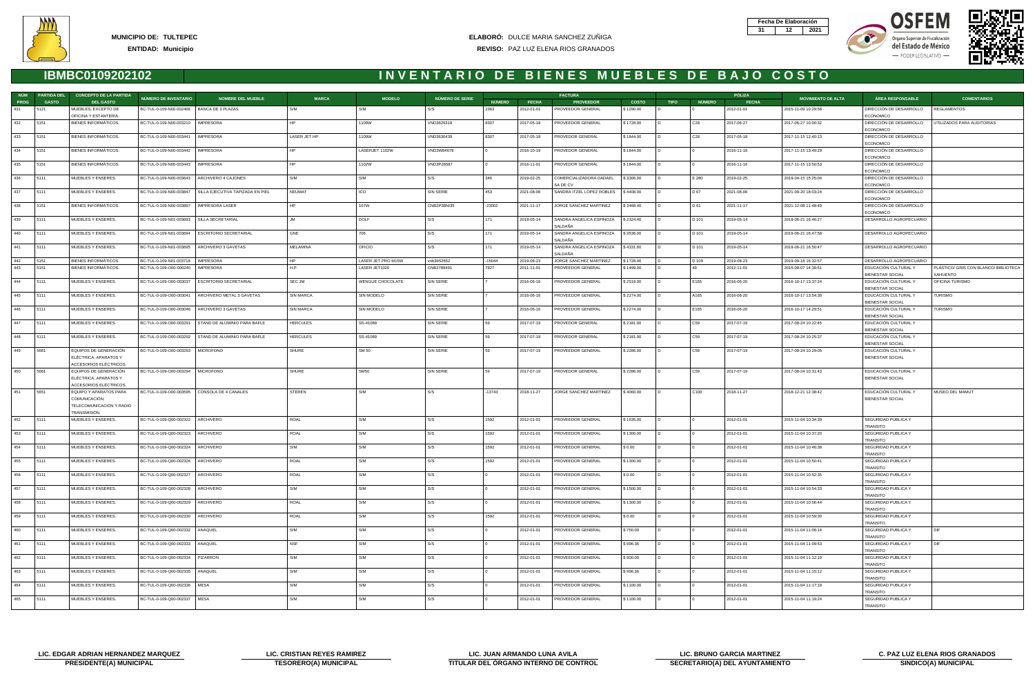**MUNICIPIO DE:** TULTEPEC

**ENTIDAD:** Municipio

**ELABORÓ:** DULCE MARIA SANCHEZ ZUÑIGA

**REVISO:** PAZ LUZ ELENA RIOS GRANADOS

| Fecha De Elaboración | | |
|---|---|---|
| 31 | 12 | 2021 |

# IBMBC0109202102

# INVENTARIO DE BIENES MUEBLES DE BAJO COSTO

| NÚM PROG | PARTIDA DEL GASTO | CONCEPTO DE LA PARTIDA DEL GASTO | NÚMERO DE INVENTARIO | NOMBRE DEL MUEBLE | MARCA | MODELO | NÚMERO DE SERIE | FACTURA | | | | PÓLIZA | | | MOVIMIENTO DE ALTA | ÁREA RESPONSABLE | COMENTARIOS |
|---|---|---|---|---|---|---|---|---|---|---|---|---|---|---|---|---|---|
| | | | | | | | | NÚMERO | FECHA | PROVEEDOR | COSTO | TIPO | NÚMERO | FECHA | | | |
| 431 | 5121 | MUEBLES, EXCEPTO DE OFICINA Y ESTANTERÍA. | BC-TUL-0-109-N00-002468 | BANCA DE 3 PLAZAS | S/M | S/M | S/S | 2363 | 2012-01-01 | PROVEEDOR GENERAL | $ 1290.00 | D | 0 | 2012-01-01 | 2015-11-09 10:29:58 | DIRECCIÓN DE DESARROLLO ECONOMICO | REGLAMENTOS |
| 432 | 5151 | BIENES INFORMÁTICOS. | BC-TUL-0-109-N00-003210 | IMPRESORA | HP | 1109W | VND3629318 | 8307 | 2017-05-18 | PROVEEDOR GENERAL | $ 1728.00 | D | C28 | 2017-06-27 | 2017-06-27 10:00:32 | DIRECCIÓN DE DESARROLLO ECONOMICO | UTILIZADOS PARA AUDITORIAS |
| 433 | 5151 | BIENES INFORMÁTICOS. | BC-TUL-0-109-N00-003441 | IMPRESORA | LASER JET HP | 1109W | VND3630439 | 8307 | 2017-05-18 | PROVEDOR GENERAL | $ 1844.00 | D | C28 | 2017-05-18 | 2017-11-15 12:40:13 | DIRECCIÓN DE DESARROLLO ECONOMICO | |
| 434 | 5151 | BIENES INFORMÁTICOS. | BC-TUL-0-109-N00-003442 | IMPRESORA | HP | LASERJET 1102W | VND3W84678 | 0 | 2016-10-19 | PROVEDOR GENERAL | $ 1844.00 | D | 0 | 2016-11-16 | 2017-11-15 13:49:29 | DIRECCIÓN DE DESARROLLO ECONOMICO | |
| 435 | 5151 | BIENES INFORMÁTICOS. | BC-TUL-0-109-N00-003443 | IMPRESORA | HP | 1102W | VND3P26587 | 0 | 2016-11-01 | PROVEEDOR GENERAL | $ 1844.00 | D | 0 | 2016-11-16 | 2017-11-15 13:50:53 | DIRECCIÓN DE DESARROLLO ECONOMICO | |
| 436 | 5111 | MUEBLES Y ENSERES. | BC-TUL-0-109-N00-003643 | ARCHIVERO 4 CAJONES | S/M | S/M | S/S | 346 | 2019-02-25 | COMERCIALIZADORA DADAEL SA DE CV | $ 3306.00 | D | E 280 | 2019-02-25 | 2019-04-15 15:25:04 | DIRECCIÓN DE DESARROLLO ECONOMICO | |
| 437 | 5111 | MUEBLES Y ENSERES. | BC-TUL-0-109-N00-003847 | SILLA EJECUTIVA TAPIZADA EN PIEL | NEUMAT | ICO | SIN SERIE | 453 | 2021-08-06 | SANDRA ITZEL LOPEZ ROBLES | $ 4408.00 | D | D 67 | 2021-08-06 | 2021-09-20 18:03:24 | DIRECCIÓN DE DESARROLLO ECONOMICO | |
| 438 | 5151 | BIENES INFORMÁTICOS. | BC-TUL-0-109-N00-003897 | IMPRESORA LASER | HP | 107W | CNB2P38N05 | -23002 | 2021-11-17 | JORGE SANCHEZ MARTINEZ | $ 3468.40 | D | D 61 | 2021-11-17 | 2021-12-08 11:48:49 | DIRECCIÓN DE DESARROLLO ECONOMICO | |
| 439 | 5111 | MUEBLES Y ENSERES. | BC-TUL-0-109-N01-003693 | SILLA SECRETARIAL | JM | DOLF | S/S | 171 | 2019-05-14 | SANDRA ANGELICA ESPINOZA SALDAÑA | $ 2324.40 | D | D 101 | 2019-05-14 | 2019-06-21 16:46:27 | DESARROLLO AGROPECUARIO | |
| 440 | 5111 | MUEBLES Y ENSERES. | BC-TUL-0-109-N01-003694 | ESCRITORIO SECRETARIAL | GNE | 706 | S/S | 171 | 2019-05-14 | SANDRA ANGELICA ESPINOZA SALDAÑA | $ 3536.00 | D | D 101 | 2019-05-14 | 2019-06-21 16:47:58 | DESARROLLO AGROPECUARIO | |
| 441 | 5111 | MUEBLES Y ENSERES. | BC-TUL-0-109-N01-003695 | ARCHIVERO 3 GAVETAS | MELAMINA | OFICIO | S/S | 171 | 2019-05-14 | SANDRA ANGELICA ESPINOZA SALDAÑA | $ 4331.60 | D | D 101 | 2019-05-14 | 2019-06-21 16:50:47 | DESARROLLO AGROPECUARIO | |
| 442 | 5151 | BIENES INFORMÁTICOS. | BC-TUL-0-109-N01-003718 | IMPRESORA | HP | LASER JET PRO M15W | vnb3k52652 | -15044 | 2019-08-23 | JORGE SANCHEZ MARTINEZ | $ 1728.40 | D | D 109 | 2019-08-23 | 2019-09-18 16:32:57 | DESARROLLO AGROPECUARIO | |
| 443 | 5151 | BIENES INFORMÁTICOS. | BC-TUL-0-109-O00-000240 | IMPRESORA | H.P. | LASER JET1020 | CNB2789491 | 7827 | 2011-11-01 | PROVEEDOR GENERAL | $ 1499.00 | D | 49 | 2012-11-01 | 2015-08-07 14:39:51 | EDUCACIÓN CULTURAL Y BIENESTAR SOCIAL | PLÁSTICO/ GRIS CON BLANCO/ BIBLIOTECA XAHUENTO |
| 444 | 5111 | MUEBLES Y ENSERES. | BC-TUL-0-109-O00-003037 | ESCRITORIO SECRETARIAL | SEC JM | WENGUE CHOCOLATE | SIN SERIE | 7 | 2016-06-16 | PROVEEDOR GENERAL | $ 2519.00 | D | E165 | 2016-06-20 | 2016-10-17 13:37:24 | EDUCACIÓN CULTURAL Y BIENESTAR SOCIAL | OFICINA TURISMO |
| 445 | 5111 | MUEBLES Y ENSERES. | BC-TUL-0-109-O00-003041 | ARCHIVERO METAL 3 GAVETAS | SIN MARCA | SIN MODELO | SIN SERIE | 7 | 2016-06-16 | PROVEEDOR GENERAL | $ 2274.00 | D | A165 | 2016-06-20 | 2016-10-17 13:54:30 | EDUCACIÓN CULTURAL Y BIENESTAR SOCIAL | TURISMO |
| 446 | 5111 | MUEBLES Y ENSERES. | BC-TUL-0-109-O00-003046 | ARCHIVERO 3 GAVETAS | SIN MARCA | SIN MODELO | SIN SERIE | 7 | 2016-06-16 | PROVEEDOR GENERAL | $ 2274.00 | D | E165 | 2016-06-20 | 2016-10-17 14:29:51 | EDUCACIÓN CULTURAL Y BIENESTAR SOCIAL | TURISMO |
| 447 | 5111 | MUEBLES Y ENSERES. | BC-TUL-0-109-O00-003291 | STAND DE ALUMINIO PARA BAFLE | HERCULES | SS-41089 | SIN SERIE | 59 | 2017-07-19 | PROVEDOR GENERAL | $ 2181.00 | D | C59 | 2017-07-19 | 2017-08-24 10:22:45 | EDUCACIÓN CULTURAL Y BIENESTAR SOCIAL | |
| 448 | 5111 | MUEBLES Y ENSERES. | BC-TUL-0-109-O00-003292 | STAND DE ALUMINIO PARA BAFLE | HERCULES | SS-41089 | SIN SERIE | 59 | 2017-07-19 | PROVEEDOR GENERAL | $ 2181.00 | D | C59 | 2017-07-19 | 2017-08-24 10:25:37 | EDUCACIÓN CULTURAL Y BIENESTAR SOCIAL | |
| 449 | 5661 | EQUIPOS DE GENERACIÓN ELÉCTRICA, APARATOS Y ACCESORIOS ELÉCTRICOS. | BC-TUL-0-109-O00-003293 | MICROFONO | SHURE | SM 50 | SIN SERIE | 59 | 2017-07-19 | PROVEEDOR GENERAL | $ 2286.00 | D | C59 | 2017-07-19 | 2017-08-24 10:29:05 | EDUCACIÓN CULTURAL Y BIENESTAR SOCIAL | |
| 450 | 5661 | EQUIPOS DE GENERACIÓN ELÉCTRICA, APARATOS Y ACCESORIOS ELÉCTRICOS. | BC-TUL-0-109-O00-003294 | MICROFONO | SHURE | SM50 | SIN SERIE | 59 | 2017-07-19 | PROVEDOR GENERAL | $ 2286.00 | D | C59 | 2017-07-19 | 2017-08-24 10:31:43 | EDUCACIÓN CULTURAL Y BIENESTAR SOCIAL | |
| 451 | 5651 | EQUIPO Y APARATOS PARA COMUNICACIÓN, TELECOMUNICACIÓN Y RADIO TRANSMISIÓN. | BC-TUL-0-109-O00-003595 | CONSOLA DE 4 CANALES | STEREN | S/M | S/S | -13743 | 2018-11-27 | JORGE SANCHEZ MARTINEZ | $ 4060.00 | D | C100 | 2018-11-27 | 2018-12-21 12:38:42 | EDUCACIÓN CULTURAL Y BIENESTAR SOCIAL | MUSEO DEL MAMUT |
| 452 | 5111 | MUEBLES Y ENSERES. | BC-TUL-0-109-Q00-002322 | ARCHIVERO | ROAL | S/M | S/S | 1592 | 2012-01-01 | PROVEEDOR GENERAL | $ 1635.00 | D | 0 | 2012-01-01 | 2015-11-04 10:34:39 | SEGURIDAD PUBLICA Y TRANSITO | |
| 453 | 5111 | MUEBLES Y ENSERES. | BC-TUL-0-109-Q00-002323 | ARCHIVERO | ROAL | S/M | S/S | 1592 | 2012-01-01 | PROVEEDOR GENERAL | $ 1300.00 | D | 0 | 2012-01-01 | 2015-11-04 10:37:20 | SEGURIDAD PUBLICA Y TRANSITO | |
| 454 | 5111 | MUEBLES Y ENSERES. | BC-TUL-0-109-Q00-002324 | ARCHIVERO | S/M | S/M | S/S | 1592 | 2012-01-01 | PROVEEDOR GENERAL | $ 0.00 | D | 0 | 2012-01-01 | 2015-11-04 10:46:38 | SEGURIDAD PUBLICA Y TRANSITO | |
| 455 | 5111 | MUEBLES Y ENSERES. | BC-TUL-0-109-Q00-002326 | ARCHIVERO | ROAL | S/M | S/S | 1592 | 2012-01-01 | PROVEEDOR GENERAL | $ 1300.00 | D | 0 | 2012-01-01 | 2015-11-04 10:50:41 | SEGURIDAD PUBLICA Y TRANSITO | |
| 456 | 5111 | MUEBLES Y ENSERES. | BC-TUL-0-109-Q00-002327 | ARCHIVERO | ROAL | S/M | S/S | 0 | 2012-01-01 | PROVEEDOR GENERAL | $ 0.00 | D | 0 | 2012-01-01 | 2015-11-04 10:52:35 | SEGURIDAD PUBLICA Y TRANSITO | |
| 457 | 5111 | MUEBLES Y ENSERES. | BC-TUL-0-109-Q00-002328 | ARCHIVERO | S/M | S/M | S/S | 0 | 2012-01-01 | PROVEEDOR GENERAL | $ 1500.00 | D | 0 | 2012-01-01 | 2015-11-04 10:54:33 | SEGURIDAD PUBLICA Y TRANSITO | |
| 458 | 5111 | MUEBLES Y ENSERES. | BC-TUL-0-109-Q00-002329 | ARCHIVERO | ROAL | S/M | S/S | 0 | 2012-01-01 | PROVEEDOR GENERAL | $ 1300.00 | D | 0 | 2012-01-01 | 2015-11-04 10:56:44 | SEGURIDAD PUBLICA Y TRANSITO | |
| 459 | 5111 | MUEBLES Y ENSERES. | BC-TUL-0-109-Q00-002330 | ARCHIVERO | ROAL | S/M | S/S | 1592 | 2012-01-01 | PROVEEDOR GENERAL | $ 0.00 | D | 0 | 2012-01-01 | 2015-11-04 10:59:30 | SEGURIDAD PUBLICA Y TRANSITO | |
| 460 | 5111 | MUEBLES Y ENSERES. | BC-TUL-0-109-Q00-002332 | ANAQUEL | S/M | S/M | S/S | 0 | 2012-01-01 | PROVEEDOR GENERAL | $ 750.00 | D | 0 | 2012-01-01 | 2015-11-04 11:06:14 | SEGURIDAD PUBLICA Y TRANSITO | DIF |
| 461 | 5111 | MUEBLES Y ENSERES. | BC-TUL-0-109-Q00-002333 | ANAQUEL | NSF | S/M | S/S | 0 | 2012-01-01 | PROVEEDOR GENERAL | $ 996.36 | D | 0 | 2012-01-01 | 2015-11-04 11:09:53 | SEGURIDAD PUBLICA Y TRANSITO | DIF |
| 462 | 5111 | MUEBLES Y ENSERES. | BC-TUL-0-109-Q00-002334 | PIZARRON | S/M | S/M | S/S | 0 | 2012-01-01 | PROVEEDOR GENERAL | $ 900.00 | D | 0 | 2012-01-01 | 2015-11-04 11:12:19 | SEGURIDAD PUBLICA Y TRANSITO | |
| 463 | 5111 | MUEBLES Y ENSERES. | BC-TUL-0-109-Q00-002335 | ANAQUEL | S/M | S/M | S/S | 0 | 2012-01-01 | PROVEEDOR GENERAL | $ 996.36 | D | 0 | 2012-01-01 | 2015-11-04 11:15:12 | SEGURIDAD PUBLICA Y TRANSITO | |
| 464 | 5111 | MUEBLES Y ENSERES. | BC-TUL-0-109-Q00-002336 | MESA | S/M | S/M | S/S | 0 | 2012-01-01 | PROVEEDOR GENERAL | $ 1100.00 | D | 0 | 2012-01-01 | 2015-11-04 11:17:19 | SEGURIDAD PUBLICA Y TRANSITO | |
| 465 | 5111 | MUEBLES Y ENSERES. | BC-TUL-0-109-Q00-002337 | MESA | S/M | S/M | S/S | 0 | 2012-01-01 | PROVEEDOR GENERAL | $ 1100.00 | D | 0 | 2012-01-01 | 2015-11-04 11:19:24 | SEGURIDAD PUBLICA Y TRANSITO | |

| LIC. EDGAR ADRIAN HERNANDEZ MARQUEZ | LIC. CRISTIAN REYES RAMIREZ | LIC. JUAN ARMANDO LUNA AVILA | LIC. BRUNO GARCIA MARTINEZ | C. PAZ LUZ ELENA RIOS GRANADOS |
|---|---|---|---|---|
| PRESIDENTE(A) MUNICIPAL | TESORERO(A) MUNICIPAL | TITULAR DEL ÓRGANO INTERNO DE CONTROL | SECRETARIO(A) DEL AYUNTAMIENTO | SINDICO(A) MUNICIPAL |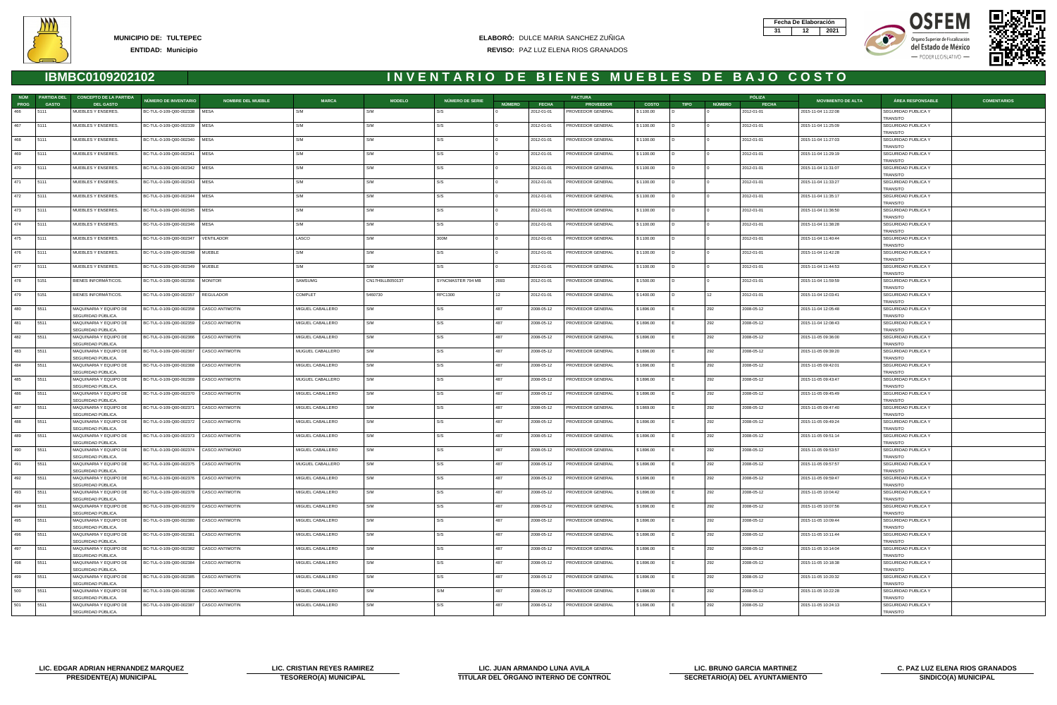**MUNICIPIO DE:** TULTEPEC
**ENTIDAD:** Municipio

**ELABORÓ:** DULCE MARIA SANCHEZ ZUÑIGA
**REVISO:** PAZ LUZ ELENA RIOS GRANADOS

| Fecha De Elaboración | | |
|---|---|---|
| 31 | 12 | 2021 |

## IBMBC0109202102

# INVENTARIO DE BIENES MUEBLES DE BAJO COSTO

| NÚM PROG | PARTIDA DEL GASTO | CONCEPTO DE LA PARTIDA DEL GASTO | NÚMERO DE INVENTARIO | NOMBRE DEL MUEBLE | MARCA | MODELO | NÚMERO DE SERIE | FACTURA NÚMERO | FACTURA FECHA | FACTURA PROVEEDOR | FACTURA COSTO | PÓLIZA TIPO | PÓLIZA NÚMERO | PÓLIZA FECHA | MOVIMIENTO DE ALTA | ÁREA RESPONSABLE | COMENTARIOS |
|---|---|---|---|---|---|---|---|---|---|---|---|---|---|---|---|---|---|
| 466 | 5111 | MUEBLES Y ENSERES. | BC-TUL-0-109-Q00-002338 | MESA | S/M | S/M | S/S | 0 | 2012-01-01 | PROVEEDOR GENERAL | $ 1100.00 | D | 0 | 2012-01-01 | 2015-11-04 11:22:08 | SEGURIDAD PUBLICA Y TRANSITO | |
| 467 | 5111 | MUEBLES Y ENSERES. | BC-TUL-0-109-Q00-002339 | MESA | S/M | S/M | S/S | 0 | 2012-01-01 | PROVEEDOR GENERAL | $ 1100.00 | D | 0 | 2012-01-01 | 2015-11-04 11:25:09 | SEGURIDAD PUBLICA Y TRANSITO | |
| 468 | 5111 | MUEBLES Y ENSERES. | BC-TUL-0-109-Q00-002340 | MESA | S/M | S/M | S/S | 0 | 2012-01-01 | PROVEEDOR GENERAL | $ 1100.00 | D | 0 | 2012-01-01 | 2015-11-04 11:27:03 | SEGURIDAD PUBLICA Y TRANSITO | |
| 469 | 5111 | MUEBLES Y ENSERES. | BC-TUL-0-109-Q00-002341 | MESA | S/M | S/M | S/S | 0 | 2012-01-01 | PROVEEDOR GENERAL | $ 1100.00 | D | 0 | 2012-01-01 | 2015-11-04 11:29:19 | SEGURIDAD PUBLICA Y TRANSITO | |
| 470 | 5111 | MUEBLES Y ENSERES. | BC-TUL-0-109-Q00-002342 | MESA | S/M | S/M | S/S | 0 | 2012-01-01 | PROVEEDOR GENERAL | $ 1100.00 | D | 0 | 2012-01-01 | 2015-11-04 11:31:07 | SEGURIDAD PUBLICA Y TRANSITO | |
| 471 | 5111 | MUEBLES Y ENSERES. | BC-TUL-0-109-Q00-002343 | MESA | S/M | S/M | S/S | 0 | 2012-01-01 | PROVEEDOR GENERAL | $ 1100.00 | D | 0 | 2012-01-01 | 2015-11-04 11:33:27 | SEGURIDAD PUBLICA Y TRANSITO | |
| 472 | 5111 | MUEBLES Y ENSERES. | BC-TUL-0-109-Q00-002344 | MESA | S/M | S/M | S/S | 0 | 2012-01-01 | PROVEEDOR GENERAL | $ 1100.00 | D | 0 | 2012-01-01 | 2015-11-04 11:35:17 | SEGURIDAD PUBLICA Y TRANSITO | |
| 473 | 5111 | MUEBLES Y ENSERES. | BC-TUL-0-109-Q00-002345 | MESA | S/M | S/M | S/S | 0 | 2012-01-01 | PROVEEDOR GENERAL | $ 1100.00 | D | 0 | 2012-01-01 | 2015-11-04 11:36:50 | SEGURIDAD PUBLICA Y TRANSITO | |
| 474 | 5111 | MUEBLES Y ENSERES. | BC-TUL-0-109-Q00-002346 | MESA | S/M | S/M | S/S | 0 | 2012-01-01 | PROVEEDOR GENERAL | $ 1100.00 | D | 0 | 2012-01-01 | 2015-11-04 11:38:28 | SEGURIDAD PUBLICA Y TRANSITO | |
| 475 | 5111 | MUEBLES Y ENSERES. | BC-TUL-0-109-Q00-002347 | VENTILADOR | LASCO | S/M | 300M | 0 | 2012-01-01 | PROVEEDOR GENERAL | $ 1100.00 | D | 0 | 2012-01-01 | 2015-11-04 11:40:44 | SEGURIDAD PUBLICA Y TRANSITO | |
| 476 | 5111 | MUEBLES Y ENSERES. | BC-TUL-0-109-Q00-002348 | MUEBLE | S/M | S/M | S/S | 0 | 2012-01-01 | PROVEEDOR GENERAL | $ 1100.00 | D | 0 | 2012-01-01 | 2015-11-04 11:42:28 | SEGURIDAD PUBLICA Y TRANSITO | |
| 477 | 5111 | MUEBLES Y ENSERES. | BC-TUL-0-109-Q00-002349 | MUEBLE | S/M | S/M | S/S | 0 | 2012-01-01 | PROVEEDOR GENERAL | $ 1100.00 | D | 0 | 2012-01-01 | 2015-11-04 11:44:53 | SEGURIDAD PUBLICA Y TRANSITO | |
| 478 | 5151 | BIENES INFORMÁTICOS. | BC-TUL-0-109-Q00-002356 | MONITOR | SAMSUMG | CN17H9LLB05013T | SYNCMASTER 794 MB | 2693 | 2012-01-01 | PROVEEDOR GENERAL | $ 1500.00 | D | 0 | 2012-01-01 | 2015-11-04 11:59:59 | SEGURIDAD PUBLICA Y TRANSITO | |
| 479 | 5151 | BIENES INFORMÁTICOS. | BC-TUL-0-109-Q00-002357 | REGULADOR | COMPLET | 5460730 | RPC1300 | 12 | 2012-01-01 | PROVEEDOR GENERAL | $ 1400.00 | D | 12 | 2012-01-01 | 2015-11-04 12:03:41 | SEGURIDAD PUBLICA Y TRANSITO | |
| 480 | 5511 | MAQUINARIA Y EQUIPO DE SEGURIDAD PÚBLICA. | BC-TUL-0-109-Q00-002358 | CASCO ANTIMOTIN | MIGUEL CABALLERO | S/M | S/S | 487 | 2008-05-12 | PROVEEDOR GENERAL | $ 1896.00 | E | 292 | 2008-05-12 | 2015-11-04 12:05:48 | SEGURIDAD PUBLICA Y TRANSITO | |
| 481 | 5511 | MAQUINARIA Y EQUIPO DE SEGURIDAD PÚBLICA. | BC-TUL-0-109-Q00-002359 | CASCO ANTIMOTIN | MIGUEL CABALLERO | S/M | S/S | 487 | 2008-05-12 | PROVEEDOR GENERAL | $ 1896.00 | E | 292 | 2008-05-12 | 2015-11-04 12:08:43 | SEGURIDAD PUBLICA Y TRANSITO | |
| 482 | 5511 | MAQUINARIA Y EQUIPO DE SEGURIDAD PÚBLICA. | BC-TUL-0-109-Q00-002366 | CASCO ANTIMOTIN | MIGUEL CABALLERO | S/M | S/S | 487 | 2008-05-12 | PROVEEDOR GENERAL | $ 1896.00 | E | 292 | 2008-05-12 | 2015-11-05 09:36:00 | SEGURIDAD PUBLICA Y TRANSITO | |
| 483 | 5511 | MAQUINARIA Y EQUIPO DE SEGURIDAD PÚBLICA. | BC-TUL-0-109-Q00-002367 | CASCO ANTIMOTIN | MUGUEL CABALLERO | S/M | S/S | 487 | 2008-05-12 | PROVEEDOR GENERAL | $ 1896.00 | E | 292 | 2008-05-12 | 2015-11-05 09:39:20 | SEGURIDAD PUBLICA Y TRANSITO | |
| 484 | 5511 | MAQUINARIA Y EQUIPO DE SEGURIDAD PÚBLICA. | BC-TUL-0-109-Q00-002368 | CASCO ANTIMOTIN | MIGUEL CABALLERO | S/M | S/S | 487 | 2008-05-12 | PROVEEDOR GENERAL | $ 1896.00 | E | 292 | 2008-05-12 | 2015-11-05 09:42:01 | SEGURIDAD PUBLICA Y TRANSITO | |
| 485 | 5511 | MAQUINARIA Y EQUIPO DE SEGURIDAD PÚBLICA. | BC-TUL-0-109-Q00-002369 | CASCO ANTIMOTIN | MUGUEL CABALLERO | S/M | S/S | 487 | 2008-05-12 | PROVEEDOR GENERAL | $ 1896.00 | E | 292 | 2008-05-12 | 2015-11-05 09:43:47 | SEGURIDAD PUBLICA Y TRANSITO | |
| 486 | 5511 | MAQUINARIA Y EQUIPO DE SEGURIDAD PÚBLICA. | BC-TUL-0-109-Q00-002370 | CASCO ANTIMOTIN | MIGUEL CABALLERO | S/M | S/S | 487 | 2008-05-12 | PROVEEDOR GENERAL | $ 1896.00 | E | 292 | 2008-05-12 | 2015-11-05 09:45:49 | SEGURIDAD PUBLICA Y TRANSITO | |
| 487 | 5511 | MAQUINARIA Y EQUIPO DE SEGURIDAD PÚBLICA. | BC-TUL-0-109-Q00-002371 | CASCO ANTIMOTIN | MIGUEL CABALLERO | S/M | S/S | 487 | 2008-05-12 | PROVEEDOR GENERAL | $ 1869.00 | E | 292 | 2008-05-12 | 2015-11-05 09:47:40 | SEGURIDAD PUBLICA Y TRANSITO | |
| 488 | 5511 | MAQUINARIA Y EQUIPO DE SEGURIDAD PÚBLICA. | BC-TUL-0-109-Q00-002372 | CASCO ANTIMOTIN | MIGUEL CABALLERO | S/M | S/S | 487 | 2008-05-12 | PROVEEDOR GENERAL | $ 1896.00 | E | 292 | 2008-05-12 | 2015-11-05 09:49:24 | SEGURIDAD PUBLICA Y TRANSITO | |
| 489 | 5511 | MAQUINARIA Y EQUIPO DE SEGURIDAD PÚBLICA. | BC-TUL-0-109-Q00-002373 | CASCO ANTIMOTIN | MIGUEL CABALLERO | S/M | S/S | 487 | 2008-05-12 | PROVEEDOR GENERAL | $ 1896.00 | E | 292 | 2008-05-12 | 2015-11-05 09:51:14 | SEGURIDAD PUBLICA Y TRANSITO | |
| 490 | 5511 | MAQUINARIA Y EQUIPO DE SEGURIDAD PÚBLICA. | BC-TUL-0-109-Q00-002374 | CASCO ANTIMONIO | MIGUEL CABALLERO | S/M | S/S | 487 | 2008-05-12 | PROVEEDOR GENERAL | $ 1896.00 | E | 292 | 2008-05-12 | 2015-11-05 09:53:57 | SEGURIDAD PUBLICA Y TRANSITO | |
| 491 | 5511 | MAQUINARIA Y EQUIPO DE SEGURIDAD PÚBLICA. | BC-TUL-0-109-Q00-002375 | CASCO ANTIMOTIN | MUGUEL CABALLERO | S/M | S/S | 487 | 2008-05-12 | PROVEEDOR GENERAL | $ 1896.00 | E | 292 | 2008-05-12 | 2015-11-05 09:57:57 | SEGURIDAD PUBLICA Y TRANSITO | |
| 492 | 5511 | MAQUINARIA Y EQUIPO DE SEGURIDAD PÚBLICA. | BC-TUL-0-109-Q00-002376 | CASCO ANTIMOTIN | MIGUEL CABALLERO | S/M | S/S | 487 | 2008-05-12 | PROVEEDOR GENERAL | $ 1896.00 | E | 292 | 2008-05-12 | 2015-11-05 09:59:47 | SEGURIDAD PUBLICA Y TRANSITO | |
| 493 | 5511 | MAQUINARIA Y EQUIPO DE SEGURIDAD PÚBLICA. | BC-TUL-0-109-Q00-002378 | CASCO ANTIMOTIN | MIGUEL CABALLERO | S/M | S/S | 487 | 2008-05-12 | PROVEEDOR GENERAL | $ 1896.00 | E | 292 | 2008-05-12 | 2015-11-05 10:04:42 | SEGURIDAD PUBLICA Y TRANSITO | |
| 494 | 5511 | MAQUINARIA Y EQUIPO DE SEGURIDAD PÚBLICA. | BC-TUL-0-109-Q00-002379 | CASCO ANTIMOTIN | MIGUEL CABALLERO | S/M | S/S | 487 | 2008-05-12 | PROVEEDOR GENERAL | $ 1896.00 | E | 292 | 2008-05-12 | 2015-11-05 10:07:56 | SEGURIDAD PUBLICA Y TRANSITO | |
| 495 | 5511 | MAQUINARIA Y EQUIPO DE SEGURIDAD PÚBLICA. | BC-TUL-0-109-Q00-002380 | CASCO ANTIMOTIN | MIGUEL CABALLERO | S/M | S/S | 487 | 2008-05-12 | PROVEEDOR GENERAL | $ 1896.00 | E | 292 | 2008-05-12 | 2015-11-05 10:09:44 | SEGURIDAD PUBLICA Y TRANSITO | |
| 496 | 5511 | MAQUINARIA Y EQUIPO DE SEGURIDAD PÚBLICA. | BC-TUL-0-109-Q00-002381 | CASCO ANTIMOTIN | MIGUEL CABALLERO | S/M | S/S | 487 | 2008-05-12 | PROVEEDOR GENERAL | $ 1896.00 | E | 292 | 2008-05-12 | 2015-11-05 10:11:44 | SEGURIDAD PUBLICA Y TRANSITO | |
| 497 | 5511 | MAQUINARIA Y EQUIPO DE SEGURIDAD PÚBLICA. | BC-TUL-0-109-Q00-002382 | CASCO ANTIMOTIN | MIGUEL CABALLERO | S/M | S/S | 487 | 2008-05-12 | PROVEEDOR GENERAL | $ 1896.00 | E | 292 | 2008-05-12 | 2015-11-05 10:14:04 | SEGURIDAD PUBLICA Y TRANSITO | |
| 498 | 5511 | MAQUINARIA Y EQUIPO DE SEGURIDAD PÚBLICA. | BC-TUL-0-109-Q00-002384 | CASCO ANTIMOTIN | MIGUEL CABALLERO | S/M | S/S | 487 | 2008-05-12 | PROVEEDOR GENERAL | $ 1896.00 | E | 292 | 2008-05-12 | 2015-11-05 10:18:38 | SEGURIDAD PUBLICA Y TRANSITO | |
| 499 | 5511 | MAQUINARIA Y EQUIPO DE SEGURIDAD PÚBLICA. | BC-TUL-0-109-Q00-002385 | CASCO ANTIMOTIN | MIGUEL CABALLERO | S/M | S/S | 487 | 2008-05-12 | PROVEEDOR GENERAL | $ 1896.00 | E | 292 | 2008-05-12 | 2015-11-05 10:20:32 | SEGURIDAD PUBLICA Y TRANSITO | |
| 500 | 5511 | MAQUINARIA Y EQUIPO DE SEGURIDAD PÚBLICA. | BC-TUL-0-109-Q00-002386 | CASCO ANTIMOTIN | MIGUEL CABALLERO | S/M | S/M | 487 | 2008-05-12 | PROVEEDOR GENERAL | $ 1896.00 | E | 292 | 2008-05-12 | 2015-11-05 10:22:28 | SEGURIDAD PUBLICA Y TRANSITO | |
| 501 | 5511 | MAQUINARIA Y EQUIPO DE SEGURIDAD PÚBLICA. | BC-TUL-0-109-Q00-002387 | CASCO ANTIMOTIN | MIGUEL CABALLERO | S/M | S/S | 487 | 2008-05-12 | PROVEEDOR GENERAL | $ 1896.00 | E | 292 | 2008-05-12 | 2015-11-05 10:24:13 | SEGURIDAD PUBLICA Y TRANSITO | |

| LIC. EDGAR ADRIAN HERNANDEZ MARQUEZ | LIC. CRISTIAN REYES RAMIREZ | LIC. JUAN ARMANDO LUNA AVILA | LIC. BRUNO GARCIA MARTINEZ | C. PAZ LUZ ELENA RIOS GRANADOS |
|---|---|---|---|---|
| PRESIDENTE(A) MUNICIPAL | TESORERO(A) MUNICIPAL | TITULAR DEL ÓRGANO INTERNO DE CONTROL | SECRETARIO(A) DEL AYUNTAMIENTO | SINDICO(A) MUNICIPAL |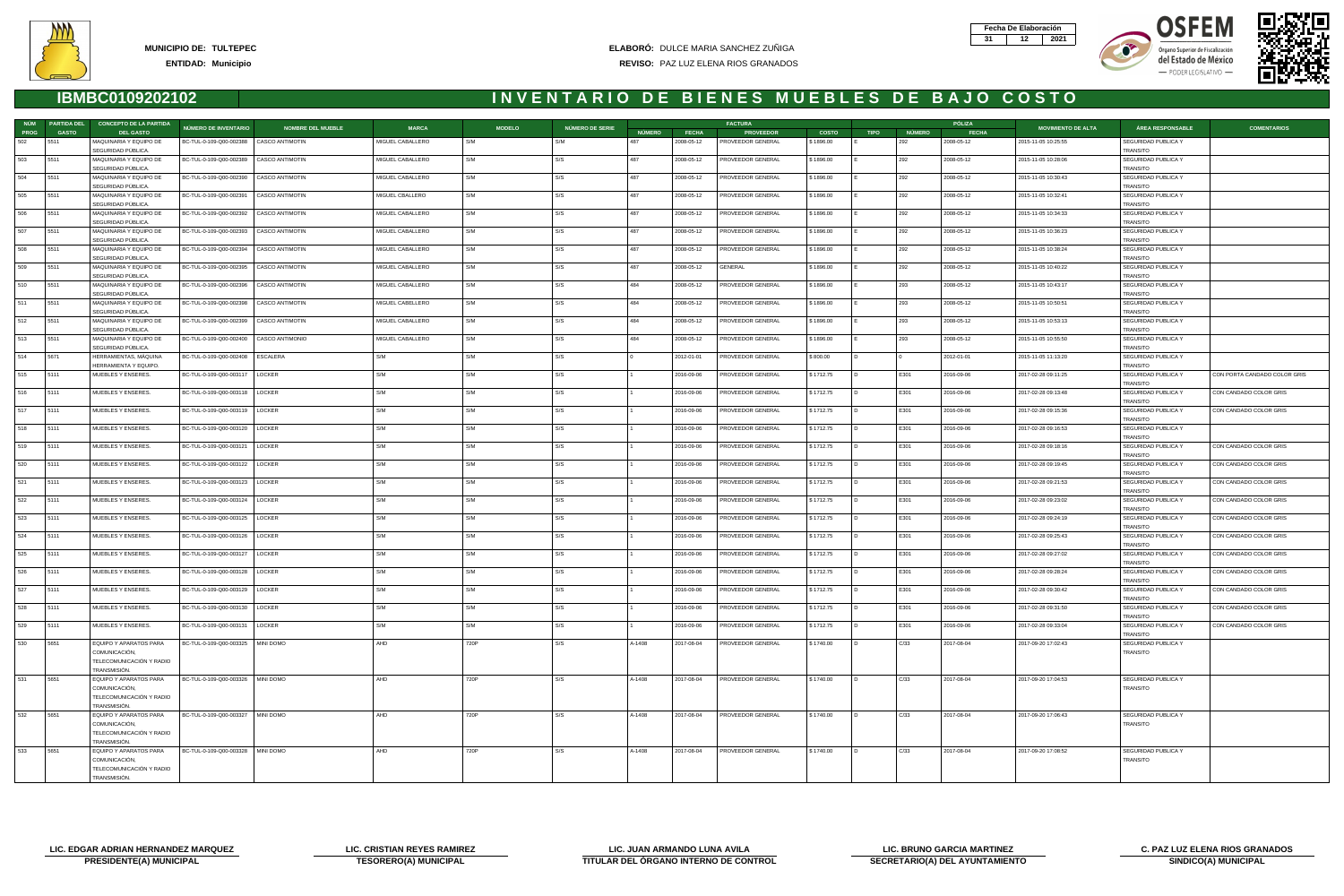**MUNICIPIO DE:** TULTEPEC
**ENTIDAD:** Municipio

**ELABORÓ:** DULCE MARIA SANCHEZ ZUÑIGA
**REVISO:** PAZ LUZ ELENA RIOS GRANADOS

| Fecha De Elaboración | | |
|---|---|---|
| 31 | 12 | 2021 |

## IBMBC0109202102

# INVENTARIO DE BIENES MUEBLES DE BAJO COSTO

| NÚM PROG | PARTIDA DEL GASTO | CONCEPTO DE LA PARTIDA DEL GASTO | NÚMERO DE INVENTARIO | NOMBRE DEL MUEBLE | MARCA | MODELO | NÚMERO DE SERIE | FACTURA NÚMERO | FACTURA FECHA | FACTURA PROVEEDOR | FACTURA COSTO | PÓLIZA TIPO | PÓLIZA NÚMERO | PÓLIZA FECHA | MOVIMIENTO DE ALTA | ÁREA RESPONSABLE | COMENTARIOS |
|---|---|---|---|---|---|---|---|---|---|---|---|---|---|---|---|---|---|
| 502 | 5511 | MAQUINARIA Y EQUIPO DE SEGURIDAD PÚBLICA. | BC-TUL-0-109-Q00-002388 | CASCO ANTIMOTIN | MIGUEL CABALLERO | S/M | S/M | 487 | 2008-05-12 | PROVEEDOR GENERAL | $ 1896.00 | E | 292 | 2008-05-12 | 2015-11-05 10:25:55 | SEGURIDAD PUBLICA Y TRANSITO | |
| 503 | 5511 | MAQUINARIA Y EQUIPO DE SEGURIDAD PÚBLICA. | BC-TUL-0-109-Q00-002389 | CASCO ANTIMOTIN | MIGUEL CABALLERO | S/M | S/S | 487 | 2008-05-12 | PROVEEDOR GENERAL | $ 1896.00 | E | 292 | 2008-05-12 | 2015-11-05 10:28:06 | SEGURIDAD PUBLICA Y TRANSITO | |
| 504 | 5511 | MAQUINARIA Y EQUIPO DE SEGURIDAD PÚBLICA. | BC-TUL-0-109-Q00-002390 | CASCO ANTIMOTIN | MIGUEL CABALLERO | S/M | S/S | 487 | 2008-05-12 | PROVEEDOR GENERAL | $ 1896.00 | E | 292 | 2008-05-12 | 2015-11-05 10:30:43 | SEGURIDAD PUBLICA Y TRANSITO | |
| 505 | 5511 | MAQUINARIA Y EQUIPO DE SEGURIDAD PÚBLICA. | BC-TUL-0-109-Q00-002391 | CASCO ANTIMOTIN | MIGUEL CBALLERO | S/M | S/S | 487 | 2008-05-12 | PROVEEDOR GENERAL | $ 1896.00 | E | 292 | 2008-05-12 | 2015-11-05 10:32:41 | SEGURIDAD PUBLICA Y TRANSITO | |
| 506 | 5511 | MAQUINARIA Y EQUIPO DE SEGURIDAD PÚBLICA. | BC-TUL-0-109-Q00-002392 | CASCO ANTIMOTIN | MIGUEL CABALLERO | S/M | S/S | 487 | 2008-05-12 | PROVEEDOR GENERAL | $ 1896.00 | E | 292 | 2008-05-12 | 2015-11-05 10:34:33 | SEGURIDAD PUBLICA Y TRANSITO | |
| 507 | 5511 | MAQUINARIA Y EQUIPO DE SEGURIDAD PÚBLICA. | BC-TUL-0-109-Q00-002393 | CASCO ANTIMOTIN | MIGUEL CABALLERO | S/M | S/S | 487 | 2008-05-12 | PROVEEDOR GENERAL | $ 1896.00 | E | 292 | 2008-05-12 | 2015-11-05 10:36:23 | SEGURIDAD PUBLICA Y TRANSITO | |
| 508 | 5511 | MAQUINARIA Y EQUIPO DE SEGURIDAD PÚBLICA. | BC-TUL-0-109-Q00-002394 | CASCO ANTIMOTIN | MIGUEL CABALLERO | S/M | S/S | 487 | 2008-05-12 | PROVEEDOR GENERAL | $ 1896.00 | E | 292 | 2008-05-12 | 2015-11-05 10:38:24 | SEGURIDAD PUBLICA Y TRANSITO | |
| 509 | 5511 | MAQUINARIA Y EQUIPO DE SEGURIDAD PÚBLICA. | BC-TUL-0-109-Q00-002395 | CASCO ANTIMOTIN | MIGUEL CABALLERO | S/M | S/S | 487 | 2008-05-12 | GENERAL | $ 1896.00 | E | 292 | 2008-05-12 | 2015-11-05 10:40:22 | SEGURIDAD PUBLICA Y TRANSITO | |
| 510 | 5511 | MAQUINARIA Y EQUIPO DE SEGURIDAD PÚBLICA. | BC-TUL-0-109-Q00-002396 | CASCO ANTIMOTIN | MIGUEL CABALLERO | S/M | S/S | 484 | 2008-05-12 | PROVEEDOR GENERAL | $ 1896.00 | E | 293 | 2008-05-12 | 2015-11-05 10:43:17 | SEGURIDAD PUBLICA Y TRANSITO | |
| 511 | 5511 | MAQUINARIA Y EQUIPO DE SEGURIDAD PÚBLICA. | BC-TUL-0-109-Q00-002398 | CASCO ANTIMOTIN | MIGUEL CABELLERO | S/M | S/S | 484 | 2008-05-12 | PROVEEDOR GENERAL | $ 1896.00 | E | 293 | 2008-05-12 | 2015-11-05 10:50:51 | SEGURIDAD PUBLICA Y TRANSITO | |
| 512 | 5511 | MAQUINARIA Y EQUIPO DE SEGURIDAD PÚBLICA. | BC-TUL-0-109-Q00-002399 | CASCO ANTIMOTIN | MIGUEL CABALLERO | S/M | S/S | 484 | 2008-05-12 | PROVEEDOR GENERAL | $ 1896.00 | E | 293 | 2008-05-12 | 2015-11-05 10:53:13 | SEGURIDAD PUBLICA Y TRANSITO | |
| 513 | 5511 | MAQUINARIA Y EQUIPO DE SEGURIDAD PÚBLICA. | BC-TUL-0-109-Q00-002400 | CASCO ANTIMONIO | MIGUEL CABALLERO | S/M | S/S | 484 | 2008-05-12 | PROVEEDOR GENERAL | $ 1896.00 | E | 293 | 2008-05-12 | 2015-11-05 10:55:50 | SEGURIDAD PUBLICA Y TRANSITO | |
| 514 | 5671 | HERRAMIENTAS, MÁQUINA HERRAMIENTA Y EQUIPO. | BC-TUL-0-109-Q00-002408 | ESCALERA | S/M | S/M | S/S | 0 | 2012-01-01 | PROVEEDOR GENERAL | $ 800.00 | D | 0 | 2012-01-01 | 2015-11-05 11:13:20 | SEGURIDAD PUBLICA Y TRANSITO | |
| 515 | 5111 | MUEBLES Y ENSERES. | BC-TUL-0-109-Q00-003117 | LOCKER | S/M | S/M | S/S | 1 | 2016-09-06 | PROVEEDOR GENERAL | $ 1712.75 | D | E301 | 2016-09-06 | 2017-02-28 09:11:25 | SEGURIDAD PUBLICA Y TRANSITO | CON PORTA CANDADO COLOR GRIS |
| 516 | 5111 | MUEBLES Y ENSERES. | BC-TUL-0-109-Q00-003118 | LOCKER | S/M | S/M | S/S | 1 | 2016-09-06 | PROVEEDOR GENERAL | $ 1712.75 | D | E301 | 2016-09-06 | 2017-02-28 09:13:48 | SEGURIDAD PUBLICA Y TRANSITO | CON CANDADO COLOR GRIS |
| 517 | 5111 | MUEBLES Y ENSERES. | BC-TUL-0-109-Q00-003119 | LOCKER | S/M | S/M | S/S | 1 | 2016-09-06 | PROVEEDOR GENERAL | $ 1712.75 | D | E301 | 2016-09-06 | 2017-02-28 09:15:36 | SEGURIDAD PUBLICA Y TRANSITO | CON CANDADO COLOR GRIS |
| 518 | 5111 | MUEBLES Y ENSERES. | BC-TUL-0-109-Q00-003120 | LOCKER | S/M | S/M | S/S | 1 | 2016-09-06 | PROVEEDOR GENERAL | $ 1712.75 | D | E301 | 2016-09-06 | 2017-02-28 09:16:53 | SEGURIDAD PUBLICA Y TRANSITO | |
| 519 | 5111 | MUEBLES Y ENSERES. | BC-TUL-0-109-Q00-003121 | LOCKER | S/M | S/M | S/S | 1 | 2016-09-06 | PROVEEDOR GENERAL | $ 1712.75 | D | E301 | 2016-09-06 | 2017-02-28 09:18:16 | SEGURIDAD PUBLICA Y TRANSITO | CON CANDADO COLOR GRIS |
| 520 | 5111 | MUEBLES Y ENSERES. | BC-TUL-0-109-Q00-003122 | LOCKER | S/M | S/M | S/S | 1 | 2016-09-06 | PROVEEDOR GENERAL | $ 1712.75 | D | E301 | 2016-09-06 | 2017-02-28 09:19:45 | SEGURIDAD PUBLICA Y TRANSITO | CON CANDADO COLOR GRIS |
| 521 | 5111 | MUEBLES Y ENSERES. | BC-TUL-0-109-Q00-003123 | LOCKER | S/M | S/M | S/S | 1 | 2016-09-06 | PROVEEDOR GENERAL | $ 1712.75 | D | E301 | 2016-09-06 | 2017-02-28 09:21:53 | SEGURIDAD PUBLICA Y TRANSITO | CON CANDADO COLOR GRIS |
| 522 | 5111 | MUEBLES Y ENSERES. | BC-TUL-0-109-Q00-003124 | LOCKER | S/M | S/M | S/S | 1 | 2016-09-06 | PROVEEDOR GENERAL | $ 1712.75 | D | E301 | 2016-09-06 | 2017-02-28 09:23:02 | SEGURIDAD PUBLICA Y TRANSITO | CON CANDADO COLOR GRIS |
| 523 | 5111 | MUEBLES Y ENSERES. | BC-TUL-0-109-Q00-003125 | LOCKER | S/M | S/M | S/S | 1 | 2016-09-06 | PROVEEDOR GENERAL | $ 1712.75 | D | E301 | 2016-09-06 | 2017-02-28 09:24:19 | SEGURIDAD PUBLICA Y TRANSITO | CON CANDADO COLOR GRIS |
| 524 | 5111 | MUEBLES Y ENSERES. | BC-TUL-0-109-Q00-003126 | LOCKER | S/M | S/M | S/S | 1 | 2016-09-06 | PROVEEDOR GENERAL | $ 1712.75 | D | E301 | 2016-09-06 | 2017-02-28 09:25:43 | SEGURIDAD PUBLICA Y TRANSITO | CON CANDADO COLOR GRIS |
| 525 | 5111 | MUEBLES Y ENSERES. | BC-TUL-0-109-Q00-003127 | LOCKER | S/M | S/M | S/S | 1 | 2016-09-06 | PROVEEDOR GENERAL | $ 1712.75 | D | E301 | 2016-09-06 | 2017-02-28 09:27:02 | SEGURIDAD PUBLICA Y TRANSITO | CON CANDADO COLOR GRIS |
| 526 | 5111 | MUEBLES Y ENSERES. | BC-TUL-0-109-Q00-003128 | LOCKER | S/M | S/M | S/S | 1 | 2016-09-06 | PROVEEDOR GENERAL | $ 1712.75 | D | E301 | 2016-09-06 | 2017-02-28 09:28:24 | SEGURIDAD PUBLICA Y TRANSITO | CON CANDADO COLOR GRIS |
| 527 | 5111 | MUEBLES Y ENSERES. | BC-TUL-0-109-Q00-003129 | LOCKER | S/M | S/M | S/S | 1 | 2016-09-06 | PROVEEDOR GENERAL | $ 1712.75 | D | E301 | 2016-09-06 | 2017-02-28 09:30:42 | SEGURIDAD PUBLICA Y TRANSITO | CON CANDADO COLOR GRIS |
| 528 | 5111 | MUEBLES Y ENSERES. | BC-TUL-0-109-Q00-003130 | LOCKER | S/M | S/M | S/S | 1 | 2016-09-06 | PROVEEDOR GENERAL | $ 1712.75 | D | E301 | 2016-09-06 | 2017-02-28 09:31:50 | SEGURIDAD PUBLICA Y TRANSITO | CON CANDADO COLOR GRIS |
| 529 | 5111 | MUEBLES Y ENSERES. | BC-TUL-0-109-Q00-003131 | LOCKER | S/M | S/M | S/S | 1 | 2016-09-06 | PROVEEDOR GENERAL | $ 1712.75 | D | E301 | 2016-09-06 | 2017-02-28 09:33:04 | SEGURIDAD PUBLICA Y TRANSITO | CON CANDADO COLOR GRIS |
| 530 | 5651 | EQUIPO Y APARATOS PARA COMUNICACIÓN, TELECOMUNICACIÓN Y RADIO TRANSMISIÓN. | BC-TUL-0-109-Q00-003325 | MINI DOMO | AHD | 720P | S/S | A-1408 | 2017-08-04 | PROVEEDOR GENERAL | $ 1740.00 | D | C/33 | 2017-08-04 | 2017-09-20 17:02:43 | SEGURIDAD PUBLICA Y TRANSITO | |
| 531 | 5651 | EQUIPO Y APARATOS PARA COMUNICACIÓN, TELECOMUNICACIÓN Y RADIO TRANSMISIÓN. | BC-TUL-0-109-Q00-003326 | MINI DOMO | AHD | 720P | S/S | A-1408 | 2017-08-04 | PROVEEDOR GENERAL | $ 1740.00 | D | C/33 | 2017-08-04 | 2017-09-20 17:04:53 | SEGURIDAD PUBLICA Y TRANSITO | |
| 532 | 5651 | EQUIPO Y APARATOS PARA COMUNICACIÓN, TELECOMUNICACIÓN Y RADIO TRANSMISIÓN. | BC-TUL-0-109-Q00-003327 | MINI DOMO | AHD | 720P | S/S | A-1408 | 2017-08-04 | PROVEEDOR GENERAL | $ 1740.00 | D | C/33 | 2017-08-04 | 2017-09-20 17:06:43 | SEGURIDAD PUBLICA Y TRANSITO | |
| 533 | 5651 | EQUIPO Y APARATOS PARA COMUNICACIÓN, TELECOMUNICACIÓN Y RADIO TRANSMISIÓN. | BC-TUL-0-109-Q00-003328 | MINI DOMO | AHD | 720P | S/S | A-1408 | 2017-08-04 | PROVEEDOR GENERAL | $ 1740.00 | D | C/33 | 2017-08-04 | 2017-09-20 17:08:52 | SEGURIDAD PUBLICA Y TRANSITO | |

| LIC. EDGAR ADRIAN HERNANDEZ MARQUEZ | LIC. CRISTIAN REYES RAMIREZ | LIC. JUAN ARMANDO LUNA AVILA | LIC. BRUNO GARCIA MARTINEZ | C. PAZ LUZ ELENA RIOS GRANADOS |
|---|---|---|---|---|
| PRESIDENTE(A) MUNICIPAL | TESORERO(A) MUNICIPAL | TITULAR DEL ÓRGANO INTERNO DE CONTROL | SECRETARIO(A) DEL AYUNTAMIENTO | SINDICO(A) MUNICIPAL |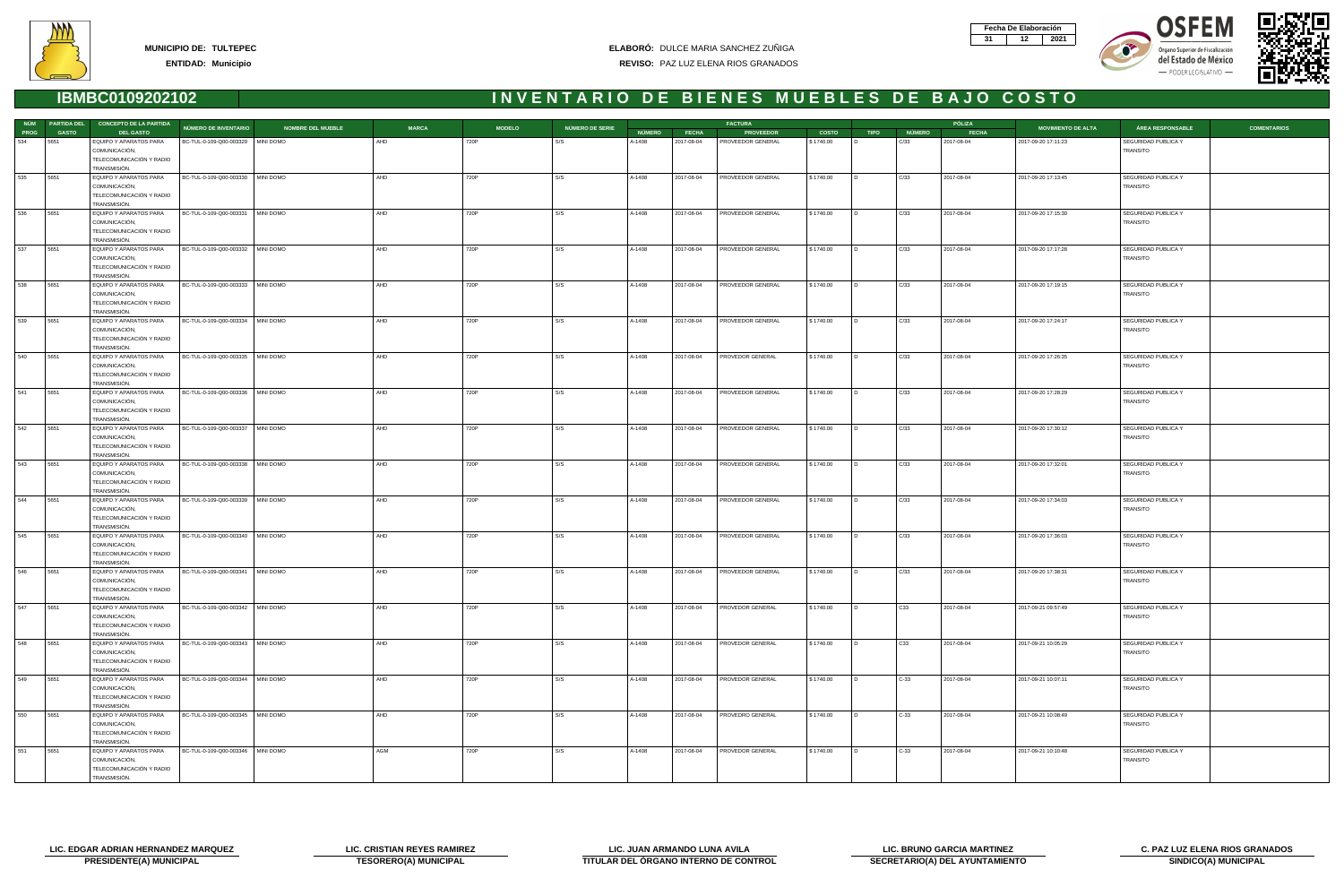**MUNICIPIO DE: TULTEPEC**
**ENTIDAD: Municipio**

**ELABORÓ:** DULCE MARIA SANCHEZ ZUÑIGA
**REVISO:** PAZ LUZ ELENA RIOS GRANADOS

| Fecha De Elaboración | | |
|---|---|---|
| 31 | 12 | 2021 |

## IBMBC0109202102 — INVENTARIO DE BIENES MUEBLES DE BAJO COSTO

| NÚM PROG | PARTIDA DEL GASTO | CONCEPTO DE LA PARTIDA DEL GASTO | NÚMERO DE INVENTARIO | NOMBRE DEL MUEBLE | MARCA | MODELO | NÚMERO DE SERIE | FACTURA NÚMERO | FACTURA FECHA | FACTURA PROVEEDOR | FACTURA COSTO | PÓLIZA TIPO | PÓLIZA NÚMERO | PÓLIZA FECHA | MOVIMIENTO DE ALTA | ÁREA RESPONSABLE | COMENTARIOS |
|---|---|---|---|---|---|---|---|---|---|---|---|---|---|---|---|---|---|
| 534 | 5651 | EQUIPO Y APARATOS PARA COMUNICACIÓN, TELECOMUNICACIÓN Y RADIO TRANSMISIÓN. | BC-TUL-0-109-Q00-003329 | MINI DOMO | AHD | 720P | S/S | A-1408 | 2017-08-04 | PROVEEDOR GENERAL | $ 1740.00 | D | C/33 | 2017-08-04 | 2017-09-20 17:11:23 | SEGURIDAD PUBLICA Y TRANSITO | |
| 535 | 5651 | EQUIPO Y APARATOS PARA COMUNICACIÓN, TELECOMUNICACIÓN Y RADIO TRANSMISIÓN. | BC-TUL-0-109-Q00-003330 | MINI DOMO | AHD | 720P | S/S | A-1408 | 2017-08-04 | PROVEEDOR GENERAL | $ 1740.00 | D | C/33 | 2017-08-04 | 2017-09-20 17:13:45 | SEGURIDAD PUBLICA Y TRANSITO | |
| 536 | 5651 | EQUIPO Y APARATOS PARA COMUNICACIÓN, TELECOMUNICACIÓN Y RADIO TRANSMISIÓN. | BC-TUL-0-109-Q00-003331 | MINI DOMO | AHD | 720P | S/S | A-1408 | 2017-08-04 | PROVEEDOR GENERAL | $ 1740.00 | D | C/33 | 2017-08-04 | 2017-09-20 17:15:30 | SEGURIDAD PUBLICA Y TRANSITO | |
| 537 | 5651 | EQUIPO Y APARATOS PARA COMUNICACIÓN, TELECOMUNICACIÓN Y RADIO TRANSMISIÓN. | BC-TUL-0-109-Q00-003332 | MINI DOMO | AHD | 720P | S/S | A-1408 | 2017-08-04 | PROVEEDOR GENERAL | $ 1740.00 | D | C/33 | 2017-08-04 | 2017-09-20 17:17:28 | SEGURIDAD PUBLICA Y TRANSITO | |
| 538 | 5651 | EQUIPO Y APARATOS PARA COMUNICACIÓN, TELECOMUNICACIÓN Y RADIO TRANSMISIÓN. | BC-TUL-0-109-Q00-003333 | MINI DOMO | AHD | 720P | S/S | A-1408 | 2017-08-04 | PROVEEDOR GENERAL | $ 1740.00 | D | C/33 | 2017-08-04 | 2017-09-20 17:19:15 | SEGURIDAD PUBLICA Y TRANSITO | |
| 539 | 5651 | EQUIPO Y APARATOS PARA COMUNICACIÓN, TELECOMUNICACIÓN Y RADIO TRANSMISIÓN. | BC-TUL-0-109-Q00-003334 | MINI DOMO | AHD | 720P | S/S | A-1408 | 2017-08-04 | PROVEEDOR GENERAL | $ 1740.00 | D | C/33 | 2017-08-04 | 2017-09-20 17:24:17 | SEGURIDAD PUBLICA Y TRANSITO | |
| 540 | 5651 | EQUIPO Y APARATOS PARA COMUNICACIÓN, TELECOMUNICACIÓN Y RADIO TRANSMISIÓN. | BC-TUL-0-109-Q00-003335 | MINI DOMO | AHD | 720P | S/S | A-1408 | 2017-08-04 | PROVEDOR GENERAL | $ 1740.00 | D | C/33 | 2017-08-04 | 2017-09-20 17:26:35 | SEGURIDAD PUBLICA Y TRANSITO | |
| 541 | 5651 | EQUIPO Y APARATOS PARA COMUNICACIÓN, TELECOMUNICACIÓN Y RADIO TRANSMISIÓN. | BC-TUL-0-109-Q00-003336 | MINI DOMO | AHD | 720P | S/S | A-1408 | 2017-08-04 | PROVEEDOR GENERAL | $ 1740.00 | D | C/33 | 2017-08-04 | 2017-09-20 17:28:29 | SEGURIDAD PUBLICA Y TRANSITO | |
| 542 | 5651 | EQUIPO Y APARATOS PARA COMUNICACIÓN, TELECOMUNICACIÓN Y RADIO TRANSMISIÓN. | BC-TUL-0-109-Q00-003337 | MINI DOMO | AHD | 720P | S/S | A-1408 | 2017-08-04 | PROVEEDOR GENERAL | $ 1740.00 | D | C/33 | 2017-08-04 | 2017-09-20 17:30:12 | SEGURIDAD PUBLICA Y TRANSITO | |
| 543 | 5651 | EQUIPO Y APARATOS PARA COMUNICACIÓN, TELECOMUNICACIÓN Y RADIO TRANSMISIÓN. | BC-TUL-0-109-Q00-003338 | MINI DOMO | AHD | 720P | S/S | A-1408 | 2017-08-04 | PROVEEDOR GENERAL | $ 1740.00 | D | C/33 | 2017-08-04 | 2017-09-20 17:32:01 | SEGURIDAD PUBLICA Y TRANSITO | |
| 544 | 5651 | EQUIPO Y APARATOS PARA COMUNICACIÓN, TELECOMUNICACIÓN Y RADIO TRANSMISIÓN. | BC-TUL-0-109-Q00-003339 | MINI DOMO | AHD | 720P | S/S | A-1408 | 2017-08-04 | PROVEEDOR GENERAL | $ 1740.00 | D | C/33 | 2017-08-04 | 2017-09-20 17:34:03 | SEGURIDAD PUBLICA Y TRANSITO | |
| 545 | 5651 | EQUIPO Y APARATOS PARA COMUNICACIÓN, TELECOMUNICACIÓN Y RADIO TRANSMISIÓN. | BC-TUL-0-109-Q00-003340 | MINI DOMO | AHD | 720P | S/S | A-1408 | 2017-08-04 | PROVEEDOR GENERAL | $ 1740.00 | D | C/33 | 2017-08-04 | 2017-09-20 17:36:03 | SEGURIDAD PUBLICA Y TRANSITO | |
| 546 | 5651 | EQUIPO Y APARATOS PARA COMUNICACIÓN, TELECOMUNICACIÓN Y RADIO TRANSMISIÓN. | BC-TUL-0-109-Q00-003341 | MINI DOMO | AHD | 720P | S/S | A-1408 | 2017-08-04 | PROVEEDOR GENERAL | $ 1740.00 | D | C/33 | 2017-08-04 | 2017-09-20 17:38:31 | SEGURIDAD PUBLICA Y TRANSITO | |
| 547 | 5651 | EQUIPO Y APARATOS PARA COMUNICACIÓN, TELECOMUNICACIÓN Y RADIO TRANSMISIÓN. | BC-TUL-0-109-Q00-003342 | MINI DOMO | AHD | 720P | S/S | A-1408 | 2017-08-04 | PROVEDOR GENERAL | $ 1740.00 | D | C33 | 2017-08-04 | 2017-09-21 09:57:49 | SEGURIDAD PUBLICA Y TRANSITO | |
| 548 | 5651 | EQUIPO Y APARATOS PARA COMUNICACIÓN, TELECOMUNICACIÓN Y RADIO TRANSMISIÓN. | BC-TUL-0-109-Q00-003343 | MINI DOMO | AHD | 720P | S/S | A-1408 | 2017-08-04 | PROVEDOR GENERAL | $ 1740.00 | D | C33 | 2017-08-04 | 2017-09-21 10:05:29 | SEGURIDAD PUBLICA Y TRANSITO | |
| 549 | 5651 | EQUIPO Y APARATOS PARA COMUNICACIÓN, TELECOMUNICACIÓN Y RADIO TRANSMISIÓN. | BC-TUL-0-109-Q00-003344 | MINI DOMO | AHD | 720P | S/S | A-1408 | 2017-08-04 | PROVEDOR GENERAL | $ 1740.00 | D | C-33 | 2017-08-04 | 2017-09-21 10:07:11 | SEGURIDAD PUBLICA Y TRANSITO | |
| 550 | 5651 | EQUIPO Y APARATOS PARA COMUNICACIÓN, TELECOMUNICACIÓN Y RADIO TRANSMISIÓN. | BC-TUL-0-109-Q00-003345 | MINI DOMO | AHD | 720P | S/S | A-1408 | 2017-08-04 | PROVEEDRO GENERAL | $ 1740.00 | D | C-33 | 2017-08-04 | 2017-09-21 10:08:49 | SEGURIDAD PUBLICA Y TRANSITO | |
| 551 | 5651 | EQUIPO Y APARATOS PARA COMUNICACIÓN, TELECOMUNICACIÓN Y RADIO TRANSMISIÓN. | BC-TUL-0-109-Q00-003346 | MINI DOMO | AGM | 720P | S/S | A-1408 | 2017-08-04 | PROVEDOR GENERAL | $ 1740.00 | D | C-33 | 2017-08-04 | 2017-09-21 10:10:48 | SEGURIDAD PUBLICA Y TRANSITO | |

| LIC. EDGAR ADRIAN HERNANDEZ MARQUEZ | LIC. CRISTIAN REYES RAMIREZ | LIC. JUAN ARMANDO LUNA AVILA | LIC. BRUNO GARCIA MARTINEZ | C. PAZ LUZ ELENA RIOS GRANADOS |
|---|---|---|---|---|
| PRESIDENTE(A) MUNICIPAL | TESORERO(A) MUNICIPAL | TITULAR DEL ÓRGANO INTERNO DE CONTROL | SECRETARIO(A) DEL AYUNTAMIENTO | SINDICO(A) MUNICIPAL |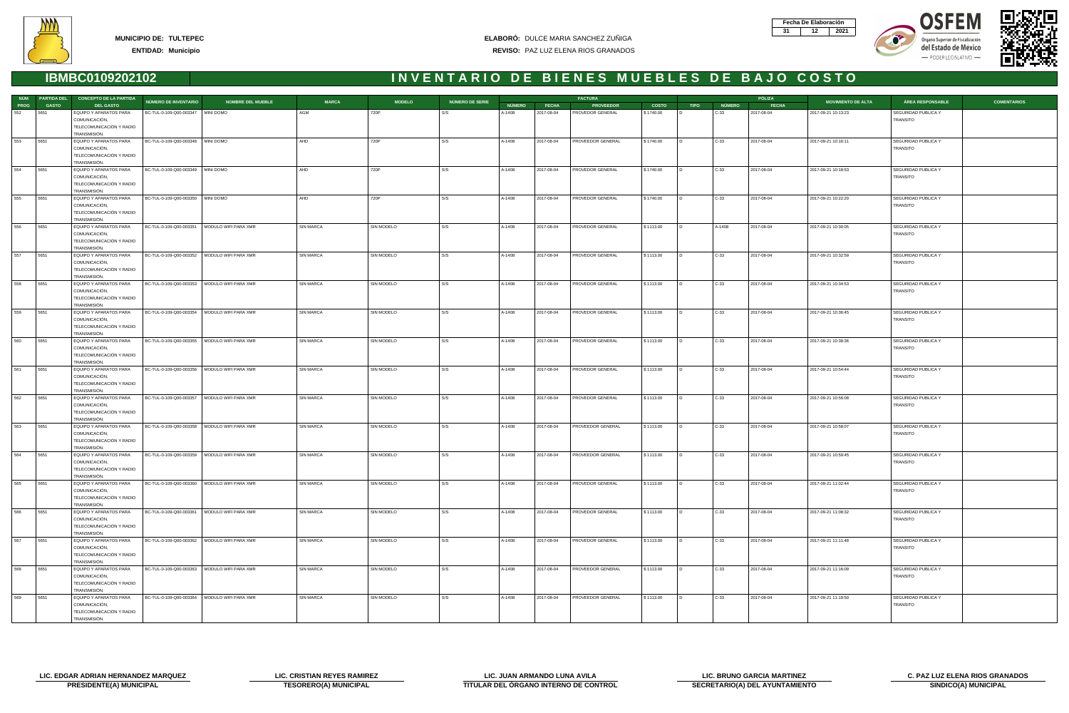**MUNICIPIO DE:** TULTEPEC

**ENTIDAD:** Municipio

**ELABORÓ:** DULCE MARIA SANCHEZ ZUÑIGA

**REVISO:** PAZ LUZ ELENA RIOS GRANADOS

| Fecha De Elaboración | | |
|---|---|---|
| 31 | 12 | 2021 |

# IBMBC0109202102 — INVENTARIO DE BIENES MUEBLES DE BAJO COSTO

| NÚM PROG | PARTIDA DEL GASTO | CONCEPTO DE LA PARTIDA DEL GASTO | NÚMERO DE INVENTARIO | NOMBRE DEL MUEBLE | MARCA | MODELO | NÚMERO DE SERIE | FACTURA | | | | PÓLIZA | | | MOVIMIENTO DE ALTA | ÁREA RESPONSABLE | COMENTARIOS |
|---|---|---|---|---|---|---|---|---|---|---|---|---|---|---|---|---|---|
| | | | | | | | | NÚMERO | FECHA | PROVEEDOR | COSTO | TIPO | NÚMERO | FECHA | | | |
| 552 | 5651 | EQUIPO Y APARATOS PARA COMUNICACIÓN, TELECOMUNICACIÓN Y RADIO TRANSMISIÓN. | BC-TUL-0-109-Q00-003347 | MINI DOMO | AGM | 720P | S/S | A-1408 | 2017-08-04 | PROVEDOR GENERAL | $ 1740.00 | D | C-33 | 2017-08-04 | 2017-09-21 10:13:23 | SEGURIDAD PUBLICA Y TRANSITO | |
| 553 | 5651 | EQUIPO Y APARATOS PARA COMUNICACIÓN, TELECOMUNICACIÓN Y RADIO TRANSMISIÓN. | BC-TUL-0-109-Q00-003348 | MINI DOMO | AHD | 720P | S/S | A-1408 | 2017-08-04 | PROVEEDOR GENERAL | $ 1740.00 | D | C-33 | 2017-08-04 | 2017-09-21 10:16:11 | SEGURIDAD PUBLICA Y TRANSITO | |
| 554 | 5651 | EQUIPO Y APARATOS PARA COMUNICACIÓN, TELECOMUNICACIÓN Y RADIO TRANSMISIÓN. | BC-TUL-0-109-Q00-003349 | MINI DOMO | AHD | 720P | S/S | A-1408 | 2017-08-04 | PROVEDOR GENERAL | $ 1740.00 | D | C-33 | 2017-08-04 | 2017-09-21 10:18:53 | SEGURIDAD PUBLICA Y TRANSITO | |
| 555 | 5651 | EQUIPO Y APARATOS PARA COMUNICACIÓN, TELECOMUNICACIÓN Y RADIO TRANSMISIÓN. | BC-TUL-0-109-Q00-003350 | MINI DOMO | AHD | 720P | S/S | A-1408 | 2017-08-04 | PROVEDOR GENERAL | $ 1740.00 | D | C-33 | 2017-08-04 | 2017-09-21 10:22:20 | SEGURIDAD PUBLICA Y TRANSITO | |
| 556 | 5651 | EQUIPO Y APARATOS PARA COMUNICACIÓN, TELECOMUNICACIÓN Y RADIO TRANSMISIÓN. | BC-TUL-0-109-Q00-003351 | MODULO WIFI PARA XMR | SIN MARCA | SIN MODELO | S/S | A-1408 | 2017-08-04 | PROVEDOR GENERAL | $ 1113.00 | D | A-1408 | 2017-08-04 | 2017-09-21 10:30:05 | SEGURIDAD PUBLICA Y TRANSITO | |
| 557 | 5651 | EQUIPO Y APARATOS PARA COMUNICACIÓN, TELECOMUNICACIÓN Y RADIO TRANSMISIÓN. | BC-TUL-0-109-Q00-003352 | MODULO WIFI PARA XMR | SIN MARCA | SIN MODELO | S/S | A-1408 | 2017-08-04 | PROVEDOR GENERAL | $ 1113.00 | D | C-33 | 2017-08-04 | 2017-09-21 10:32:59 | SEGURIDAD PUBLICA Y TRANSITO | |
| 558 | 5651 | EQUIPO Y APARATOS PARA COMUNICACIÓN, TELECOMUNICACIÓN Y RADIO TRANSMISIÓN. | BC-TUL-0-109-Q00-003353 | MODULO WIFI PARA XMR | SIN MARCA | SIN MODELO | S/S | A-1408 | 2017-08-04 | PROVEDOR GENERAL | $ 1113.00 | D | C-33 | 2017-08-04 | 2017-09-21 10:34:53 | SEGURIDAD PUBLICA Y TRANSITO | |
| 559 | 5651 | EQUIPO Y APARATOS PARA COMUNICACIÓN, TELECOMUNICACIÓN Y RADIO TRANSMISIÓN. | BC-TUL-0-109-Q00-003354 | MODULO WIFI PARA XMR | SIN MARCA | SIN MODELO | S/S | A-1408 | 2017-08-04 | PROVEDOR GENERAL | $ 1113.00 | D | C-33 | 2017-08-04 | 2017-09-21 10:36:45 | SEGURIDAD PUBLICA Y TRANSITO | |
| 560 | 5651 | EQUIPO Y APARATOS PARA COMUNICACIÓN, TELECOMUNICACIÓN Y RADIO TRANSMISIÓN. | BC-TUL-0-109-Q00-003355 | MODULO WIFI PARA XMR | SIN MARCA | SIN MODELO | S/S | A-1408 | 2017-08-04 | PROVEDOR GENERAL | $ 1113.00 | D | C-33 | 2017-08-04 | 2017-09-21 10:38:36 | SEGURIDAD PUBLICA Y TRANSITO | |
| 561 | 5651 | EQUIPO Y APARATOS PARA COMUNICACIÓN, TELECOMUNICACIÓN Y RADIO TRANSMISIÓN. | BC-TUL-0-109-Q00-003356 | MODULO WIFI PARA XMR | SIN MARCA | SIN MODELO | S/S | A-1408 | 2017-08-04 | PROVEDOR GENERAL | $ 1113.00 | D | C-33 | 2017-08-04 | 2017-09-21 10:54:44 | SEGURIDAD PUBLICA Y TRANSITO | |
| 562 | 5651 | EQUIPO Y APARATOS PARA COMUNICACIÓN, TELECOMUNICACIÓN Y RADIO TRANSMISIÓN. | BC-TUL-0-109-Q00-003357 | MODULO WIFI PARA XMR | SIN MARCA | SIN MODELO | S/S | A-1408 | 2017-08-04 | PROVEDOR GENERAL | $ 1113.00 | D | C-33 | 2017-08-04 | 2017-09-21 10:56:08 | SEGURIDAD PUBLICA Y TRANSITO | |
| 563 | 5651 | EQUIPO Y APARATOS PARA COMUNICACIÓN, TELECOMUNICACIÓN Y RADIO TRANSMISIÓN. | BC-TUL-0-109-Q00-003358 | MODULO WIFI PARA XMR | SIN MARCA | SIN MODELO | S/S | A-1408 | 2017-08-04 | PROVEEDOR GENERAL | $ 1113.00 | D | C-33 | 2017-08-04 | 2017-09-21 10:58:07 | SEGURIDAD PUBLICA Y TRANSITO | |
| 564 | 5651 | EQUIPO Y APARATOS PARA COMUNICACIÓN, TELECOMUNICACIÓN Y RADIO TRANSMISIÓN. | BC-TUL-0-109-Q00-003359 | MODULO WIFI PARA XMR | SIN MARCA | SIN MODELO | S/S | A-1408 | 2017-08-04 | PROVEEDOR GENERAL | $ 1113.00 | D | C-33 | 2017-08-04 | 2017-09-21 10:59:45 | SEGURIDAD PUBLICA Y TRANSITO | |
| 565 | 5651 | EQUIPO Y APARATOS PARA COMUNICACIÓN, TELECOMUNICACIÓN Y RADIO TRANSMISIÓN. | BC-TUL-0-109-Q00-003360 | MODULO WIFI PARA XMR | SIN MARCA | SIN MODELO | S/S | A-1408 | 2017-08-04 | PROVEDOR GENERAL | $ 1113.00 | D | C-33 | 2017-08-04 | 2017-09-21 11:02:44 | SEGURIDAD PUBLICA Y TRANSITO | |
| 566 | 5651 | EQUIPO Y APARATOS PARA COMUNICACIÓN, TELECOMUNICACIÓN Y RADIO TRANSMISIÓN. | BC-TUL-0-109-Q00-003361 | MODULO WIFI PARA XMR | SIN MARCA | SIN MODELO | S/S | A-1408 | 2017-08-04 | PROVEDOR GENERAL | $ 1113.00 | D | C-33 | 2017-08-04 | 2017-09-21 11:08:32 | SEGURIDAD PUBLICA Y TRANSITO | |
| 567 | 5651 | EQUIPO Y APARATOS PARA COMUNICACIÓN, TELECOMUNICACIÓN Y RADIO TRANSMISIÓN. | BC-TUL-0-109-Q00-003362 | MODULO WIFI PARA XMR | SIN MARCA | SIN MODELO | S/S | A-1408 | 2017-08-04 | PROVEDOR GENERAL | $ 1113.00 | D | C-33 | 2017-08-04 | 2017-09-21 11:11:48 | SEGURIDAD PUBLICA Y TRANSITO | |
| 568 | 5651 | EQUIPO Y APARATOS PARA COMUNICACIÓN, TELECOMUNICACIÓN Y RADIO TRANSMISIÓN. | BC-TUL-0-109-Q00-003363 | MODULO WIFI PARA XMR | SIN MARCA | SIN MODELO | S/S | A-1408 | 2017-08-04 | PROVEEDOR GENERAL | $ 1113.00 | D | C-33 | 2017-08-04 | 2017-09-21 11:16:09 | SEGURIDAD PUBLICA Y TRANSITO | |
| 569 | 5651 | EQUIPO Y APARATOS PARA COMUNICACIÓN, TELECOMUNICACIÓN Y RADIO TRANSMISIÓN. | BC-TUL-0-109-Q00-003364 | MODULO WIFI PARA XMR | SIN MARCA | SIN MODELO | S/S | A-1408 | 2017-08-04 | PROVEEDOR GENERAL | $ 1113.00 | D | C-33 | 2017-08-04 | 2017-09-21 11:19:50 | SEGURIDAD PUBLICA Y TRANSITO | |

| LIC. EDGAR ADRIAN HERNANDEZ MARQUEZ | LIC. CRISTIAN REYES RAMIREZ | LIC. JUAN ARMANDO LUNA AVILA | LIC. BRUNO GARCIA MARTINEZ | C. PAZ LUZ ELENA RIOS GRANADOS |
|---|---|---|---|---|
| PRESIDENTE(A) MUNICIPAL | TESORERO(A) MUNICIPAL | TITULAR DEL ÓRGANO INTERNO DE CONTROL | SECRETARIO(A) DEL AYUNTAMIENTO | SINDICO(A) MUNICIPAL |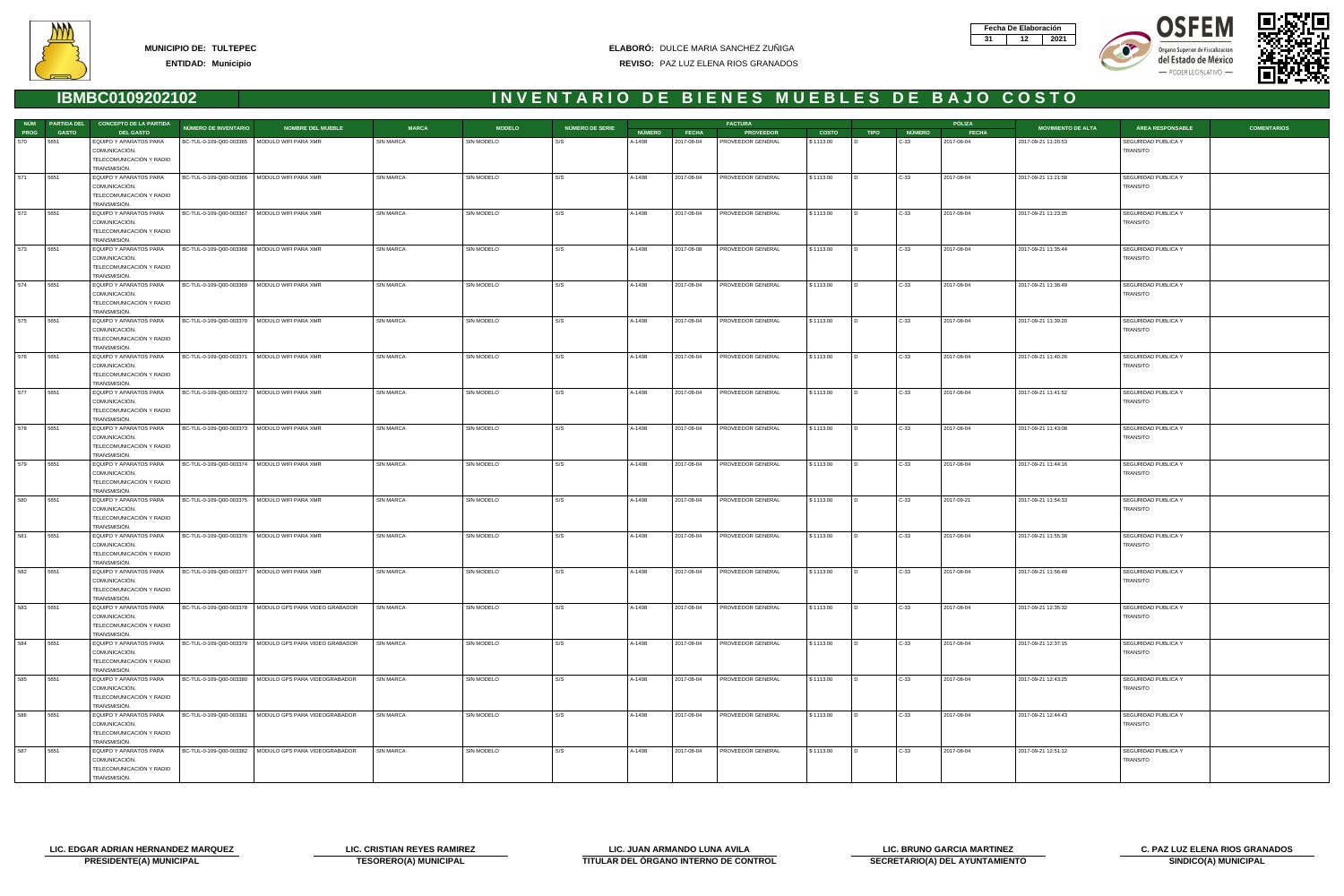**MUNICIPIO DE:** TULTEPEC
**ENTIDAD:** Municipio

**ELABORÓ:** DULCE MARIA SANCHEZ ZUÑIGA
**REVISO:** PAZ LUZ ELENA RIOS GRANADOS

| Fecha De Elaboración | | |
|---|---|---|
| 31 | 12 | 2021 |

# IBMBC0109202102 — INVENTARIO DE BIENES MUEBLES DE BAJO COSTO

| NÚM PROG | PARTIDA DEL GASTO | CONCEPTO DE LA PARTIDA DEL GASTO | NÚMERO DE INVENTARIO | NOMBRE DEL MUEBLE | MARCA | MODELO | NÚMERO DE SERIE | FACTURA NÚMERO | FACTURA FECHA | FACTURA PROVEEDOR | FACTURA COSTO | PÓLIZA TIPO | PÓLIZA NÚMERO | PÓLIZA FECHA | MOVIMIENTO DE ALTA | ÁREA RESPONSABLE | COMENTARIOS |
|---|---|---|---|---|---|---|---|---|---|---|---|---|---|---|---|---|---|
| 570 | 5651 | EQUIPO Y APARATOS PARA COMUNICACIÓN, TELECOMUNICACIÓN Y RADIO TRANSMISIÓN. | BC-TUL-0-109-Q00-003365 | MODULO WIFI PARA XMR | SIN MARCA | SIN MODELO | S/S | A-1408 | 2017-08-04 | PROVEEDOR GENERAL | $ 1113.00 | D | C-33 | 2017-08-04 | 2017-09-21 11:20:53 | SEGURIDAD PUBLICA Y TRANSITO | |
| 571 | 5651 | EQUIPO Y APARATOS PARA COMUNICACIÓN, TELECOMUNICACIÓN Y RADIO TRANSMISIÓN. | BC-TUL-0-109-Q00-003366 | MODULO WIFI PARA XMR | SIN MARCA | SIN MODELO | S/S | A-1408 | 2017-08-04 | PROVEEDOR GENERAL | $ 1113.00 | D | C-33 | 2017-08-04 | 2017-09-21 11:21:58 | SEGURIDAD PUBLICA Y TRANSITO | |
| 572 | 5651 | EQUIPO Y APARATOS PARA COMUNICACIÓN, TELECOMUNICACIÓN Y RADIO TRANSMISIÓN. | BC-TUL-0-109-Q00-003367 | MODULO WIFI PARA XMR | SIN MARCA | SIN MODELO | S/S | A-1408 | 2017-08-04 | PROVEEDOR GENERAL | $ 1113.00 | D | C-33 | 2017-08-04 | 2017-09-21 11:23:35 | SEGURIDAD PUBLICA Y TRANSITO | |
| 573 | 5651 | EQUIPO Y APARATOS PARA COMUNICACIÓN, TELECOMUNICACIÓN Y RADIO TRANSMISIÓN. | BC-TUL-0-109-Q00-003368 | MODULO WIFI PARA XMR | SIN MARCA | SIN MODELO | S/S | A-1408 | 2017-08-08 | PROVEEDOR GENERAL | $ 1113.00 | D | C-33 | 2017-08-04 | 2017-09-21 11:35:44 | SEGURIDAD PUBLICA Y TRANSITO | |
| 574 | 5651 | EQUIPO Y APARATOS PARA COMUNICACIÓN, TELECOMUNICACIÓN Y RADIO TRANSMISIÓN. | BC-TUL-0-109-Q00-003369 | MODULO WIFI PARA XMR | SIN MARCA | SIN MODELO | S/S | A-1408 | 2017-08-04 | PROVEEDOR GENERAL | $ 1113.00 | D | C-33 | 2017-08-04 | 2017-09-21 11:36:49 | SEGURIDAD PUBLICA Y TRANSITO | |
| 575 | 5651 | EQUIPO Y APARATOS PARA COMUNICACIÓN, TELECOMUNICACIÓN Y RADIO TRANSMISIÓN. | BC-TUL-0-109-Q00-003370 | MODULO WIFI PARA XMR | SIN MARCA | SIN MODELO | S/S | A-1408 | 2017-08-04 | PROVEEDOR GENERAL | $ 1113.00 | D | C-33 | 2017-08-04 | 2017-09-21 11:39:20 | SEGURIDAD PUBLICA Y TRANSITO | |
| 576 | 5651 | EQUIPO Y APARATOS PARA COMUNICACIÓN, TELECOMUNICACIÓN Y RADIO TRANSMISIÓN. | BC-TUL-0-109-Q00-003371 | MODULO WIFI PARA XMR | SIN MARCA | SIN MODELO | S/S | A-1408 | 2017-08-04 | PROVEEDOR GENERAL | $ 1113.00 | D | C-33 | 2017-08-04 | 2017-09-21 11:40:26 | SEGURIDAD PUBLICA Y TRANSITO | |
| 577 | 5651 | EQUIPO Y APARATOS PARA COMUNICACIÓN, TELECOMUNICACIÓN Y RADIO TRANSMISIÓN. | BC-TUL-0-109-Q00-003372 | MODULO WIFI PARA XMR | SIN MARCA | SIN MODELO | S/S | A-1408 | 2017-08-04 | PROVEEDOR GENERAL | $ 1113.00 | D | C-33 | 2017-08-04 | 2017-09-21 11:41:52 | SEGURIDAD PUBLICA Y TRANSITO | |
| 578 | 5651 | EQUIPO Y APARATOS PARA COMUNICACIÓN, TELECOMUNICACIÓN Y RADIO TRANSMISIÓN. | BC-TUL-0-109-Q00-003373 | MODULO WIFI PARA XMR | SIN MARCA | SIN MODELO | S/S | A-1408 | 2017-08-04 | PROVEEDOR GENERAL | $ 1113.00 | D | C-33 | 2017-08-04 | 2017-09-21 11:43:08 | SEGURIDAD PUBLICA Y TRANSITO | |
| 579 | 5651 | EQUIPO Y APARATOS PARA COMUNICACIÓN, TELECOMUNICACIÓN Y RADIO TRANSMISIÓN. | BC-TUL-0-109-Q00-003374 | MODULO WIFI PARA XMR | SIN MARCA | SIN MODELO | S/S | A-1408 | 2017-08-04 | PROVEEDOR GENERAL | $ 1113.00 | D | C-33 | 2017-08-04 | 2017-09-21 11:44:16 | SEGURIDAD PUBLICA Y TRANSITO | |
| 580 | 5651 | EQUIPO Y APARATOS PARA COMUNICACIÓN, TELECOMUNICACIÓN Y RADIO TRANSMISIÓN. | BC-TUL-0-109-Q00-003375 | MODULO WIFI PARA XMR | SIN MARCA | SIN MODELO | S/S | A-1408 | 2017-08-04 | PROVEEDOR GENERAL | $ 1113.00 | D | C-33 | 2017-09-21 | 2017-09-21 11:54:33 | SEGURIDAD PUBLICA Y TRANSITO | |
| 581 | 5651 | EQUIPO Y APARATOS PARA COMUNICACIÓN, TELECOMUNICACIÓN Y RADIO TRANSMISIÓN. | BC-TUL-0-109-Q00-003376 | MODULO WIFI PARA XMR | SIN MARCA | SIN MODELO | S/S | A-1408 | 2017-08-04 | PROVEEDOR GENERAL | $ 1113.00 | D | C-33 | 2017-08-04 | 2017-09-21 11:55:38 | SEGURIDAD PUBLICA Y TRANSITO | |
| 582 | 5651 | EQUIPO Y APARATOS PARA COMUNICACIÓN, TELECOMUNICACIÓN Y RADIO TRANSMISIÓN. | BC-TUL-0-109-Q00-003377 | MODULO WIFI PARA XMR | SIN MARCA | SIN MODELO | S/S | A-1408 | 2017-08-04 | PROVEEDOR GENERAL | $ 1113.00 | D | C-33 | 2017-08-04 | 2017-09-21 11:56:49 | SEGURIDAD PUBLICA Y TRANSITO | |
| 583 | 5651 | EQUIPO Y APARATOS PARA COMUNICACIÓN, TELECOMUNICACIÓN Y RADIO TRANSMISIÓN. | BC-TUL-0-109-Q00-003378 | MODULO GPS PARA VIDEO GRABADOR | SIN MARCA | SIN MODELO | S/S | A-1408 | 2017-08-04 | PROVEEDOR GENERAL | $ 1113.00 | D | C-33 | 2017-08-04 | 2017-09-21 12:35:32 | SEGURIDAD PUBLICA Y TRANSITO | |
| 584 | 5651 | EQUIPO Y APARATOS PARA COMUNICACIÓN, TELECOMUNICACIÓN Y RADIO TRANSMISIÓN. | BC-TUL-0-109-Q00-003379 | MODULO GPS PARA VIDEO GRABADOR | SIN MARCA | SIN MODELO | S/S | A-1408 | 2017-08-04 | PROVEEDOR GENERAL | $ 1113.00 | D | C-33 | 2017-08-04 | 2017-09-21 12:37:15 | SEGURIDAD PUBLICA Y TRANSITO | |
| 585 | 5651 | EQUIPO Y APARATOS PARA COMUNICACIÓN, TELECOMUNICACIÓN Y RADIO TRANSMISIÓN. | BC-TUL-0-109-Q00-003380 | MODULO GPS PARA VIDEOGRABADOR | SIN MARCA | SIN MODELO | S/S | A-1408 | 2017-08-04 | PROVEEDOR GENERAL | $ 1113.00 | D | C-33 | 2017-08-04 | 2017-09-21 12:43:25 | SEGURIDAD PUBLICA Y TRANSITO | |
| 586 | 5651 | EQUIPO Y APARATOS PARA COMUNICACIÓN, TELECOMUNICACIÓN Y RADIO TRANSMISIÓN. | BC-TUL-0-109-Q00-003381 | MODULO GPS PARA VIDEOGRABADOR | SIN MARCA | SIN MODELO | S/S | A-1408 | 2017-08-04 | PROVEEDOR GENERAL | $ 1113.00 | D | C-33 | 2017-08-04 | 2017-09-21 12:44:43 | SEGURIDAD PUBLICA Y TRANSITO | |
| 587 | 5651 | EQUIPO Y APARATOS PARA COMUNICACIÓN, TELECOMUNICACIÓN Y RADIO TRANSMISIÓN. | BC-TUL-0-109-Q00-003382 | MODULO GPS PARA VIDEOGRABADOR | SIN MARCA | SIN MODELO | S/S | A-1408 | 2017-08-04 | PROVEEDOR GENERAL | $ 1113.00 | D | C-33 | 2017-08-04 | 2017-09-21 12:51:12 | SEGURIDAD PUBLICA Y TRANSITO | |

| LIC. EDGAR ADRIAN HERNANDEZ MARQUEZ | LIC. CRISTIAN REYES RAMIREZ | LIC. JUAN ARMANDO LUNA AVILA | LIC. BRUNO GARCIA MARTINEZ | C. PAZ LUZ ELENA RIOS GRANADOS |
|---|---|---|---|---|
| PRESIDENTE(A) MUNICIPAL | TESORERO(A) MUNICIPAL | TITULAR DEL ÓRGANO INTERNO DE CONTROL | SECRETARIO(A) DEL AYUNTAMIENTO | SINDICO(A) MUNICIPAL |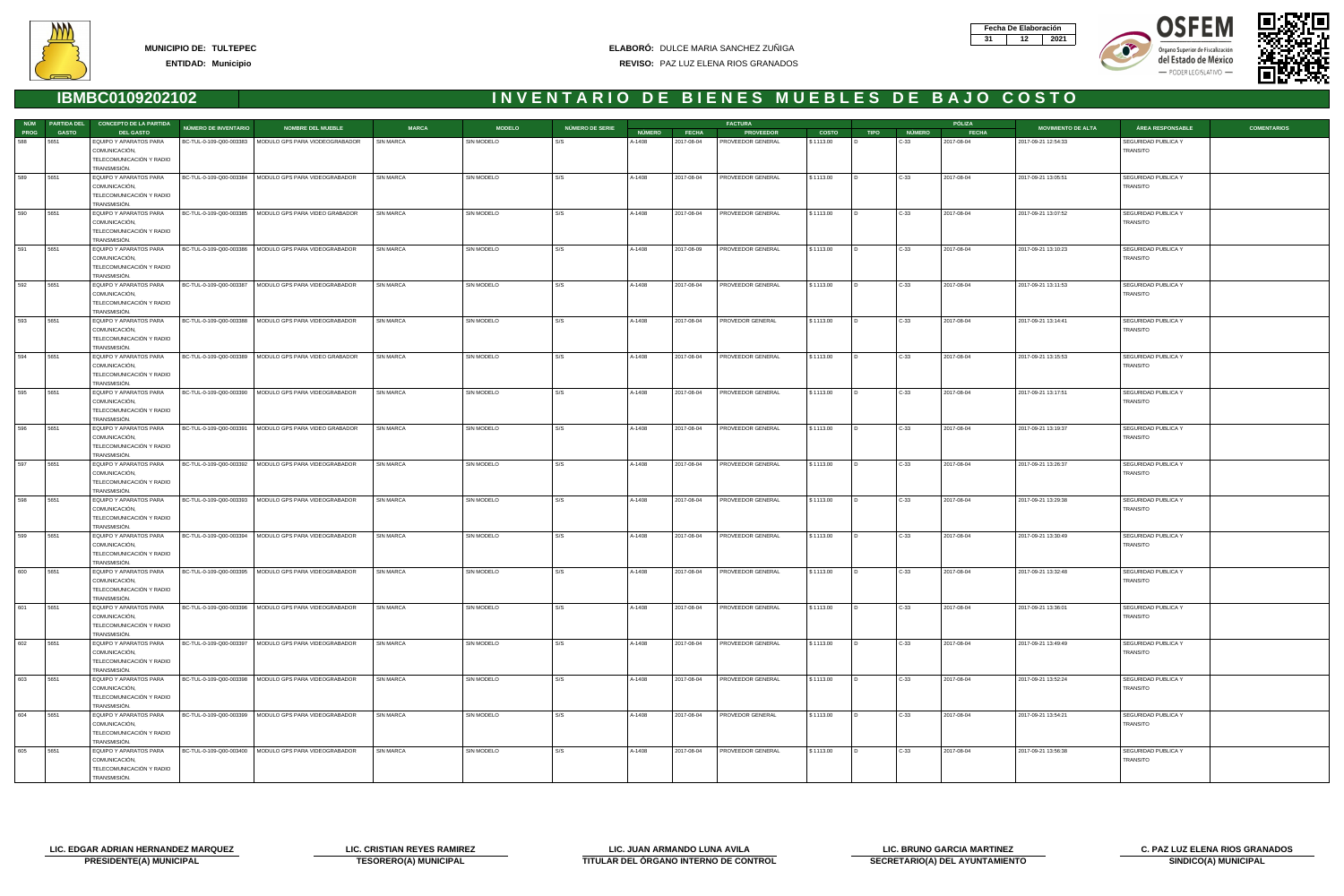**MUNICIPIO DE:** TULTEPEC
**ENTIDAD:** Municipio

**ELABORÓ:** DULCE MARIA SANCHEZ ZUÑIGA
**REVISO:** PAZ LUZ ELENA RIOS GRANADOS

| Fecha De Elaboración | | |
|---|---|---|
| 31 | 12 | 2021 |

## IBMBC0109202102 — INVENTARIO DE BIENES MUEBLES DE BAJO COSTO

| NÚM PROG | PARTIDA DEL GASTO | CONCEPTO DE LA PARTIDA DEL GASTO | NÚMERO DE INVENTARIO | NOMBRE DEL MUEBLE | MARCA | MODELO | NÚMERO DE SERIE | FACTURA NÚMERO | FACTURA FECHA | FACTURA PROVEEDOR | FACTURA COSTO | PÓLIZA TIPO | PÓLIZA NÚMERO | PÓLIZA FECHA | MOVIMIENTO DE ALTA | ÁREA RESPONSABLE | COMENTARIOS |
|---|---|---|---|---|---|---|---|---|---|---|---|---|---|---|---|---|---|
| 588 | 5651 | EQUIPO Y APARATOS PARA COMUNICACIÓN, TELECOMUNICACIÓN Y RADIO TRANSMISIÓN. | BC-TUL-0-109-Q00-003383 | MODULO GPS PARA VIDEOGRABADOR | SIN MARCA | SIN MODELO | S/S | A-1408 | 2017-08-04 | PROVEEDOR GENERAL | $ 1113.00 | D | C-33 | 2017-08-04 | 2017-09-21 12:54:33 | SEGURIDAD PUBLICA Y TRANSITO | |
| 589 | 5651 | EQUIPO Y APARATOS PARA COMUNICACIÓN, TELECOMUNICACIÓN Y RADIO TRANSMISIÓN. | BC-TUL-0-109-Q00-003384 | MODULO GPS PARA VIDEOGRABADOR | SIN MARCA | SIN MODELO | S/S | A-1408 | 2017-08-04 | PROVEEDOR GENERAL | $ 1113.00 | D | C-33 | 2017-08-04 | 2017-09-21 13:05:51 | SEGURIDAD PUBLICA Y TRANSITO | |
| 590 | 5651 | EQUIPO Y APARATOS PARA COMUNICACIÓN, TELECOMUNICACIÓN Y RADIO TRANSMISIÓN. | BC-TUL-0-109-Q00-003385 | MODULO GPS PARA VIDEO GRABADOR | SIN MARCA | SIN MODELO | S/S | A-1408 | 2017-08-04 | PROVEEDOR GENERAL | $ 1113.00 | D | C-33 | 2017-08-04 | 2017-09-21 13:07:52 | SEGURIDAD PUBLICA Y TRANSITO | |
| 591 | 5651 | EQUIPO Y APARATOS PARA COMUNICACIÓN, TELECOMUNICACIÓN Y RADIO TRANSMISIÓN. | BC-TUL-0-109-Q00-003386 | MODULO GPS PARA VIDEOGRABADOR | SIN MARCA | SIN MODELO | S/S | A-1408 | 2017-08-09 | PROVEEDOR GENERAL | $ 1113.00 | D | C-33 | 2017-08-04 | 2017-09-21 13:10:23 | SEGURIDAD PUBLICA Y TRANSITO | |
| 592 | 5651 | EQUIPO Y APARATOS PARA COMUNICACIÓN, TELECOMUNICACIÓN Y RADIO TRANSMISIÓN. | BC-TUL-0-109-Q00-003387 | MODULO GPS PARA VIDEOGRABADOR | SIN MARCA | SIN MODELO | S/S | A-1408 | 2017-08-04 | PROVEEDOR GENERAL | $ 1113.00 | D | C-33 | 2017-08-04 | 2017-09-21 13:11:53 | SEGURIDAD PUBLICA Y TRANSITO | |
| 593 | 5651 | EQUIPO Y APARATOS PARA COMUNICACIÓN, TELECOMUNICACIÓN Y RADIO TRANSMISIÓN. | BC-TUL-0-109-Q00-003388 | MODULO GPS PARA VIDEOGRABADOR | SIN MARCA | SIN MODELO | S/S | A-1408 | 2017-08-04 | PROVEDOR GENERAL | $ 1113.00 | D | C-33 | 2017-08-04 | 2017-09-21 13:14:41 | SEGURIDAD PUBLICA Y TRANSITO | |
| 594 | 5651 | EQUIPO Y APARATOS PARA COMUNICACIÓN, TELECOMUNICACIÓN Y RADIO TRANSMISIÓN. | BC-TUL-0-109-Q00-003389 | MODULO GPS PARA VIDEO GRABADOR | SIN MARCA | SIN MODELO | S/S | A-1408 | 2017-08-04 | PROVEEDOR GENERAL | $ 1113.00 | D | C-33 | 2017-08-04 | 2017-09-21 13:15:53 | SEGURIDAD PUBLICA Y TRANSITO | |
| 595 | 5651 | EQUIPO Y APARATOS PARA COMUNICACIÓN, TELECOMUNICACIÓN Y RADIO TRANSMISIÓN. | BC-TUL-0-109-Q00-003390 | MODULO GPS PARA VIDEOGRABADOR | SIN MARCA | SIN MODELO | S/S | A-1408 | 2017-08-04 | PROVEEDOR GENERAL | $ 1113.00 | D | C-33 | 2017-08-04 | 2017-09-21 13:17:51 | SEGURIDAD PUBLICA Y TRANSITO | |
| 596 | 5651 | EQUIPO Y APARATOS PARA COMUNICACIÓN, TELECOMUNICACIÓN Y RADIO TRANSMISIÓN. | BC-TUL-0-109-Q00-003391 | MODULO GPS PARA VIDEO GRABADOR | SIN MARCA | SIN MODELO | S/S | A-1408 | 2017-08-04 | PROVEEDOR GENERAL | $ 1113.00 | D | C-33 | 2017-08-04 | 2017-09-21 13:19:37 | SEGURIDAD PUBLICA Y TRANSITO | |
| 597 | 5651 | EQUIPO Y APARATOS PARA COMUNICACIÓN, TELECOMUNICACIÓN Y RADIO TRANSMISIÓN. | BC-TUL-0-109-Q00-003392 | MODULO GPS PARA VIDEOGRABADOR | SIN MARCA | SIN MODELO | S/S | A-1408 | 2017-08-04 | PROVEEDOR GENERAL | $ 1113.00 | D | C-33 | 2017-08-04 | 2017-09-21 13:26:37 | SEGURIDAD PUBLICA Y TRANSITO | |
| 598 | 5651 | EQUIPO Y APARATOS PARA COMUNICACIÓN, TELECOMUNICACIÓN Y RADIO TRANSMISIÓN. | BC-TUL-0-109-Q00-003393 | MODULO GPS PARA VIDEOGRABADOR | SIN MARCA | SIN MODELO | S/S | A-1408 | 2017-08-04 | PROVEEDOR GENERAL | $ 1113.00 | D | C-33 | 2017-08-04 | 2017-09-21 13:29:38 | SEGURIDAD PUBLICA Y TRANSITO | |
| 599 | 5651 | EQUIPO Y APARATOS PARA COMUNICACIÓN, TELECOMUNICACIÓN Y RADIO TRANSMISIÓN. | BC-TUL-0-109-Q00-003394 | MODULO GPS PARA VIDEOGRABADOR | SIN MARCA | SIN MODELO | S/S | A-1408 | 2017-08-04 | PROVEEDOR GENERAL | $ 1113.00 | D | C-33 | 2017-08-04 | 2017-09-21 13:30:49 | SEGURIDAD PUBLICA Y TRANSITO | |
| 600 | 5651 | EQUIPO Y APARATOS PARA COMUNICACIÓN, TELECOMUNICACIÓN Y RADIO TRANSMISIÓN. | BC-TUL-0-109-Q00-003395 | MODULO GPS PARA VIDEOGRABADOR | SIN MARCA | SIN MODELO | S/S | A-1408 | 2017-08-04 | PROVEEDOR GENERAL | $ 1113.00 | D | C-33 | 2017-08-04 | 2017-09-21 13:32:46 | SEGURIDAD PUBLICA Y TRANSITO | |
| 601 | 5651 | EQUIPO Y APARATOS PARA COMUNICACIÓN, TELECOMUNICACIÓN Y RADIO TRANSMISIÓN. | BC-TUL-0-109-Q00-003396 | MODULO GPS PARA VIDEOGRABADOR | SIN MARCA | SIN MODELO | S/S | A-1408 | 2017-08-04 | PROVEEDOR GENERAL | $ 1113.00 | D | C-33 | 2017-08-04 | 2017-09-21 13:36:01 | SEGURIDAD PUBLICA Y TRANSITO | |
| 602 | 5651 | EQUIPO Y APARATOS PARA COMUNICACIÓN, TELECOMUNICACIÓN Y RADIO TRANSMISIÓN. | BC-TUL-0-109-Q00-003397 | MODULO GPS PARA VIDEOGRABADOR | SIN MARCA | SIN MODELO | S/S | A-1408 | 2017-08-04 | PROVEEDOR GENERAL | $ 1113.00 | D | C-33 | 2017-08-04 | 2017-09-21 13:49:49 | SEGURIDAD PUBLICA Y TRANSITO | |
| 603 | 5651 | EQUIPO Y APARATOS PARA COMUNICACIÓN, TELECOMUNICACIÓN Y RADIO TRANSMISIÓN. | BC-TUL-0-109-Q00-003398 | MODULO GPS PARA VIDEOGRABADOR | SIN MARCA | SIN MODELO | S/S | A-1408 | 2017-08-04 | PROVEEDOR GENERAL | $ 1113.00 | D | C-33 | 2017-08-04 | 2017-09-21 13:52:24 | SEGURIDAD PUBLICA Y TRANSITO | |
| 604 | 5651 | EQUIPO Y APARATOS PARA COMUNICACIÓN, TELECOMUNICACIÓN Y RADIO TRANSMISIÓN. | BC-TUL-0-109-Q00-003399 | MODULO GPS PARA VIDEOGRABADOR | SIN MARCA | SIN MODELO | S/S | A-1408 | 2017-08-04 | PROVEDOR GENERAL | $ 1113.00 | D | C-33 | 2017-08-04 | 2017-09-21 13:54:21 | SEGURIDAD PUBLICA Y TRANSITO | |
| 605 | 5651 | EQUIPO Y APARATOS PARA COMUNICACIÓN, TELECOMUNICACIÓN Y RADIO TRANSMISIÓN. | BC-TUL-0-109-Q00-003400 | MODULO GPS PARA VIDEOGRABADOR | SIN MARCA | SIN MODELO | S/S | A-1408 | 2017-08-04 | PROVEEDOR GENERAL | $ 1113.00 | D | C-33 | 2017-08-04 | 2017-09-21 13:56:38 | SEGURIDAD PUBLICA Y TRANSITO | |

| LIC. EDGAR ADRIAN HERNANDEZ MARQUEZ | LIC. CRISTIAN REYES RAMIREZ | LIC. JUAN ARMANDO LUNA AVILA | LIC. BRUNO GARCIA MARTINEZ | C. PAZ LUZ ELENA RIOS GRANADOS |
|---|---|---|---|---|
| PRESIDENTE(A) MUNICIPAL | TESORERO(A) MUNICIPAL | TITULAR DEL ÓRGANO INTERNO DE CONTROL | SECRETARIO(A) DEL AYUNTAMIENTO | SINDICO(A) MUNICIPAL |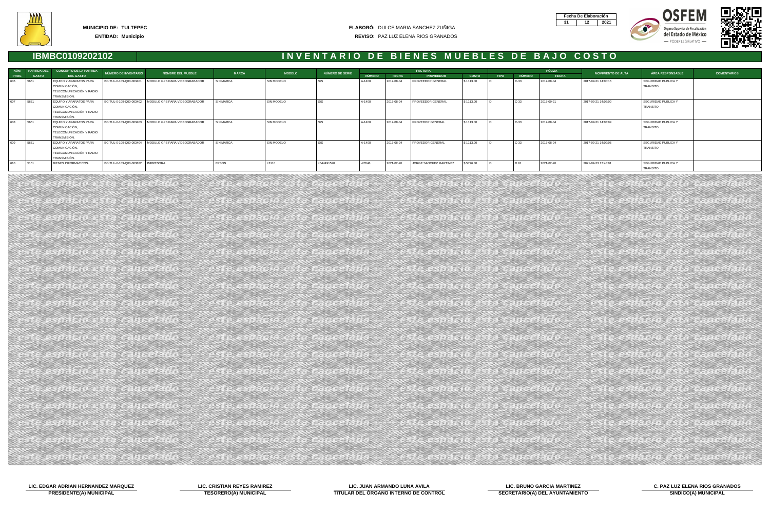**MUNICIPIO DE:** TULTEPEC

**ENTIDAD:** Municipio

**ELABORÓ:** DULCE MARIA SANCHEZ ZUÑIGA

**REVISO:** PAZ LUZ ELENA RIOS GRANADOS

| Fecha De Elaboración | | |
|---|---|---|
| 31 | 12 | 2021 |

OSFEM
Órgano Superior de Fiscalización del Estado de México
— PODER LEGISLATIVO —

## IBMBC0109202102

# INVENTARIO DE BIENES MUEBLES DE BAJO COSTO

| NÚM PROG | PARTIDA DEL GASTO | CONCEPTO DE LA PARTIDA DEL GASTO | NÚMERO DE INVENTARIO | NOMBRE DEL MUEBLE | MARCA | MODELO | NÚMERO DE SERIE | FACTURA | | | | PÓLIZA | | | MOVIMIENTO DE ALTA | ÁREA RESPONSABLE | COMENTARIOS |
|---|---|---|---|---|---|---|---|---|---|---|---|---|---|---|---|---|---|
| | | | | | | | | NÚMERO | FECHA | PROVEEDOR | COSTO | TIPO | NÚMERO | FECHA | | | |
| 606 | 5651 | EQUIPO Y APARATOS PARA COMUNICACIÓN, TELECOMUNICACIÓN Y RADIO TRANSMISIÓN. | BC-TUL-0-109-Q00-003401 | MODULO GPS PARA VIDEOGRABADOR | SIN MARCA | SIN MODELO | S/S | A-1408 | 2017-08-04 | PROVEEDOR GENERAL | $ 1113.00 | D | C-33 | 2017-08-04 | 2017-09-21 14:00:16 | SEGURIDAD PUBLICA Y TRANSITO | |
| 607 | 5651 | EQUIPO Y APARATOS PARA COMUNICACIÓN, TELECOMUNICACIÓN Y RADIO TRANSMISIÓN. | BC-TUL-0-109-Q00-003402 | MODULO GPS PARA VIDEOGRABADOR | SIN MARCA | SIN MODELO | S/S | A-1408 | 2017-08-04 | PROVEEDOR GENERAL | $ 1113.00 | D | C-33 | 2017-09-21 | 2017-09-21 14:02:00 | SEGURIDAD PUBLICA Y TRANSITO | |
| 608 | 5651 | EQUIPO Y APARATOS PARA COMUNICACIÓN, TELECOMUNICACIÓN Y RADIO TRANSMISIÓN. | BC-TUL-0-109-Q00-003403 | MODULO GPS PARA VIDEOGRABADOR | SIN MARCA | SIN MODELO | S/S | A-1408 | 2017-08-04 | PROVEDOR GENERAL | $ 1113.00 | D | C-33 | 2017-08-04 | 2017-09-21 14:03:09 | SEGURIDAD PUBLICA Y TRANSITO | |
| 609 | 5651 | EQUIPO Y APARATOS PARA COMUNICACIÓN, TELECOMUNICACIÓN Y RADIO TRANSMISIÓN. | BC-TUL-0-109-Q00-003404 | MODULO GPS PARA VIDEOGRABADOR | SIN MARCA | SIN MODELO | S/S | A-1408 | 2017-08-04 | PROVEEDOR GENERAL | $ 1113.00 | D | C-33 | 2017-08-04 | 2017-09-21 14:09:05 | SEGURIDAD PUBLICA Y TRANSITO | |
| 610 | 5151 | BIENES INFORMÁTICOS. | BC-TUL-0-109-Q00-003822 | IMPRESORA | EPSON | L3110 | x644491520 | -20548 | 2021-02-26 | JORGE SANCHEZ MARTINEZ | $ 5776.80 | D | D 91 | 2021-02-26 | 2021-04-23 17:48:01 | SEGURIDAD PUBLICA Y TRANSITO | |

este espacio esta cancelado

| | | | | |
|---|---|---|---|---|
| LIC. EDGAR ADRIAN HERNANDEZ MARQUEZ | LIC. CRISTIAN REYES RAMIREZ | LIC. JUAN ARMANDO LUNA AVILA | LIC. BRUNO GARCIA MARTINEZ | C. PAZ LUZ ELENA RIOS GRANADOS |
| PRESIDENTE(A) MUNICIPAL | TESORERO(A) MUNICIPAL | TITULAR DEL ÓRGANO INTERNO DE CONTROL | SECRETARIO(A) DEL AYUNTAMIENTO | SINDICO(A) MUNICIPAL |